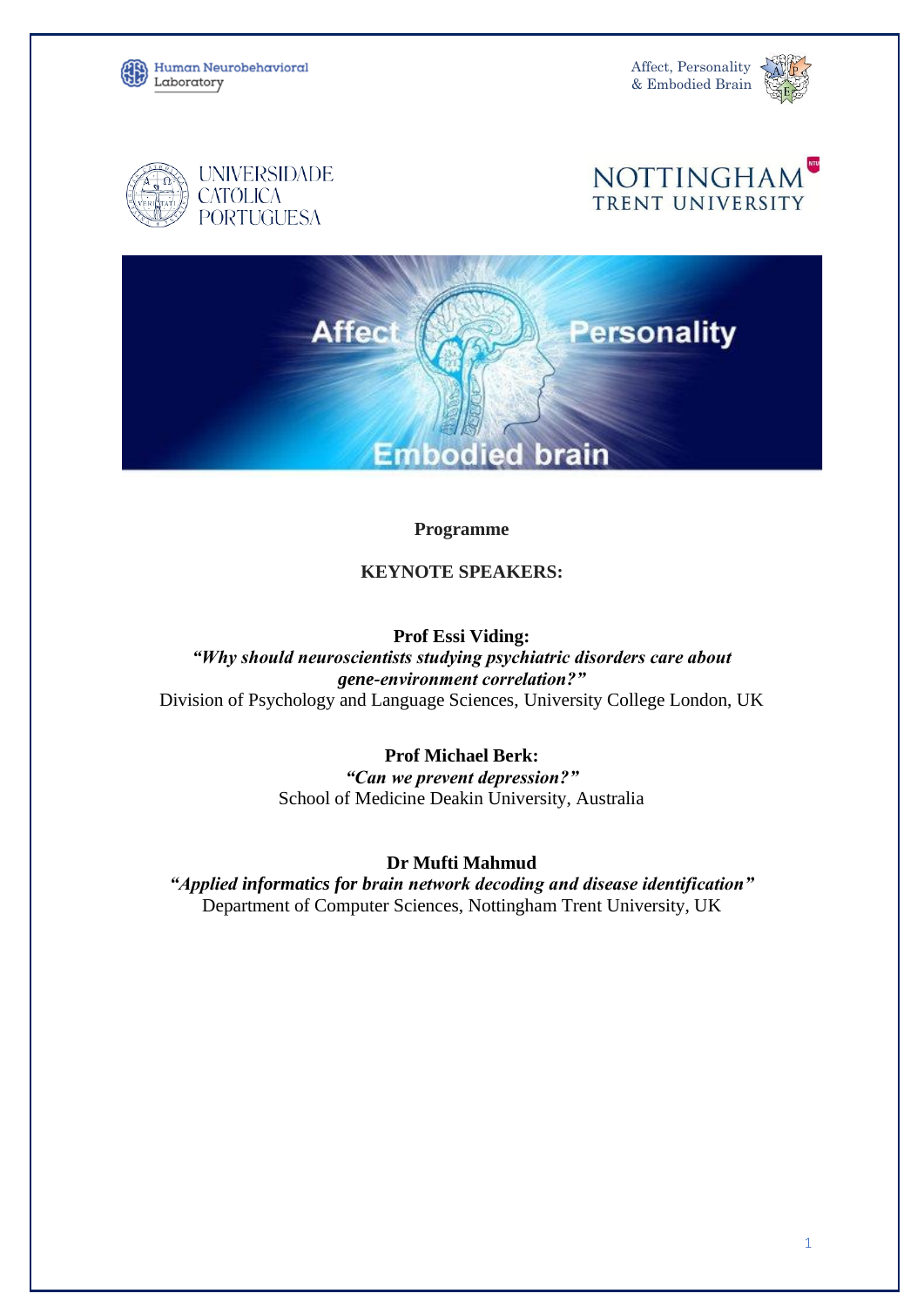Human Neurobehavioral Laboratory

Affect, Personality & Embodied Brain

UNIVERSIDADE CATÓLICA PORTUGUESA

NOTTINGHAM TRENT UNIVERSITY

Affect Personality Embodied brain

**Programme**

## KEYNOTE SPEAKERS:

**Prof Essi Viding:**
***"Why should neuroscientists studying psychiatric disorders care about gene-environment correlation?"***
Division of Psychology and Language Sciences, University College London, UK

**Prof Michael Berk:**
***"Can we prevent depression?"***
School of Medicine Deakin University, Australia

**Dr Mufti Mahmud**
***"Applied informatics for brain network decoding and disease identification"***
Department of Computer Sciences, Nottingham Trent University, UK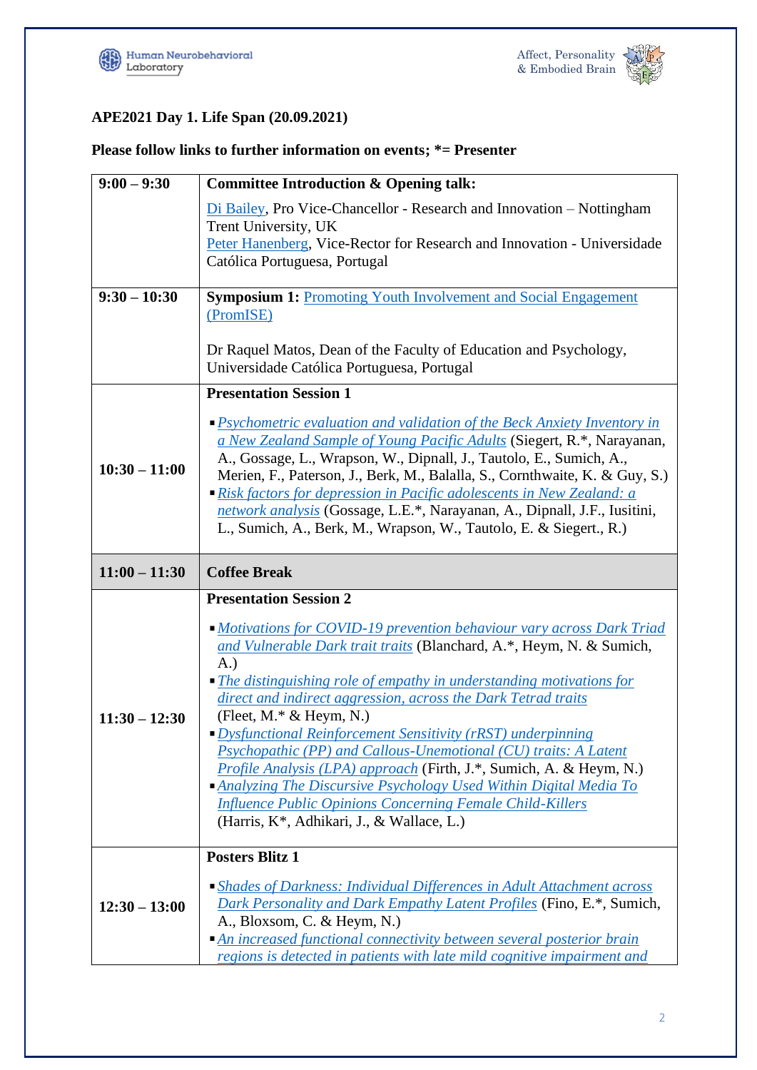## APE2021 Day 1. Life Span (20.09.2021)

**Please follow links to further information on events; *= Presenter**

| | |
|---|---|
| **9:00 – 9:30** | **Committee Introduction & Opening talk:**<br>Di Bailey, Pro Vice-Chancellor - Research and Innovation – Nottingham Trent University, UK<br>Peter Hanenberg, Vice-Rector for Research and Innovation - Universidade Católica Portuguesa, Portugal |
| **9:30 – 10:30** | **Symposium 1:** Promoting Youth Involvement and Social Engagement (PromISE)<br><br>Dr Raquel Matos, Dean of the Faculty of Education and Psychology, Universidade Católica Portuguesa, Portugal |
| **10:30 – 11:00** | **Presentation Session 1**<br><br>▪ *Psychometric evaluation and validation of the Beck Anxiety Inventory in a New Zealand Sample of Young Pacific Adults* (Siegert, R.*, Narayanan, A., Gossage, L., Wrapson, W., Dipnall, J., Tautolo, E., Sumich, A., Merien, F., Paterson, J., Berk, M., Balalla, S., Cornthwaite, K. & Guy, S.)<br>▪ *Risk factors for depression in Pacific adolescents in New Zealand: a network analysis* (Gossage, L.E.*, Narayanan, A., Dipnall, J.F., Iusitini, L., Sumich, A., Berk, M., Wrapson, W., Tautolo, E. & Siegert., R.) |
| **11:00 – 11:30** | **Coffee Break** |
| **11:30 – 12:30** | **Presentation Session 2**<br><br>▪ *Motivations for COVID-19 prevention behaviour vary across Dark Triad and Vulnerable Dark trait traits* (Blanchard, A.*, Heym, N. & Sumich, A.)<br>▪ *The distinguishing role of empathy in understanding motivations for direct and indirect aggression, across the Dark Tetrad traits* (Fleet, M.* & Heym, N.)<br>▪ *Dysfunctional Reinforcement Sensitivity (rRST) underpinning Psychopathic (PP) and Callous-Unemotional (CU) traits: A Latent Profile Analysis (LPA) approach* (Firth, J.*, Sumich, A. & Heym, N.)<br>▪ *Analyzing The Discursive Psychology Used Within Digital Media To Influence Public Opinions Concerning Female Child-Killers* (Harris, K*, Adhikari, J., & Wallace, L.) |
| **12:30 – 13:00** | **Posters Blitz 1**<br><br>▪ *Shades of Darkness: Individual Differences in Adult Attachment across Dark Personality and Dark Empathy Latent Profiles* (Fino, E.*, Sumich, A., Bloxsom, C. & Heym, N.)<br>▪ *An increased functional connectivity between several posterior brain regions is detected in patients with late mild cognitive impairment and* |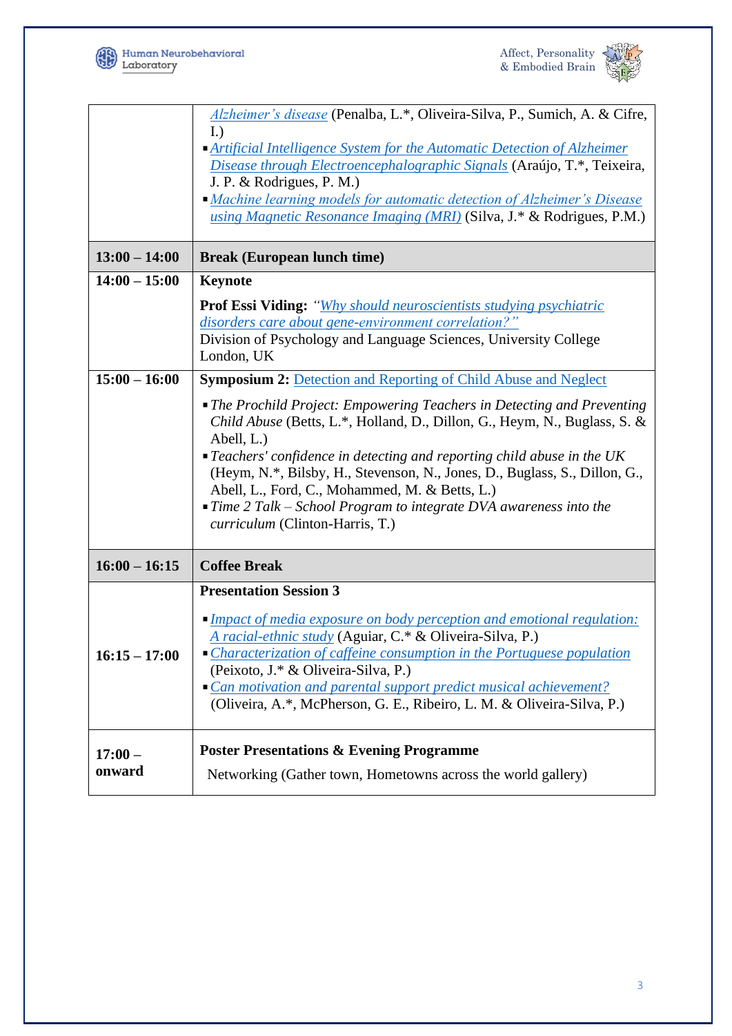| | |
|---|---|
| | *Alzheimer's disease* (Penalba, L.*, Oliveira-Silva, P., Sumich, A. & Cifre, I.)<br>▪ *Artificial Intelligence System for the Automatic Detection of Alzheimer Disease through Electroencephalographic Signals* (Araújo, T.*, Teixeira, J. P. & Rodrigues, P. M.)<br>▪ *Machine learning models for automatic detection of Alzheimer's Disease using Magnetic Resonance Imaging (MRI)* (Silva, J.* & Rodrigues, P.M.) |
| **13:00 – 14:00** | **Break (European lunch time)** |
| **14:00 – 15:00** | **Keynote**<br><br>**Prof Essi Viding:** *"Why should neuroscientists studying psychiatric disorders care about gene-environment correlation?"*<br>Division of Psychology and Language Sciences, University College London, UK |
| **15:00 – 16:00** | **Symposium 2:** Detection and Reporting of Child Abuse and Neglect<br><br>▪ *The Prochild Project: Empowering Teachers in Detecting and Preventing Child Abuse* (Betts, L.*, Holland, D., Dillon, G., Heym, N., Buglass, S. & Abell, L.)<br>▪ *Teachers' confidence in detecting and reporting child abuse in the UK* (Heym, N.*, Bilsby, H., Stevenson, N., Jones, D., Buglass, S., Dillon, G., Abell, L., Ford, C., Mohammed, M. & Betts, L.)<br>▪ *Time 2 Talk – School Program to integrate DVA awareness into the curriculum* (Clinton-Harris, T.) |
| **16:00 – 16:15** | **Coffee Break** |
| **16:15 – 17:00** | **Presentation Session 3**<br><br>▪ *Impact of media exposure on body perception and emotional regulation: A racial-ethnic study* (Aguiar, C.* & Oliveira-Silva, P.)<br>▪ *Characterization of caffeine consumption in the Portuguese population* (Peixoto, J.* & Oliveira-Silva, P.)<br>▪ *Can motivation and parental support predict musical achievement?* (Oliveira, A.*, McPherson, G. E., Ribeiro, L. M. & Oliveira-Silva, P.) |
| **17:00 – onward** | **Poster Presentations & Evening Programme**<br><br>Networking (Gather town, Hometowns across the world gallery) |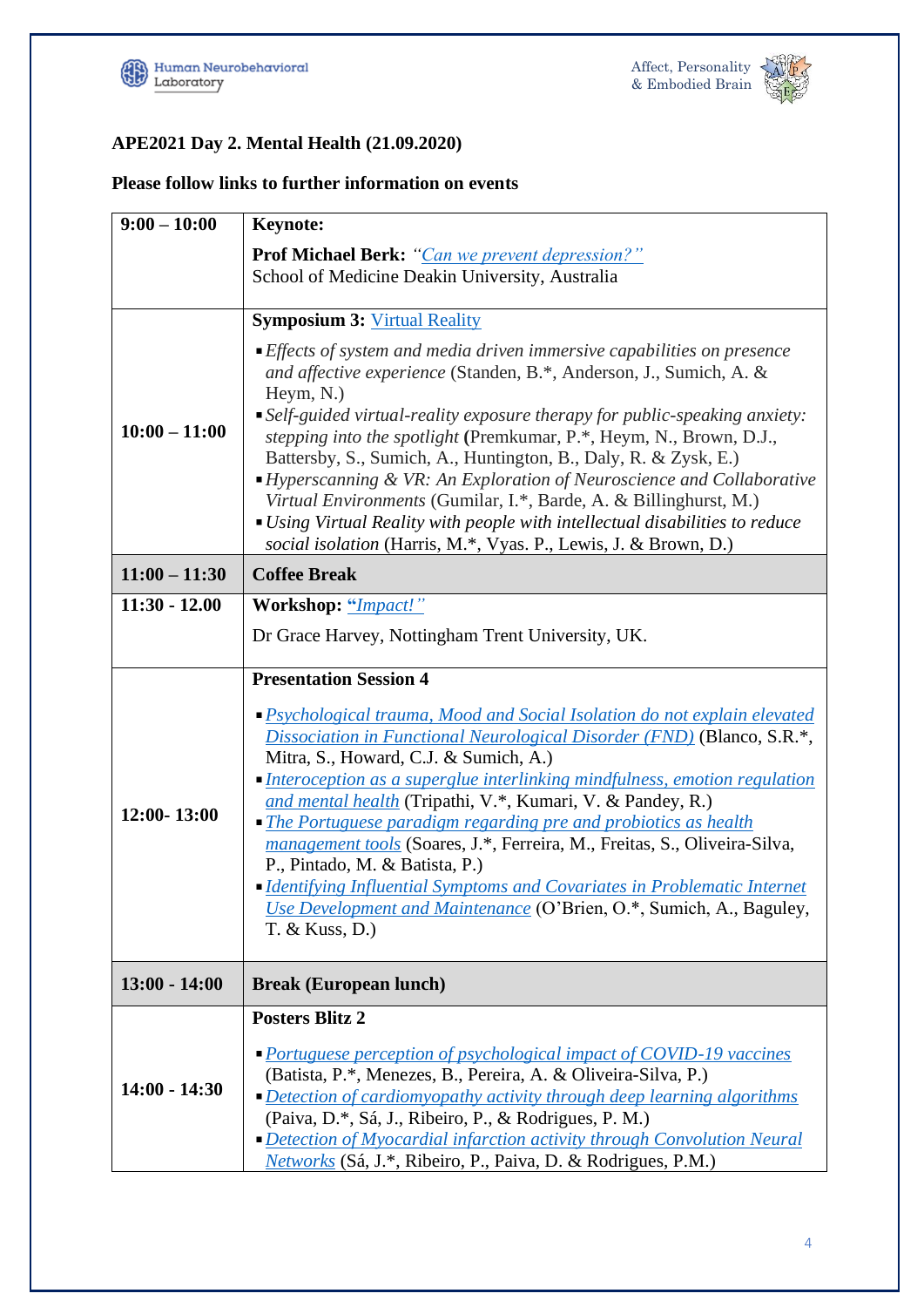**APE2021 Day 2. Mental Health (21.09.2020)**

**Please follow links to further information on events**

| | |
|---|---|
| **9:00 – 10:00** | **Keynote:**<br>**Prof Michael Berk:** *"Can we prevent depression?"*<br>School of Medicine Deakin University, Australia |
| **10:00 – 11:00** | **Symposium 3:** Virtual Reality<br>▪ *Effects of system and media driven immersive capabilities on presence and affective experience* (Standen, B.*, Anderson, J., Sumich, A. & Heym, N.)<br>▪ *Self-guided virtual-reality exposure therapy for public-speaking anxiety: stepping into the spotlight* **(**Premkumar, P.*, Heym, N., Brown, D.J., Battersby, S., Sumich, A., Huntington, B., Daly, R. & Zysk, E.)<br>▪ *Hyperscanning & VR: An Exploration of Neuroscience and Collaborative Virtual Environments* (Gumilar, I.*, Barde, A. & Billinghurst, M.)<br>▪ *Using Virtual Reality with people with intellectual disabilities to reduce social isolation* (Harris, M.*, Vyas. P., Lewis, J. & Brown, D.) |
| **11:00 – 11:30** | **Coffee Break** |
| **11:30 - 12.00** | **Workshop: "***Impact!"*<br>Dr Grace Harvey, Nottingham Trent University, UK. |
| **12:00- 13:00** | **Presentation Session 4**<br>▪ *Psychological trauma, Mood and Social Isolation do not explain elevated Dissociation in Functional Neurological Disorder (FND)* (Blanco, S.R.*, Mitra, S., Howard, C.J. & Sumich, A.)<br>▪ *Interoception as a superglue interlinking mindfulness, emotion regulation and mental health* (Tripathi, V.*, Kumari, V. & Pandey, R.)<br>▪ *The Portuguese paradigm regarding pre and probiotics as health management tools* (Soares, J.*, Ferreira, M., Freitas, S., Oliveira-Silva, P., Pintado, M. & Batista, P.)<br>▪ *Identifying Influential Symptoms and Covariates in Problematic Internet Use Development and Maintenance* (O'Brien, O.*, Sumich, A., Baguley, T. & Kuss, D.) |
| **13:00 - 14:00** | **Break (European lunch)** |
| **14:00 - 14:30** | **Posters Blitz 2**<br>▪ *Portuguese perception of psychological impact of COVID-19 vaccines* (Batista, P.*, Menezes, B., Pereira, A. & Oliveira-Silva, P.)<br>▪ *Detection of cardiomyopathy activity through deep learning algorithms* (Paiva, D.*, Sá, J., Ribeiro, P., & Rodrigues, P. M.)<br>▪ *Detection of Myocardial infarction activity through Convolution Neural Networks* (Sá, J.*, Ribeiro, P., Paiva, D. & Rodrigues, P.M.) |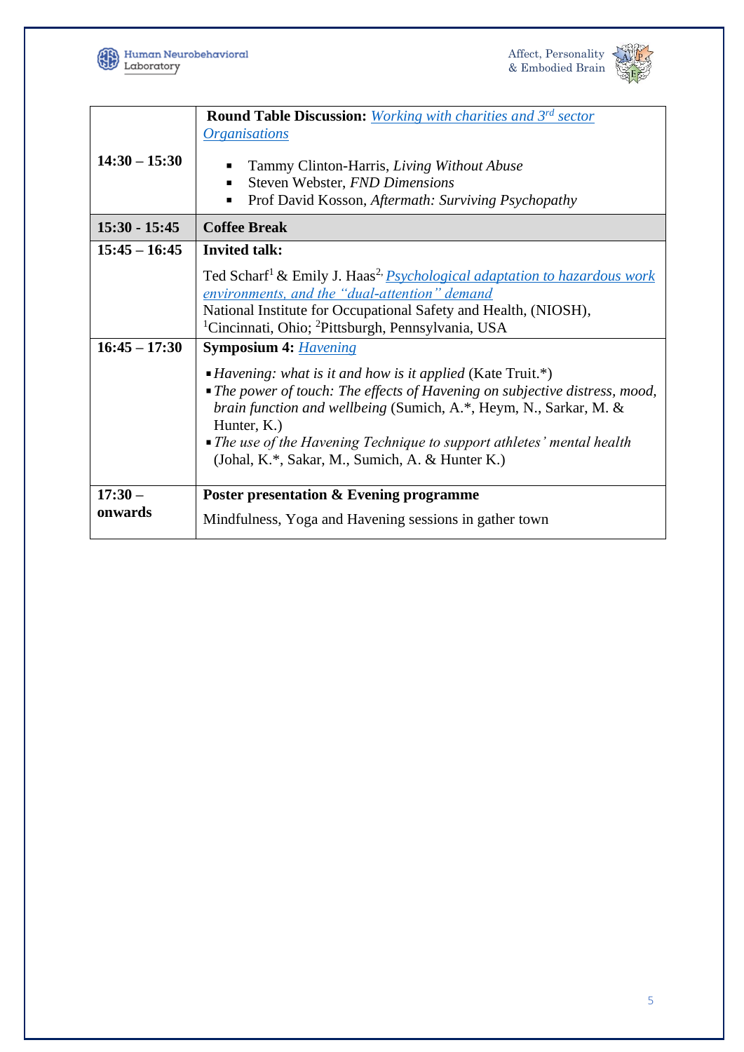| | |
|---|---|
| **14:30 – 15:30** | **Round Table Discussion:** *Working with charities and 3rd sector Organisations*<br>▪ Tammy Clinton-Harris, *Living Without Abuse*<br>▪ Steven Webster, *FND Dimensions*<br>▪ Prof David Kosson, *Aftermath: Surviving Psychopathy* |
| **15:30 - 15:45** | **Coffee Break** |
| **15:45 – 16:45** | **Invited talk:**<br>Ted Scharf[1] & Emily J. Haas[2], *Psychological adaptation to hazardous work environments, and the "dual-attention" demand*<br>National Institute for Occupational Safety and Health, (NIOSH), [1]Cincinnati, Ohio; [2]Pittsburgh, Pennsylvania, USA |
| **16:45 – 17:30** | **Symposium 4:** *Havening*<br>▪ *Havening: what is it and how is it applied* (Kate Truit.*)<br>▪ *The power of touch: The effects of Havening on subjective distress, mood, brain function and wellbeing* (Sumich, A.*, Heym, N., Sarkar, M. & Hunter, K.)<br>▪ *The use of the Havening Technique to support athletes' mental health* (Johal, K.*, Sakar, M., Sumich, A. & Hunter K.) |
| **17:30 – onwards** | **Poster presentation & Evening programme**<br>Mindfulness, Yoga and Havening sessions in gather town |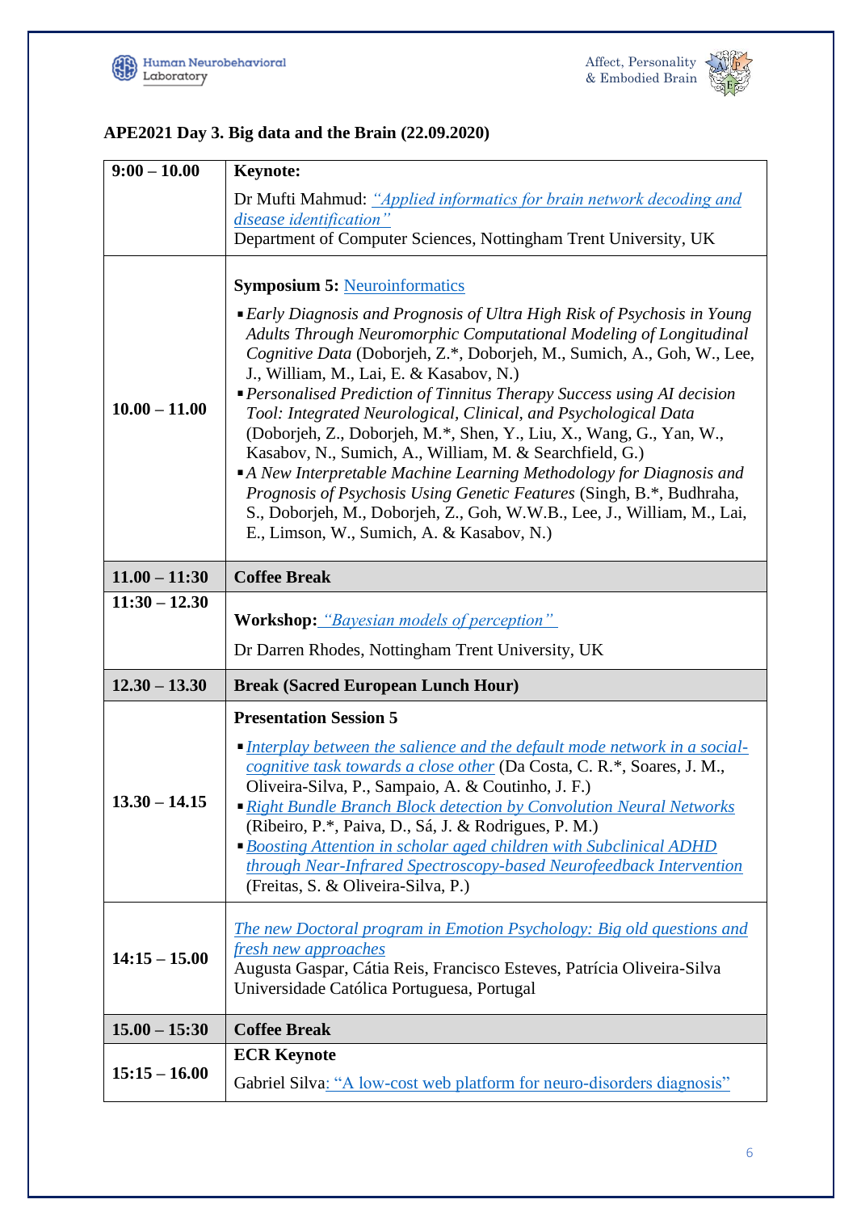## APE2021 Day 3. Big data and the Brain (22.09.2020)

| | |
|---|---|
| 9:00 – 10.00 | **Keynote:**<br>Dr Mufti Mahmud: *"Applied informatics for brain network decoding and disease identification"*<br>Department of Computer Sciences, Nottingham Trent University, UK |
| 10.00 – 11.00 | **Symposium 5:** Neuroinformatics<br>▪ *Early Diagnosis and Prognosis of Ultra High Risk of Psychosis in Young Adults Through Neuromorphic Computational Modeling of Longitudinal Cognitive Data* (Doborjeh, Z.*, Doborjeh, M., Sumich, A., Goh, W., Lee, J., William, M., Lai, E. & Kasabov, N.)<br>▪ *Personalised Prediction of Tinnitus Therapy Success using AI decision Tool: Integrated Neurological, Clinical, and Psychological Data* (Doborjeh, Z., Doborjeh, M.*, Shen, Y., Liu, X., Wang, G., Yan, W., Kasabov, N., Sumich, A., William, M. & Searchfield, G.)<br>▪ *A New Interpretable Machine Learning Methodology for Diagnosis and Prognosis of Psychosis Using Genetic Features* (Singh, B.*, Budhraha, S., Doborjeh, M., Doborjeh, Z., Goh, W.W.B., Lee, J., William, M., Lai, E., Limson, W., Sumich, A. & Kasabov, N.) |
| **11.00 – 11:30** | **Coffee Break** |
| 11:30 – 12.30 | **Workshop:** *"Bayesian models of perception"*<br>Dr Darren Rhodes, Nottingham Trent University, UK |
| **12.30 – 13.30** | **Break (Sacred European Lunch Hour)** |
| 13.30 – 14.15 | **Presentation Session 5**<br>▪ *Interplay between the salience and the default mode network in a social-cognitive task towards a close other* (Da Costa, C. R.*, Soares, J. M., Oliveira-Silva, P., Sampaio, A. & Coutinho, J. F.)<br>▪ *Right Bundle Branch Block detection by Convolution Neural Networks* (Ribeiro, P.*, Paiva, D., Sá, J. & Rodrigues, P. M.)<br>▪ *Boosting Attention in scholar aged children with Subclinical ADHD through Near-Infrared Spectroscopy-based Neurofeedback Intervention* (Freitas, S. & Oliveira-Silva, P.) |
| 14:15 – 15.00 | *The new Doctoral program in Emotion Psychology: Big old questions and fresh new approaches*<br>Augusta Gaspar, Cátia Reis, Francisco Esteves, Patrícia Oliveira-Silva<br>Universidade Católica Portuguesa, Portugal |
| **15.00 – 15:30** | **Coffee Break** |
| 15:15 – 16.00 | **ECR Keynote**<br>Gabriel Silva: "A low-cost web platform for neuro-disorders diagnosis" |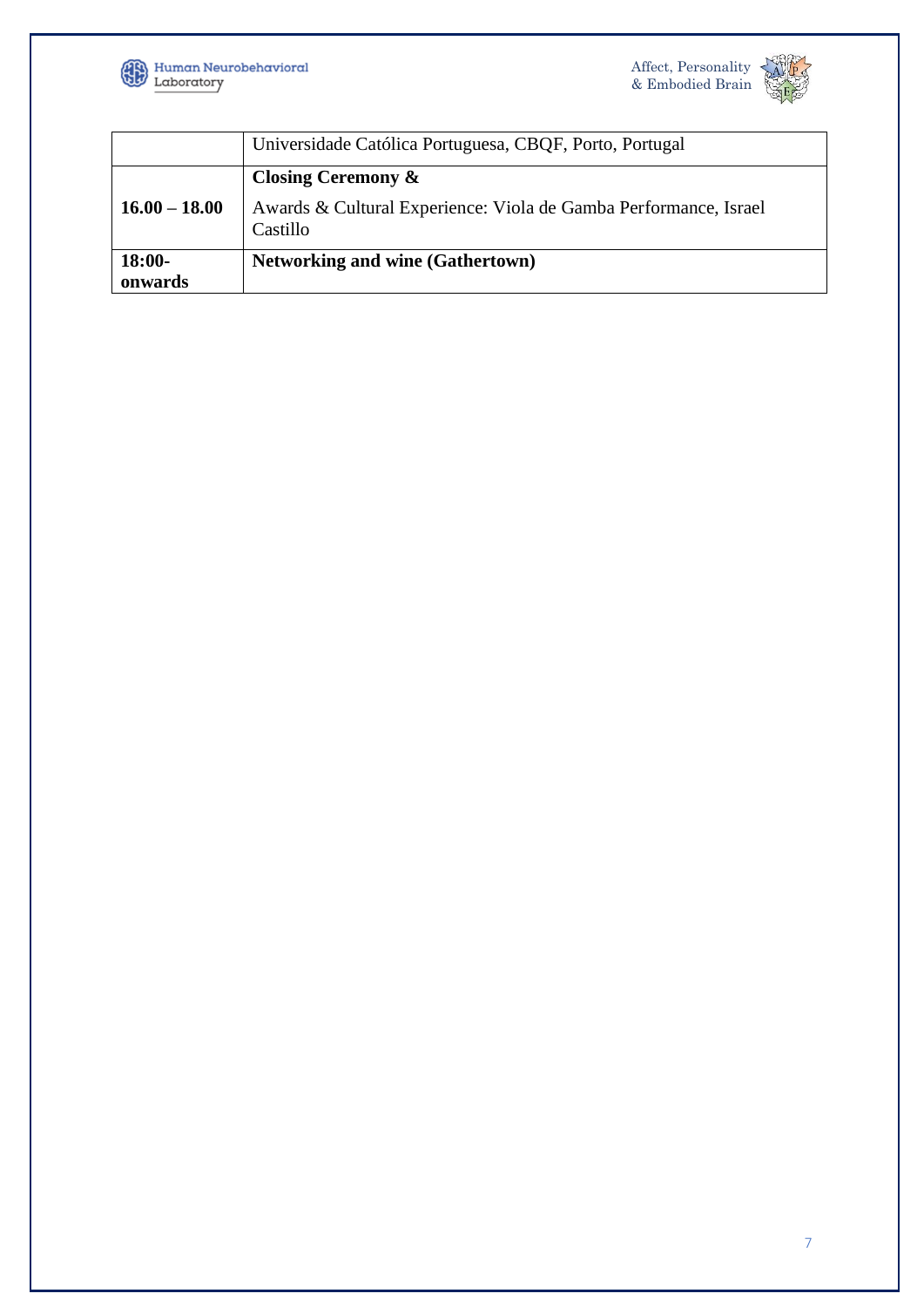|  |  |
|---|---|
|  | Universidade Católica Portuguesa, CBQF, Porto, Portugal |
| **16.00 – 18.00** | **Closing Ceremony &** Awards & Cultural Experience: Viola de Gamba Performance, Israel Castillo |
| **18:00-onwards** | **Networking and wine (Gathertown)** |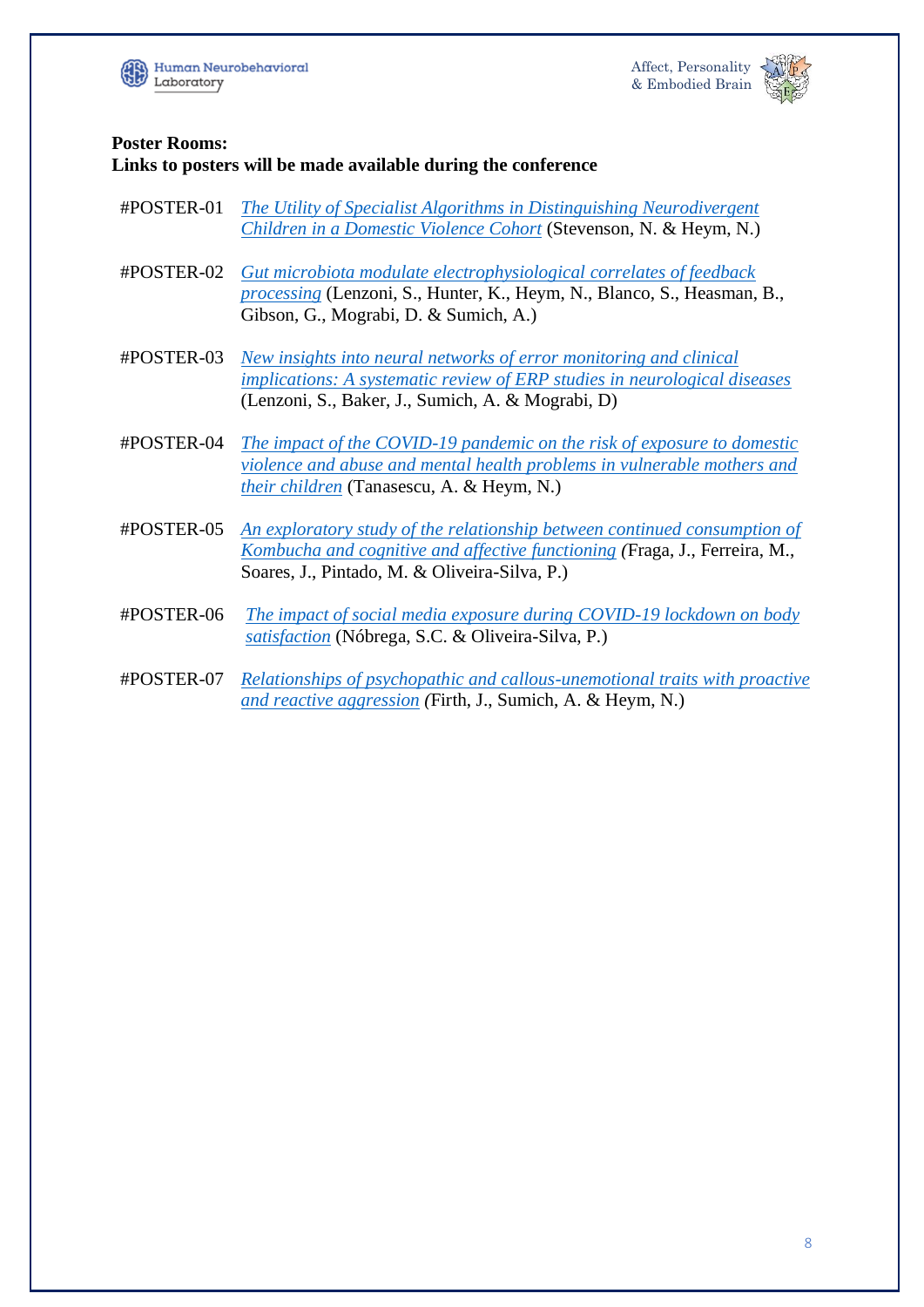**Poster Rooms:**
**Links to posters will be made available during the conference**

#POSTER-01 *The Utility of Specialist Algorithms in Distinguishing Neurodivergent Children in a Domestic Violence Cohort* (Stevenson, N. & Heym, N.)

#POSTER-02 *Gut microbiota modulate electrophysiological correlates of feedback processing* (Lenzoni, S., Hunter, K., Heym, N., Blanco, S., Heasman, B., Gibson, G., Mograbi, D. & Sumich, A.)

#POSTER-03 *New insights into neural networks of error monitoring and clinical implications: A systematic review of ERP studies in neurological diseases* (Lenzoni, S., Baker, J., Sumich, A. & Mograbi, D)

#POSTER-04 *The impact of the COVID-19 pandemic on the risk of exposure to domestic violence and abuse and mental health problems in vulnerable mothers and their children* (Tanasescu, A. & Heym, N.)

#POSTER-05 *An exploratory study of the relationship between continued consumption of Kombucha and cognitive and affective functioning* (Fraga, J., Ferreira, M., Soares, J., Pintado, M. & Oliveira-Silva, P.)

#POSTER-06 *The impact of social media exposure during COVID-19 lockdown on body satisfaction* (Nóbrega, S.C. & Oliveira-Silva, P.)

#POSTER-07 *Relationships of psychopathic and callous-unemotional traits with proactive and reactive aggression* (Firth, J., Sumich, A. & Heym, N.)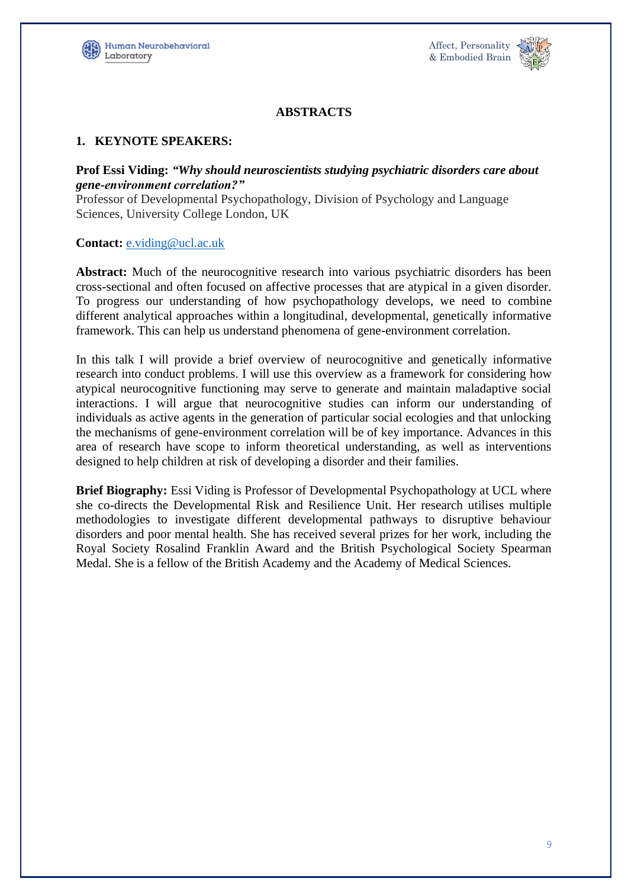## ABSTRACTS

### 1. KEYNOTE SPEAKERS:

**Prof Essi Viding:** ***"Why should neuroscientists studying psychiatric disorders care about gene-environment correlation?"***
Professor of Developmental Psychopathology, Division of Psychology and Language Sciences, University College London, UK

**Contact:** e.viding@ucl.ac.uk

**Abstract:** Much of the neurocognitive research into various psychiatric disorders has been cross-sectional and often focused on affective processes that are atypical in a given disorder. To progress our understanding of how psychopathology develops, we need to combine different analytical approaches within a longitudinal, developmental, genetically informative framework. This can help us understand phenomena of gene-environment correlation.

In this talk I will provide a brief overview of neurocognitive and genetically informative research into conduct problems. I will use this overview as a framework for considering how atypical neurocognitive functioning may serve to generate and maintain maladaptive social interactions. I will argue that neurocognitive studies can inform our understanding of individuals as active agents in the generation of particular social ecologies and that unlocking the mechanisms of gene-environment correlation will be of key importance. Advances in this area of research have scope to inform theoretical understanding, as well as interventions designed to help children at risk of developing a disorder and their families.

**Brief Biography:** Essi Viding is Professor of Developmental Psychopathology at UCL where she co-directs the Developmental Risk and Resilience Unit. Her research utilises multiple methodologies to investigate different developmental pathways to disruptive behaviour disorders and poor mental health. She has received several prizes for her work, including the Royal Society Rosalind Franklin Award and the British Psychological Society Spearman Medal. She is a fellow of the British Academy and the Academy of Medical Sciences.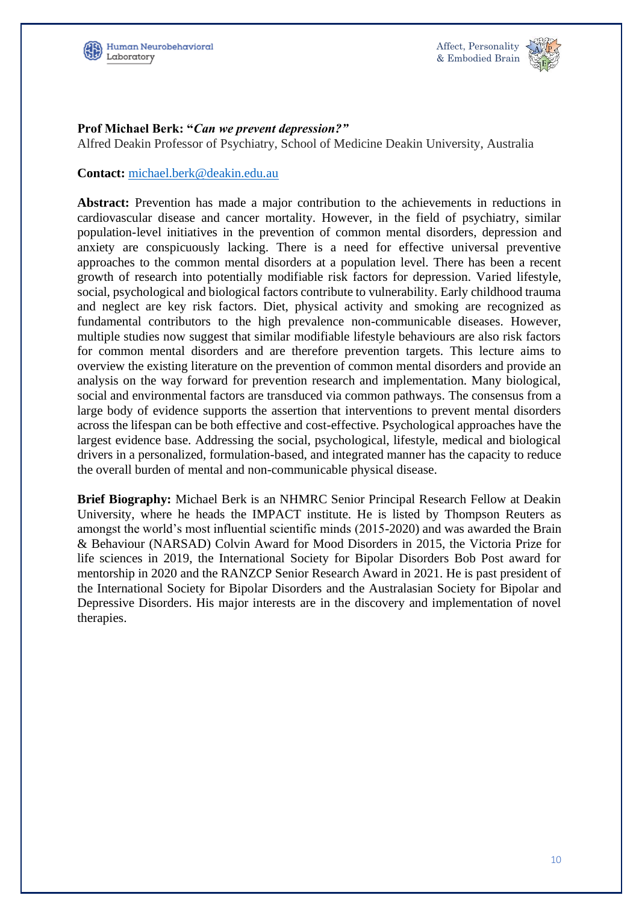**Prof Michael Berk: "*Can we prevent depression?"***

Alfred Deakin Professor of Psychiatry, School of Medicine Deakin University, Australia

**Contact:** michael.berk@deakin.edu.au

**Abstract:** Prevention has made a major contribution to the achievements in reductions in cardiovascular disease and cancer mortality. However, in the field of psychiatry, similar population-level initiatives in the prevention of common mental disorders, depression and anxiety are conspicuously lacking. There is a need for effective universal preventive approaches to the common mental disorders at a population level. There has been a recent growth of research into potentially modifiable risk factors for depression. Varied lifestyle, social, psychological and biological factors contribute to vulnerability. Early childhood trauma and neglect are key risk factors. Diet, physical activity and smoking are recognized as fundamental contributors to the high prevalence non-communicable diseases. However, multiple studies now suggest that similar modifiable lifestyle behaviours are also risk factors for common mental disorders and are therefore prevention targets. This lecture aims to overview the existing literature on the prevention of common mental disorders and provide an analysis on the way forward for prevention research and implementation. Many biological, social and environmental factors are transduced via common pathways. The consensus from a large body of evidence supports the assertion that interventions to prevent mental disorders across the lifespan can be both effective and cost-effective. Psychological approaches have the largest evidence base. Addressing the social, psychological, lifestyle, medical and biological drivers in a personalized, formulation-based, and integrated manner has the capacity to reduce the overall burden of mental and non-communicable physical disease.

**Brief Biography:** Michael Berk is an NHMRC Senior Principal Research Fellow at Deakin University, where he heads the IMPACT institute. He is listed by Thompson Reuters as amongst the world's most influential scientific minds (2015-2020) and was awarded the Brain & Behaviour (NARSAD) Colvin Award for Mood Disorders in 2015, the Victoria Prize for life sciences in 2019, the International Society for Bipolar Disorders Bob Post award for mentorship in 2020 and the RANZCP Senior Research Award in 2021. He is past president of the International Society for Bipolar Disorders and the Australasian Society for Bipolar and Depressive Disorders. His major interests are in the discovery and implementation of novel therapies.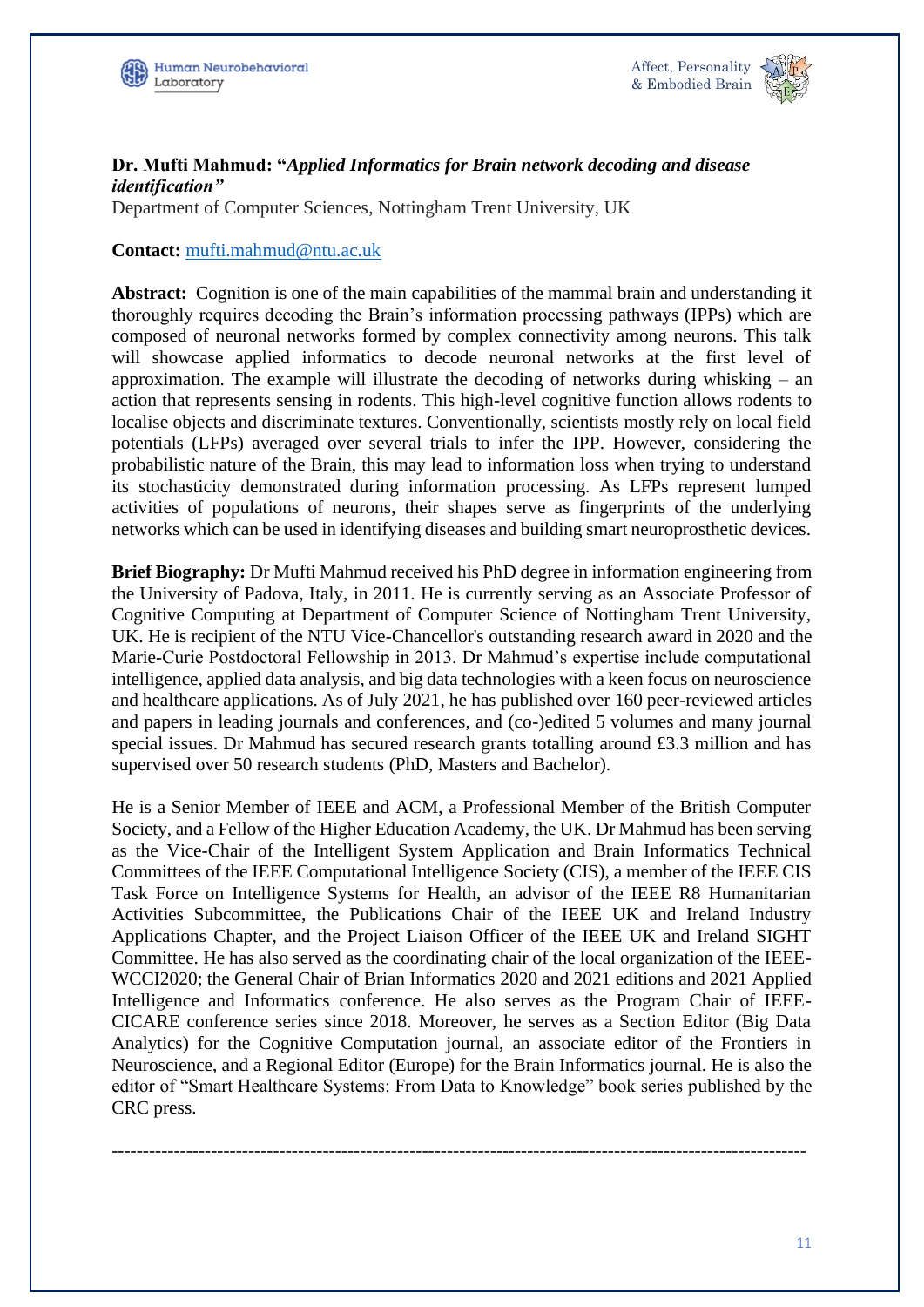**Dr. Mufti Mahmud: "*Applied Informatics for Brain network decoding and disease identification"***

Department of Computer Sciences, Nottingham Trent University, UK

**Contact:** mufti.mahmud@ntu.ac.uk

**Abstract:** Cognition is one of the main capabilities of the mammal brain and understanding it thoroughly requires decoding the Brain's information processing pathways (IPPs) which are composed of neuronal networks formed by complex connectivity among neurons. This talk will showcase applied informatics to decode neuronal networks at the first level of approximation. The example will illustrate the decoding of networks during whisking – an action that represents sensing in rodents. This high-level cognitive function allows rodents to localise objects and discriminate textures. Conventionally, scientists mostly rely on local field potentials (LFPs) averaged over several trials to infer the IPP. However, considering the probabilistic nature of the Brain, this may lead to information loss when trying to understand its stochasticity demonstrated during information processing. As LFPs represent lumped activities of populations of neurons, their shapes serve as fingerprints of the underlying networks which can be used in identifying diseases and building smart neuroprosthetic devices.

**Brief Biography:** Dr Mufti Mahmud received his PhD degree in information engineering from the University of Padova, Italy, in 2011. He is currently serving as an Associate Professor of Cognitive Computing at Department of Computer Science of Nottingham Trent University, UK. He is recipient of the NTU Vice-Chancellor's outstanding research award in 2020 and the Marie-Curie Postdoctoral Fellowship in 2013. Dr Mahmud's expertise include computational intelligence, applied data analysis, and big data technologies with a keen focus on neuroscience and healthcare applications. As of July 2021, he has published over 160 peer-reviewed articles and papers in leading journals and conferences, and (co-)edited 5 volumes and many journal special issues. Dr Mahmud has secured research grants totalling around £3.3 million and has supervised over 50 research students (PhD, Masters and Bachelor).

He is a Senior Member of IEEE and ACM, a Professional Member of the British Computer Society, and a Fellow of the Higher Education Academy, the UK. Dr Mahmud has been serving as the Vice-Chair of the Intelligent System Application and Brain Informatics Technical Committees of the IEEE Computational Intelligence Society (CIS), a member of the IEEE CIS Task Force on Intelligence Systems for Health, an advisor of the IEEE R8 Humanitarian Activities Subcommittee, the Publications Chair of the IEEE UK and Ireland Industry Applications Chapter, and the Project Liaison Officer of the IEEE UK and Ireland SIGHT Committee. He has also served as the coordinating chair of the local organization of the IEEE-WCCI2020; the General Chair of Brian Informatics 2020 and 2021 editions and 2021 Applied Intelligence and Informatics conference. He also serves as the Program Chair of IEEE-CICARE conference series since 2018. Moreover, he serves as a Section Editor (Big Data Analytics) for the Cognitive Computation journal, an associate editor of the Frontiers in Neuroscience, and a Regional Editor (Europe) for the Brain Informatics journal. He is also the editor of "Smart Healthcare Systems: From Data to Knowledge" book series published by the CRC press.

---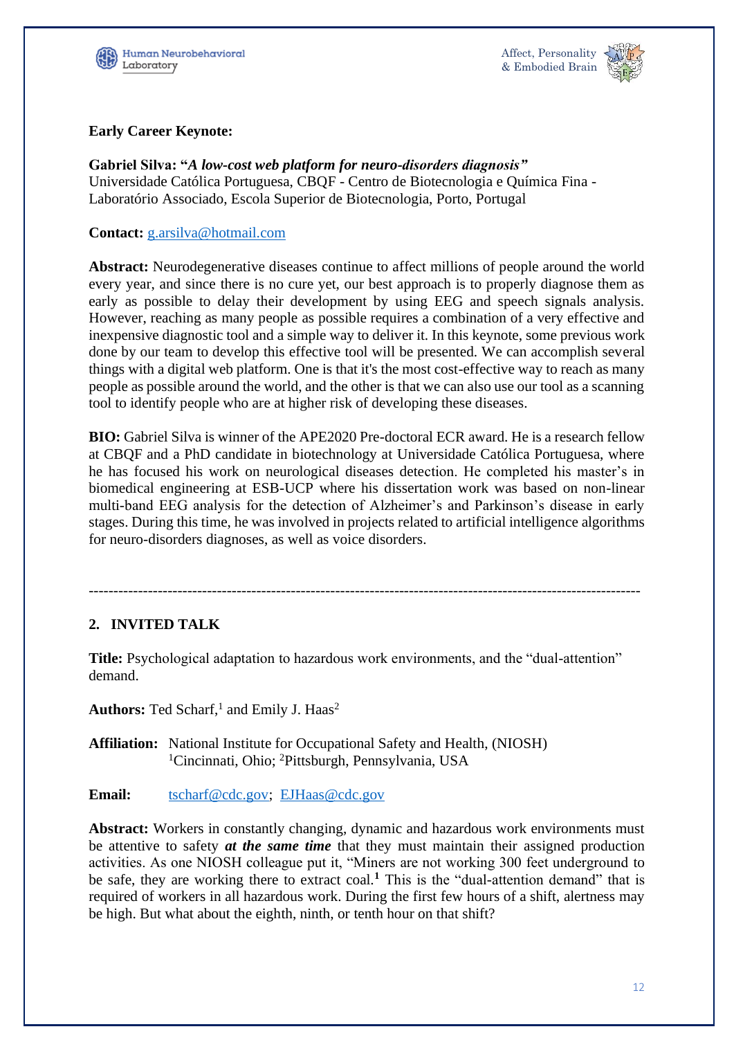**Early Career Keynote:**

**Gabriel Silva: "*A low-cost web platform for neuro-disorders diagnosis*"**
Universidade Católica Portuguesa, CBQF - Centro de Biotecnologia e Química Fina - Laboratório Associado, Escola Superior de Biotecnologia, Porto, Portugal

**Contact:** g.arsilva@hotmail.com

**Abstract:** Neurodegenerative diseases continue to affect millions of people around the world every year, and since there is no cure yet, our best approach is to properly diagnose them as early as possible to delay their development by using EEG and speech signals analysis. However, reaching as many people as possible requires a combination of a very effective and inexpensive diagnostic tool and a simple way to deliver it. In this keynote, some previous work done by our team to develop this effective tool will be presented. We can accomplish several things with a digital web platform. One is that it's the most cost-effective way to reach as many people as possible around the world, and the other is that we can also use our tool as a scanning tool to identify people who are at higher risk of developing these diseases.

**BIO:** Gabriel Silva is winner of the APE2020 Pre-doctoral ECR award. He is a research fellow at CBQF and a PhD candidate in biotechnology at Universidade Católica Portuguesa, where he has focused his work on neurological diseases detection. He completed his master's in biomedical engineering at ESB-UCP where his dissertation work was based on non-linear multi-band EEG analysis for the detection of Alzheimer's and Parkinson's disease in early stages. During this time, he was involved in projects related to artificial intelligence algorithms for neuro-disorders diagnoses, as well as voice disorders.

---

## 2. INVITED TALK

**Title:** Psychological adaptation to hazardous work environments, and the "dual-attention" demand.

**Authors:** Ted Scharf,[1] and Emily J. Haas[2]

**Affiliation:** National Institute for Occupational Safety and Health, (NIOSH)
[1]Cincinnati, Ohio; [2]Pittsburgh, Pennsylvania, USA

**Email:** tscharf@cdc.gov; EJHaas@cdc.gov

**Abstract:** Workers in constantly changing, dynamic and hazardous work environments must be attentive to safety ***at the same time*** that they must maintain their assigned production activities. As one NIOSH colleague put it, "Miners are not working 300 feet underground to be safe, they are working there to extract coal.**[1]** This is the "dual-attention demand" that is required of workers in all hazardous work. During the first few hours of a shift, alertness may be high. But what about the eighth, ninth, or tenth hour on that shift?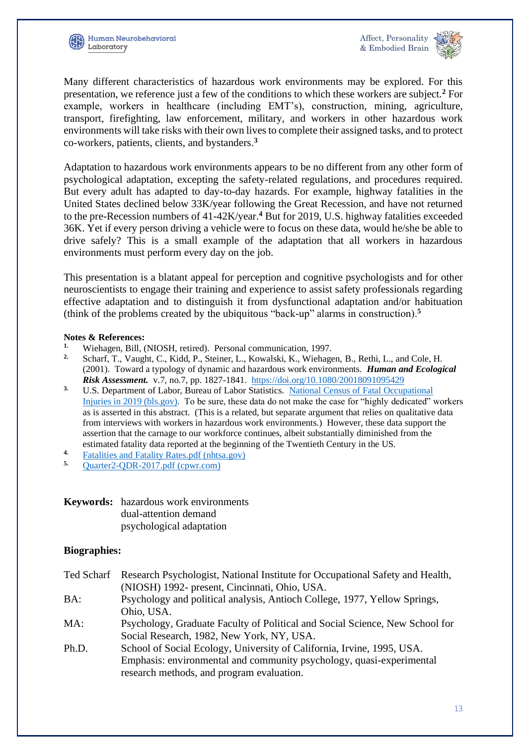Many different characteristics of hazardous work environments may be explored. For this presentation, we reference just a few of the conditions to which these workers are subject.[2] For example, workers in healthcare (including EMT's), construction, mining, agriculture, transport, firefighting, law enforcement, military, and workers in other hazardous work environments will take risks with their own lives to complete their assigned tasks, and to protect co-workers, patients, clients, and bystanders.[3]

Adaptation to hazardous work environments appears to be no different from any other form of psychological adaptation, excepting the safety-related regulations, and procedures required. But every adult has adapted to day-to-day hazards. For example, highway fatalities in the United States declined below 33K/year following the Great Recession, and have not returned to the pre-Recession numbers of 41-42K/year.[4] But for 2019, U.S. highway fatalities exceeded 36K. Yet if every person driving a vehicle were to focus on these data, would he/she be able to drive safely? This is a small example of the adaptation that all workers in hazardous environments must perform every day on the job.

This presentation is a blatant appeal for perception and cognitive psychologists and for other neuroscientists to engage their training and experience to assist safety professionals regarding effective adaptation and to distinguish it from dysfunctional adaptation and/or habituation (think of the problems created by the ubiquitous "back-up" alarms in construction).[5]

**Notes & References:**

1. Wiehagen, Bill, (NIOSH, retired). Personal communication, 1997.
2. Scharf, T., Vaught, C., Kidd, P., Steiner, L., Kowalski, K., Wiehagen, B., Rethi, L., and Cole, H. (2001). Toward a typology of dynamic and hazardous work environments. ***Human and Ecological Risk Assessment.*** v.7, no.7, pp. 1827-1841. https://doi.org/10.1080/20018091095429
3. U.S. Department of Labor, Bureau of Labor Statistics. National Census of Fatal Occupational Injuries in 2019 (bls.gov). To be sure, these data do not make the case for "highly dedicated" workers as is asserted in this abstract. (This is a related, but separate argument that relies on qualitative data from interviews with workers in hazardous work environments.) However, these data support the assertion that the carnage to our workforce continues, albeit substantially diminished from the estimated fatality data reported at the beginning of the Twentieth Century in the US.
4. Fatalities and Fatality Rates.pdf (nhtsa.gov)
5. Quarter2-QDR-2017.pdf (cpwr.com)

**Keywords:** hazardous work environments
dual-attention demand
psychological adaptation

**Biographies:**

Ted Scharf Research Psychologist, National Institute for Occupational Safety and Health, (NIOSH) 1992- present, Cincinnati, Ohio, USA.

BA: Psychology and political analysis, Antioch College, 1977, Yellow Springs, Ohio, USA.

MA: Psychology, Graduate Faculty of Political and Social Science, New School for Social Research, 1982, New York, NY, USA.

Ph.D. School of Social Ecology, University of California, Irvine, 1995, USA. Emphasis: environmental and community psychology, quasi-experimental research methods, and program evaluation.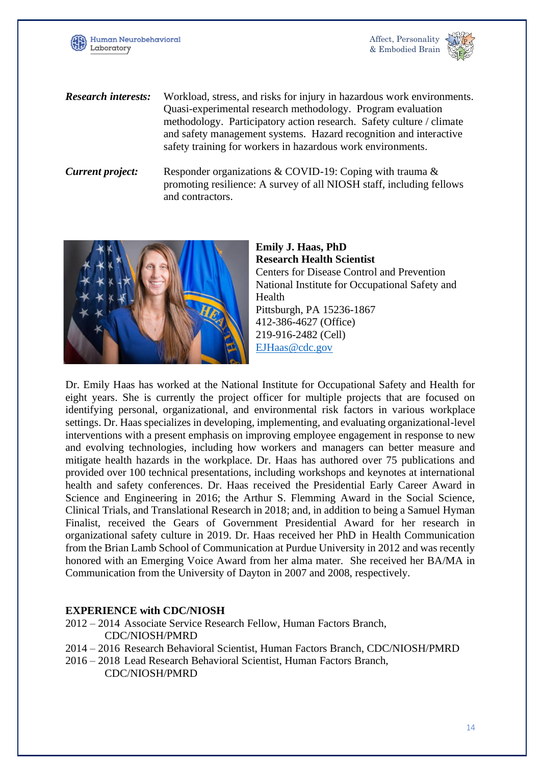***Research interests:*** Workload, stress, and risks for injury in hazardous work environments. Quasi-experimental research methodology. Program evaluation methodology. Participatory action research. Safety culture / climate and safety management systems. Hazard recognition and interactive safety training for workers in hazardous work environments.

***Current project:*** Responder organizations & COVID-19: Coping with trauma & promoting resilience: A survey of all NIOSH staff, including fellows and contractors.

**Emily J. Haas, PhD**
**Research Health Scientist**
Centers for Disease Control and Prevention
National Institute for Occupational Safety and Health
Pittsburgh, PA 15236-1867
412-386-4627 (Office)
219-916-2482 (Cell)
EJHaas@cdc.gov

Dr. Emily Haas has worked at the National Institute for Occupational Safety and Health for eight years. She is currently the project officer for multiple projects that are focused on identifying personal, organizational, and environmental risk factors in various workplace settings. Dr. Haas specializes in developing, implementing, and evaluating organizational-level interventions with a present emphasis on improving employee engagement in response to new and evolving technologies, including how workers and managers can better measure and mitigate health hazards in the workplace. Dr. Haas has authored over 75 publications and provided over 100 technical presentations, including workshops and keynotes at international health and safety conferences. Dr. Haas received the Presidential Early Career Award in Science and Engineering in 2016; the Arthur S. Flemming Award in the Social Science, Clinical Trials, and Translational Research in 2018; and, in addition to being a Samuel Hyman Finalist, received the Gears of Government Presidential Award for her research in organizational safety culture in 2019. Dr. Haas received her PhD in Health Communication from the Brian Lamb School of Communication at Purdue University in 2012 and was recently honored with an Emerging Voice Award from her alma mater. She received her BA/MA in Communication from the University of Dayton in 2007 and 2008, respectively.

**EXPERIENCE with CDC/NIOSH**

2012 – 2014 Associate Service Research Fellow, Human Factors Branch, CDC/NIOSH/PMRD
2014 – 2016 Research Behavioral Scientist, Human Factors Branch, CDC/NIOSH/PMRD
2016 – 2018 Lead Research Behavioral Scientist, Human Factors Branch, CDC/NIOSH/PMRD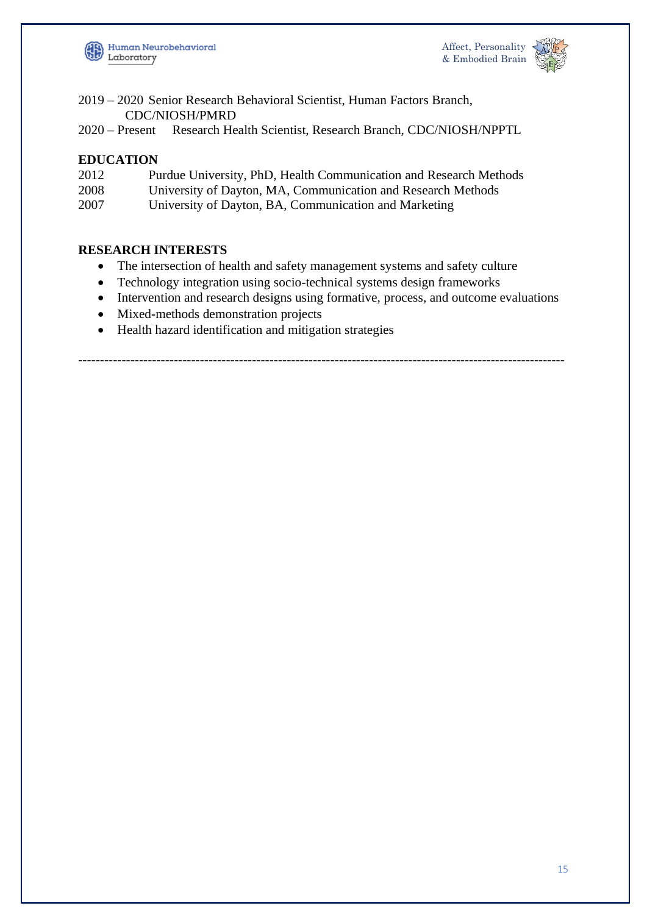2019 – 2020 Senior Research Behavioral Scientist, Human Factors Branch, CDC/NIOSH/PMRD
2020 – Present Research Health Scientist, Research Branch, CDC/NIOSH/NPPTL

**EDUCATION**

2012 Purdue University, PhD, Health Communication and Research Methods
2008 University of Dayton, MA, Communication and Research Methods
2007 University of Dayton, BA, Communication and Marketing

**RESEARCH INTERESTS**

- The intersection of health and safety management systems and safety culture
- Technology integration using socio-technical systems design frameworks
- Intervention and research designs using formative, process, and outcome evaluations
- Mixed-methods demonstration projects
- Health hazard identification and mitigation strategies

---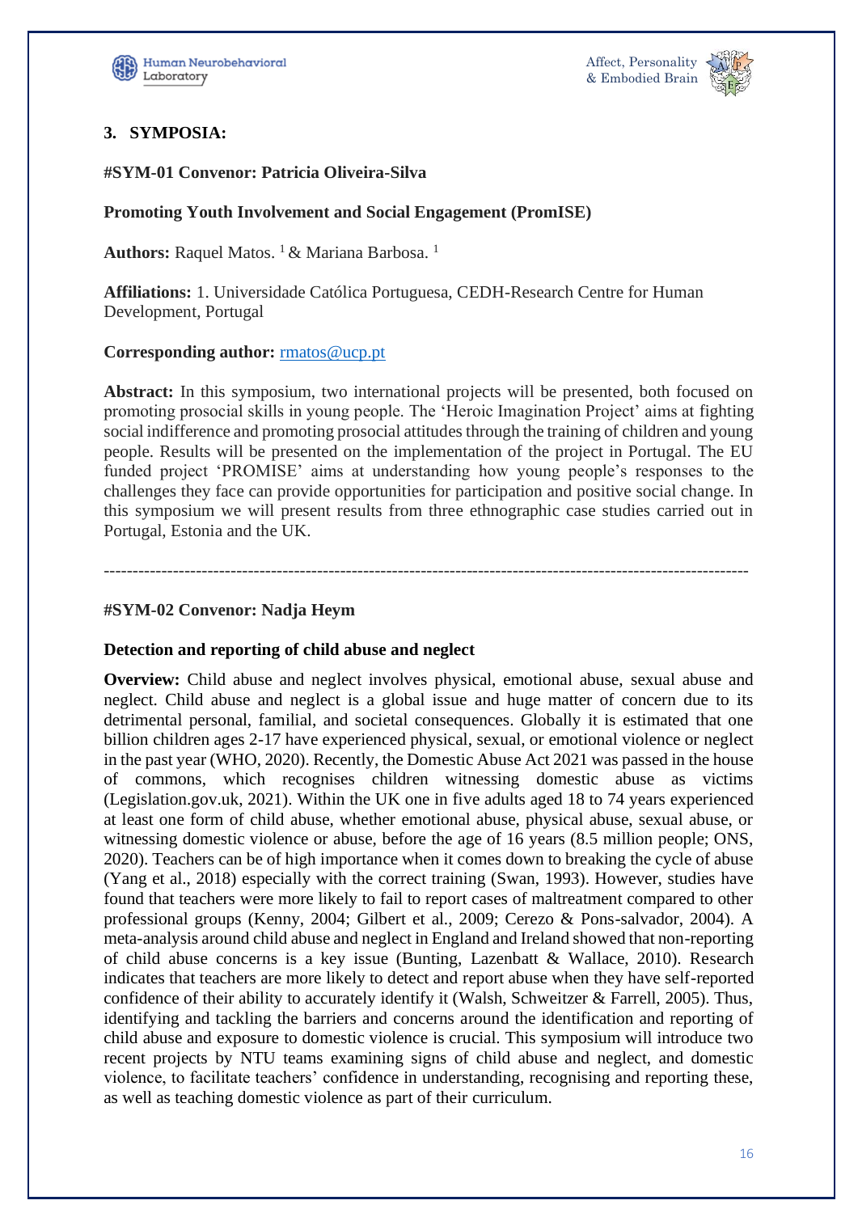## 3. SYMPOSIA:

### #SYM-01 Convenor: Patricia Oliveira-Silva

**Promoting Youth Involvement and Social Engagement (PromISE)**

**Authors:** Raquel Matos. [1] & Mariana Barbosa. [1]

**Affiliations:** 1. Universidade Católica Portuguesa, CEDH-Research Centre for Human Development, Portugal

**Corresponding author:** rmatos@ucp.pt

**Abstract:** In this symposium, two international projects will be presented, both focused on promoting prosocial skills in young people. The 'Heroic Imagination Project' aims at fighting social indifference and promoting prosocial attitudes through the training of children and young people. Results will be presented on the implementation of the project in Portugal. The EU funded project 'PROMISE' aims at understanding how young people's responses to the challenges they face can provide opportunities for participation and positive social change. In this symposium we will present results from three ethnographic case studies carried out in Portugal, Estonia and the UK.

---

### #SYM-02 Convenor: Nadja Heym

**Detection and reporting of child abuse and neglect**

**Overview:** Child abuse and neglect involves physical, emotional abuse, sexual abuse and neglect. Child abuse and neglect is a global issue and huge matter of concern due to its detrimental personal, familial, and societal consequences. Globally it is estimated that one billion children ages 2-17 have experienced physical, sexual, or emotional violence or neglect in the past year (WHO, 2020). Recently, the Domestic Abuse Act 2021 was passed in the house of commons, which recognises children witnessing domestic abuse as victims (Legislation.gov.uk, 2021). Within the UK one in five adults aged 18 to 74 years experienced at least one form of child abuse, whether emotional abuse, physical abuse, sexual abuse, or witnessing domestic violence or abuse, before the age of 16 years (8.5 million people; ONS, 2020). Teachers can be of high importance when it comes down to breaking the cycle of abuse (Yang et al., 2018) especially with the correct training (Swan, 1993). However, studies have found that teachers were more likely to fail to report cases of maltreatment compared to other professional groups (Kenny, 2004; Gilbert et al., 2009; Cerezo & Pons-salvador, 2004). A meta-analysis around child abuse and neglect in England and Ireland showed that non-reporting of child abuse concerns is a key issue (Bunting, Lazenbatt & Wallace, 2010). Research indicates that teachers are more likely to detect and report abuse when they have self-reported confidence of their ability to accurately identify it (Walsh, Schweitzer & Farrell, 2005). Thus, identifying and tackling the barriers and concerns around the identification and reporting of child abuse and exposure to domestic violence is crucial. This symposium will introduce two recent projects by NTU teams examining signs of child abuse and neglect, and domestic violence, to facilitate teachers' confidence in understanding, recognising and reporting these, as well as teaching domestic violence as part of their curriculum.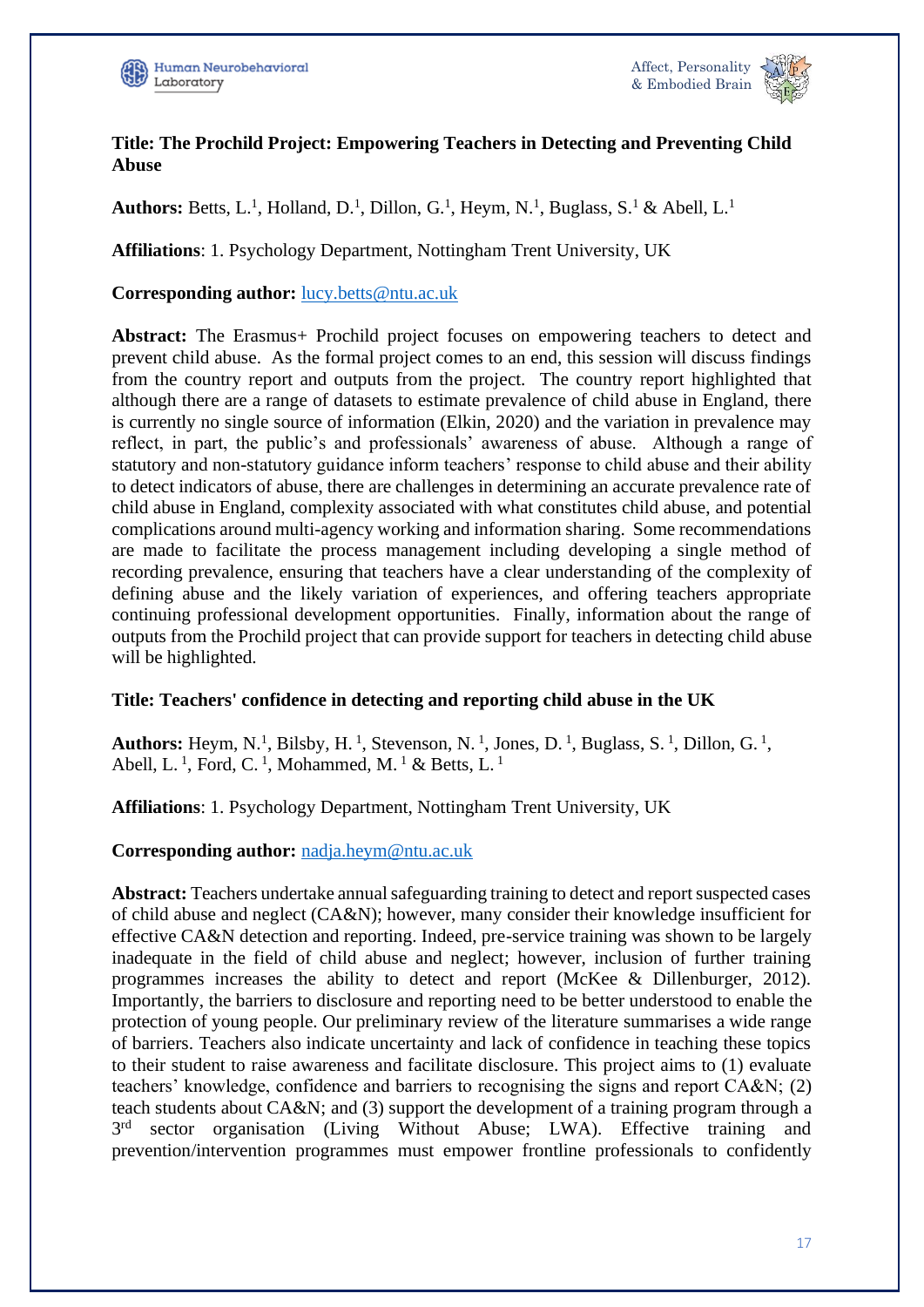**Title: The Prochild Project: Empowering Teachers in Detecting and Preventing Child Abuse**

**Authors:** Betts, L.[1], Holland, D.[1], Dillon, G.[1], Heym, N.[1], Buglass, S.[1] & Abell, L.[1]

**Affiliations**: 1. Psychology Department, Nottingham Trent University, UK

**Corresponding author:** lucy.betts@ntu.ac.uk

**Abstract:** The Erasmus+ Prochild project focuses on empowering teachers to detect and prevent child abuse. As the formal project comes to an end, this session will discuss findings from the country report and outputs from the project. The country report highlighted that although there are a range of datasets to estimate prevalence of child abuse in England, there is currently no single source of information (Elkin, 2020) and the variation in prevalence may reflect, in part, the public's and professionals' awareness of abuse. Although a range of statutory and non-statutory guidance inform teachers' response to child abuse and their ability to detect indicators of abuse, there are challenges in determining an accurate prevalence rate of child abuse in England, complexity associated with what constitutes child abuse, and potential complications around multi-agency working and information sharing. Some recommendations are made to facilitate the process management including developing a single method of recording prevalence, ensuring that teachers have a clear understanding of the complexity of defining abuse and the likely variation of experiences, and offering teachers appropriate continuing professional development opportunities. Finally, information about the range of outputs from the Prochild project that can provide support for teachers in detecting child abuse will be highlighted.

**Title: Teachers' confidence in detecting and reporting child abuse in the UK**

**Authors:** Heym, N.[1], Bilsby, H.[1], Stevenson, N.[1], Jones, D.[1], Buglass, S.[1], Dillon, G.[1], Abell, L.[1], Ford, C.[1], Mohammed, M.[1] & Betts, L.[1]

**Affiliations**: 1. Psychology Department, Nottingham Trent University, UK

**Corresponding author:** nadja.heym@ntu.ac.uk

**Abstract:** Teachers undertake annual safeguarding training to detect and report suspected cases of child abuse and neglect (CA&N); however, many consider their knowledge insufficient for effective CA&N detection and reporting. Indeed, pre-service training was shown to be largely inadequate in the field of child abuse and neglect; however, inclusion of further training programmes increases the ability to detect and report (McKee & Dillenburger, 2012). Importantly, the barriers to disclosure and reporting need to be better understood to enable the protection of young people. Our preliminary review of the literature summarises a wide range of barriers. Teachers also indicate uncertainty and lack of confidence in teaching these topics to their student to raise awareness and facilitate disclosure. This project aims to (1) evaluate teachers' knowledge, confidence and barriers to recognising the signs and report CA&N; (2) teach students about CA&N; and (3) support the development of a training program through a 3rd sector organisation (Living Without Abuse; LWA). Effective training and prevention/intervention programmes must empower frontline professionals to confidently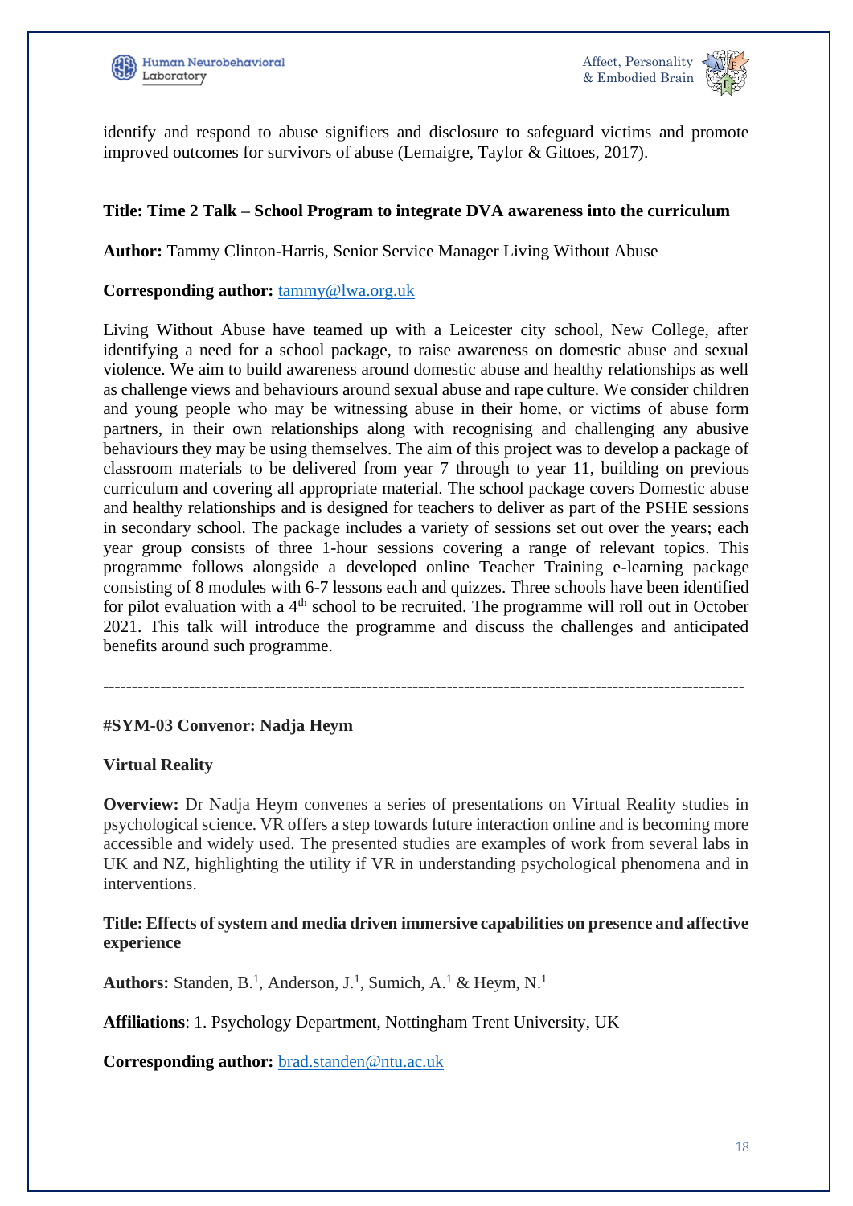identify and respond to abuse signifiers and disclosure to safeguard victims and promote improved outcomes for survivors of abuse (Lemaigre, Taylor & Gittoes, 2017).

**Title: Time 2 Talk – School Program to integrate DVA awareness into the curriculum**

**Author:** Tammy Clinton-Harris, Senior Service Manager Living Without Abuse

**Corresponding author:** tammy@lwa.org.uk

Living Without Abuse have teamed up with a Leicester city school, New College, after identifying a need for a school package, to raise awareness on domestic abuse and sexual violence. We aim to build awareness around domestic abuse and healthy relationships as well as challenge views and behaviours around sexual abuse and rape culture. We consider children and young people who may be witnessing abuse in their home, or victims of abuse form partners, in their own relationships along with recognising and challenging any abusive behaviours they may be using themselves. The aim of this project was to develop a package of classroom materials to be delivered from year 7 through to year 11, building on previous curriculum and covering all appropriate material. The school package covers Domestic abuse and healthy relationships and is designed for teachers to deliver as part of the PSHE sessions in secondary school. The package includes a variety of sessions set out over the years; each year group consists of three 1-hour sessions covering a range of relevant topics. This programme follows alongside a developed online Teacher Training e-learning package consisting of 8 modules with 6-7 lessons each and quizzes. Three schools have been identified for pilot evaluation with a 4th school to be recruited. The programme will roll out in October 2021. This talk will introduce the programme and discuss the challenges and anticipated benefits around such programme.

---

**#SYM-03 Convenor: Nadja Heym**

**Virtual Reality**

**Overview:** Dr Nadja Heym convenes a series of presentations on Virtual Reality studies in psychological science. VR offers a step towards future interaction online and is becoming more accessible and widely used. The presented studies are examples of work from several labs in UK and NZ, highlighting the utility if VR in understanding psychological phenomena and in interventions.

**Title: Effects of system and media driven immersive capabilities on presence and affective experience**

**Authors:** Standen, B.[1], Anderson, J.[1], Sumich, A.[1] & Heym, N.[1]

**Affiliations**: 1. Psychology Department, Nottingham Trent University, UK

**Corresponding author:** brad.standen@ntu.ac.uk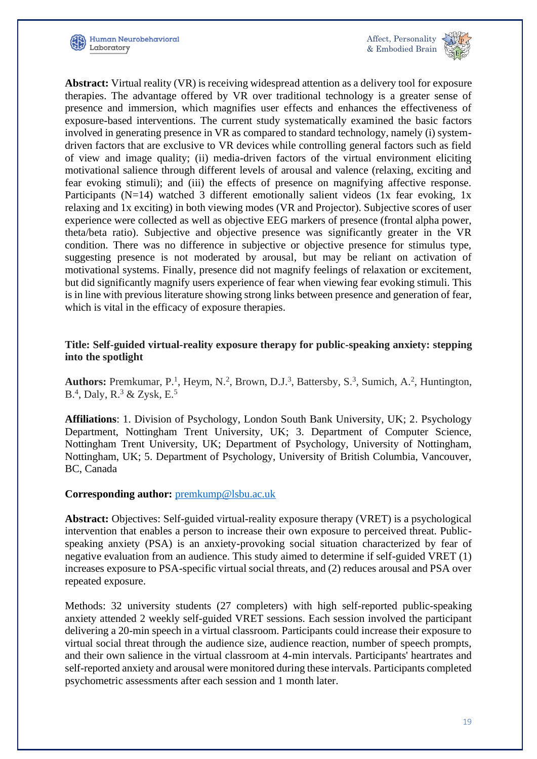**Abstract:** Virtual reality (VR) is receiving widespread attention as a delivery tool for exposure therapies. The advantage offered by VR over traditional technology is a greater sense of presence and immersion, which magnifies user effects and enhances the effectiveness of exposure-based interventions. The current study systematically examined the basic factors involved in generating presence in VR as compared to standard technology, namely (i) system-driven factors that are exclusive to VR devices while controlling general factors such as field of view and image quality; (ii) media-driven factors of the virtual environment eliciting motivational salience through different levels of arousal and valence (relaxing, exciting and fear evoking stimuli); and (iii) the effects of presence on magnifying affective response. Participants (N=14) watched 3 different emotionally salient videos (1x fear evoking, 1x relaxing and 1x exciting) in both viewing modes (VR and Projector). Subjective scores of user experience were collected as well as objective EEG markers of presence (frontal alpha power, theta/beta ratio). Subjective and objective presence was significantly greater in the VR condition. There was no difference in subjective or objective presence for stimulus type, suggesting presence is not moderated by arousal, but may be reliant on activation of motivational systems. Finally, presence did not magnify feelings of relaxation or excitement, but did significantly magnify users experience of fear when viewing fear evoking stimuli. This is in line with previous literature showing strong links between presence and generation of fear, which is vital in the efficacy of exposure therapies.

**Title: Self-guided virtual-reality exposure therapy for public-speaking anxiety: stepping into the spotlight**

**Authors:** Premkumar, P.[1], Heym, N.[2], Brown, D.J.[3], Battersby, S.[3], Sumich, A.[2], Huntington, B.[4], Daly, R.[3] & Zysk, E.[5]

**Affiliations**: 1. Division of Psychology, London South Bank University, UK; 2. Psychology Department, Nottingham Trent University, UK; 3. Department of Computer Science, Nottingham Trent University, UK; Department of Psychology, University of Nottingham, Nottingham, UK; 5. Department of Psychology, University of British Columbia, Vancouver, BC, Canada

**Corresponding author:** premkump@lsbu.ac.uk

**Abstract:** Objectives: Self-guided virtual-reality exposure therapy (VRET) is a psychological intervention that enables a person to increase their own exposure to perceived threat. Public-speaking anxiety (PSA) is an anxiety-provoking social situation characterized by fear of negative evaluation from an audience. This study aimed to determine if self-guided VRET (1) increases exposure to PSA-specific virtual social threats, and (2) reduces arousal and PSA over repeated exposure.

Methods: 32 university students (27 completers) with high self-reported public-speaking anxiety attended 2 weekly self-guided VRET sessions. Each session involved the participant delivering a 20-min speech in a virtual classroom. Participants could increase their exposure to virtual social threat through the audience size, audience reaction, number of speech prompts, and their own salience in the virtual classroom at 4-min intervals. Participants' heartrates and self-reported anxiety and arousal were monitored during these intervals. Participants completed psychometric assessments after each session and 1 month later.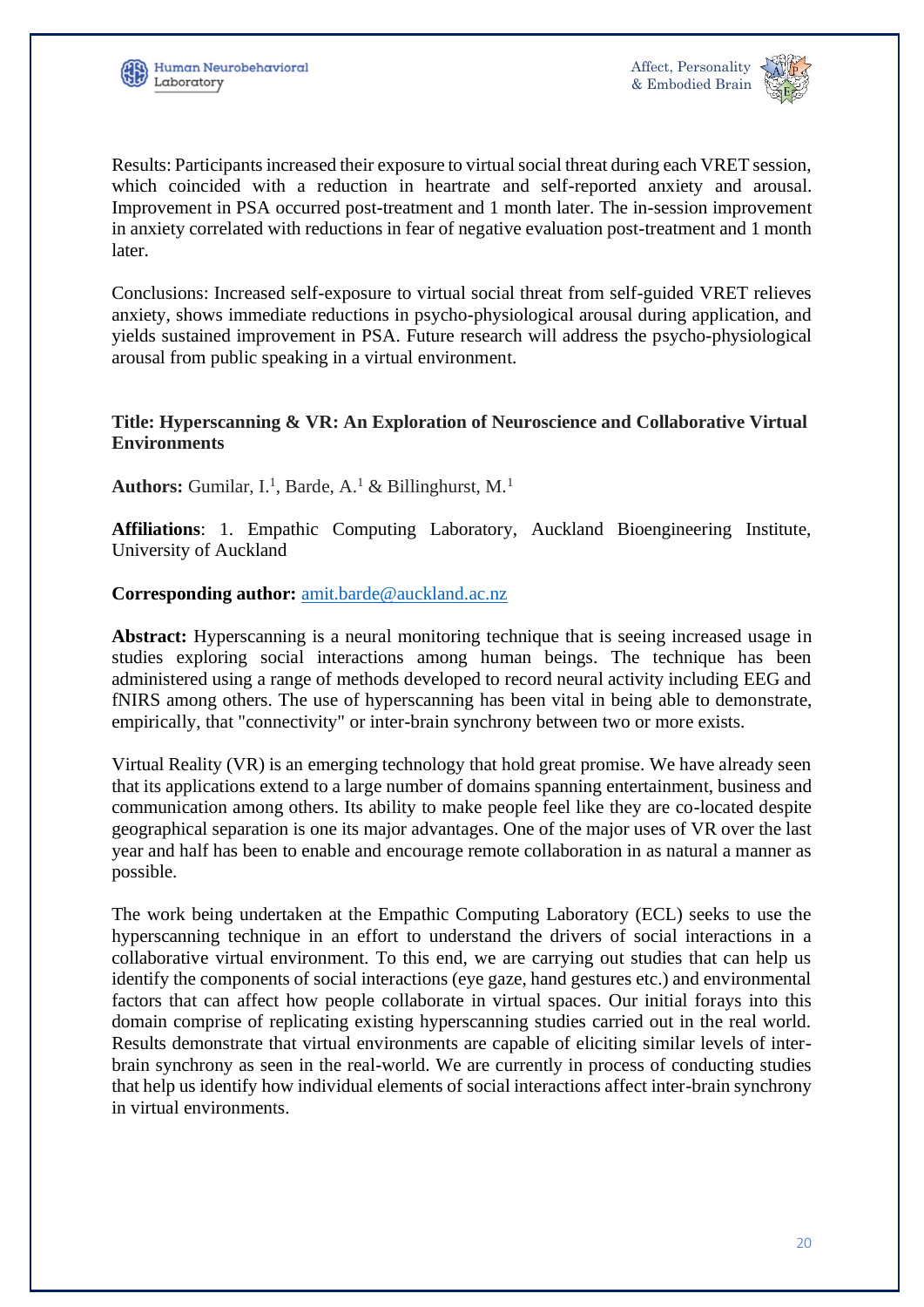Results: Participants increased their exposure to virtual social threat during each VRET session, which coincided with a reduction in heartrate and self-reported anxiety and arousal. Improvement in PSA occurred post-treatment and 1 month later. The in-session improvement in anxiety correlated with reductions in fear of negative evaluation post-treatment and 1 month later.

Conclusions: Increased self-exposure to virtual social threat from self-guided VRET relieves anxiety, shows immediate reductions in psycho-physiological arousal during application, and yields sustained improvement in PSA. Future research will address the psycho-physiological arousal from public speaking in a virtual environment.

**Title: Hyperscanning & VR: An Exploration of Neuroscience and Collaborative Virtual Environments**

**Authors:** Gumilar, I.[1], Barde, A.[1] & Billinghurst, M.[1]

**Affiliations**: 1. Empathic Computing Laboratory, Auckland Bioengineering Institute, University of Auckland

**Corresponding author:** amit.barde@auckland.ac.nz

**Abstract:** Hyperscanning is a neural monitoring technique that is seeing increased usage in studies exploring social interactions among human beings. The technique has been administered using a range of methods developed to record neural activity including EEG and fNIRS among others. The use of hyperscanning has been vital in being able to demonstrate, empirically, that "connectivity" or inter-brain synchrony between two or more exists.

Virtual Reality (VR) is an emerging technology that hold great promise. We have already seen that its applications extend to a large number of domains spanning entertainment, business and communication among others. Its ability to make people feel like they are co-located despite geographical separation is one its major advantages. One of the major uses of VR over the last year and half has been to enable and encourage remote collaboration in as natural a manner as possible.

The work being undertaken at the Empathic Computing Laboratory (ECL) seeks to use the hyperscanning technique in an effort to understand the drivers of social interactions in a collaborative virtual environment. To this end, we are carrying out studies that can help us identify the components of social interactions (eye gaze, hand gestures etc.) and environmental factors that can affect how people collaborate in virtual spaces. Our initial forays into this domain comprise of replicating existing hyperscanning studies carried out in the real world. Results demonstrate that virtual environments are capable of eliciting similar levels of inter-brain synchrony as seen in the real-world. We are currently in process of conducting studies that help us identify how individual elements of social interactions affect inter-brain synchrony in virtual environments.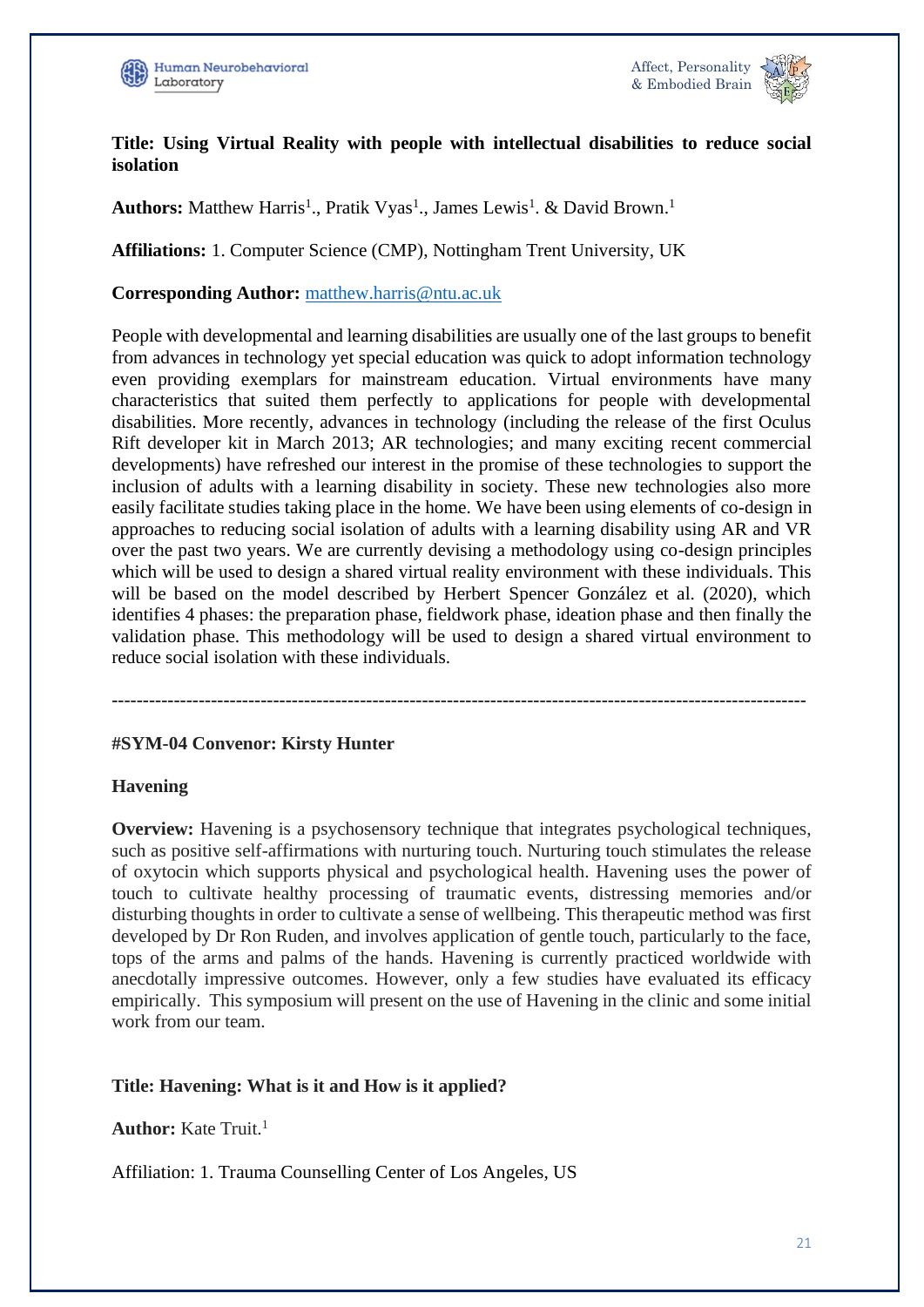**Title: Using Virtual Reality with people with intellectual disabilities to reduce social isolation**

**Authors:** Matthew Harris[1]., Pratik Vyas[1]., James Lewis[1]. & David Brown.[1]

**Affiliations:** 1. Computer Science (CMP), Nottingham Trent University, UK

**Corresponding Author:** matthew.harris@ntu.ac.uk

People with developmental and learning disabilities are usually one of the last groups to benefit from advances in technology yet special education was quick to adopt information technology even providing exemplars for mainstream education. Virtual environments have many characteristics that suited them perfectly to applications for people with developmental disabilities. More recently, advances in technology (including the release of the first Oculus Rift developer kit in March 2013; AR technologies; and many exciting recent commercial developments) have refreshed our interest in the promise of these technologies to support the inclusion of adults with a learning disability in society. These new technologies also more easily facilitate studies taking place in the home. We have been using elements of co-design in approaches to reducing social isolation of adults with a learning disability using AR and VR over the past two years. We are currently devising a methodology using co-design principles which will be used to design a shared virtual reality environment with these individuals. This will be based on the model described by Herbert Spencer González et al. (2020), which identifies 4 phases: the preparation phase, fieldwork phase, ideation phase and then finally the validation phase. This methodology will be used to design a shared virtual environment to reduce social isolation with these individuals.

---

**#SYM-04 Convenor: Kirsty Hunter**

**Havening**

**Overview:** Havening is a psychosensory technique that integrates psychological techniques, such as positive self-affirmations with nurturing touch. Nurturing touch stimulates the release of oxytocin which supports physical and psychological health. Havening uses the power of touch to cultivate healthy processing of traumatic events, distressing memories and/or disturbing thoughts in order to cultivate a sense of wellbeing. This therapeutic method was first developed by Dr Ron Ruden, and involves application of gentle touch, particularly to the face, tops of the arms and palms of the hands. Havening is currently practiced worldwide with anecdotally impressive outcomes. However, only a few studies have evaluated its efficacy empirically. This symposium will present on the use of Havening in the clinic and some initial work from our team.

**Title: Havening: What is it and How is it applied?**

**Author:** Kate Truit.[1]

Affiliation: 1. Trauma Counselling Center of Los Angeles, US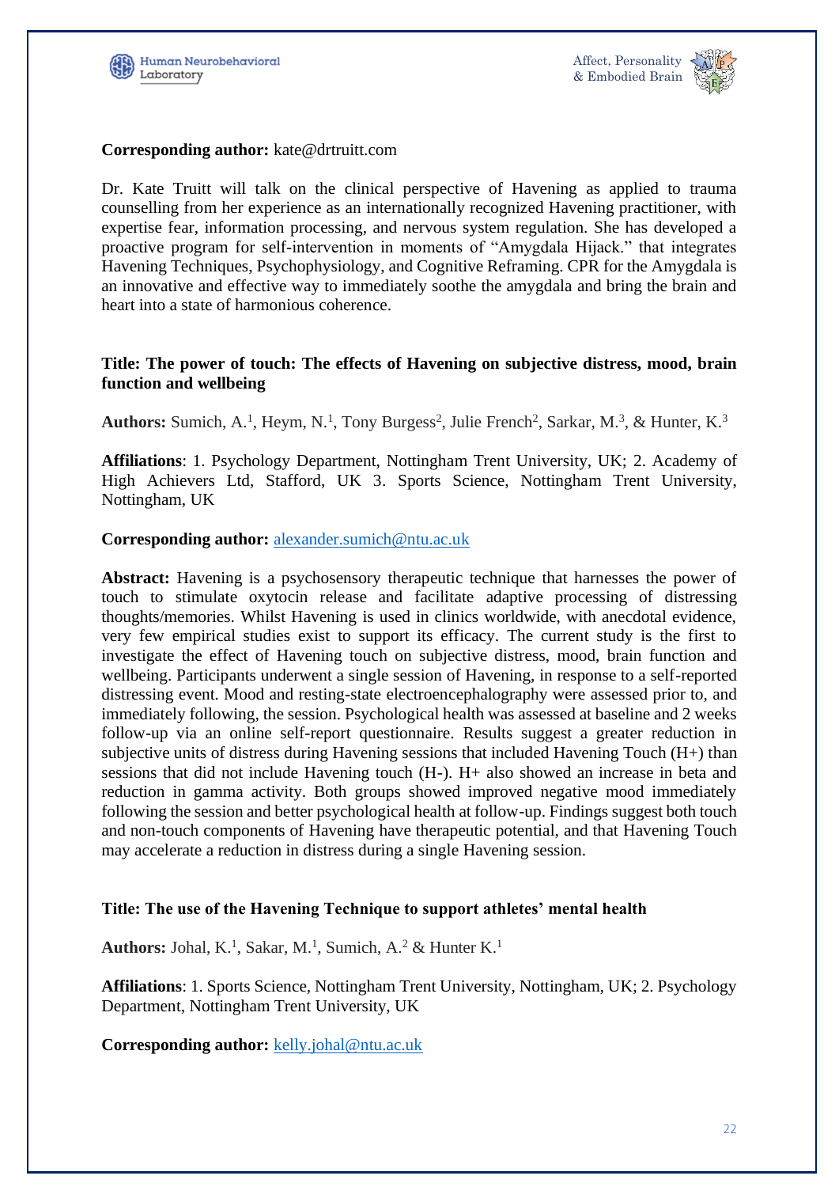**Corresponding author:** kate@drtruitt.com

Dr. Kate Truitt will talk on the clinical perspective of Havening as applied to trauma counselling from her experience as an internationally recognized Havening practitioner, with expertise fear, information processing, and nervous system regulation. She has developed a proactive program for self-intervention in moments of "Amygdala Hijack." that integrates Havening Techniques, Psychophysiology, and Cognitive Reframing. CPR for the Amygdala is an innovative and effective way to immediately soothe the amygdala and bring the brain and heart into a state of harmonious coherence.

**Title: The power of touch: The effects of Havening on subjective distress, mood, brain function and wellbeing**

**Authors:** Sumich, A.[1], Heym, N.[1], Tony Burgess[2], Julie French[2], Sarkar, M.[3], & Hunter, K.[3]

**Affiliations**: 1. Psychology Department, Nottingham Trent University, UK; 2. Academy of High Achievers Ltd, Stafford, UK 3. Sports Science, Nottingham Trent University, Nottingham, UK

**Corresponding author:** alexander.sumich@ntu.ac.uk

**Abstract:** Havening is a psychosensory therapeutic technique that harnesses the power of touch to stimulate oxytocin release and facilitate adaptive processing of distressing thoughts/memories. Whilst Havening is used in clinics worldwide, with anecdotal evidence, very few empirical studies exist to support its efficacy. The current study is the first to investigate the effect of Havening touch on subjective distress, mood, brain function and wellbeing. Participants underwent a single session of Havening, in response to a self-reported distressing event. Mood and resting-state electroencephalography were assessed prior to, and immediately following, the session. Psychological health was assessed at baseline and 2 weeks follow-up via an online self-report questionnaire. Results suggest a greater reduction in subjective units of distress during Havening sessions that included Havening Touch (H+) than sessions that did not include Havening touch (H-). H+ also showed an increase in beta and reduction in gamma activity. Both groups showed improved negative mood immediately following the session and better psychological health at follow-up. Findings suggest both touch and non-touch components of Havening have therapeutic potential, and that Havening Touch may accelerate a reduction in distress during a single Havening session.

**Title: The use of the Havening Technique to support athletes' mental health**

**Authors:** Johal, K.[1], Sakar, M.[1], Sumich, A.[2] & Hunter K.[1]

**Affiliations**: 1. Sports Science, Nottingham Trent University, Nottingham, UK; 2. Psychology Department, Nottingham Trent University, UK

**Corresponding author:** kelly.johal@ntu.ac.uk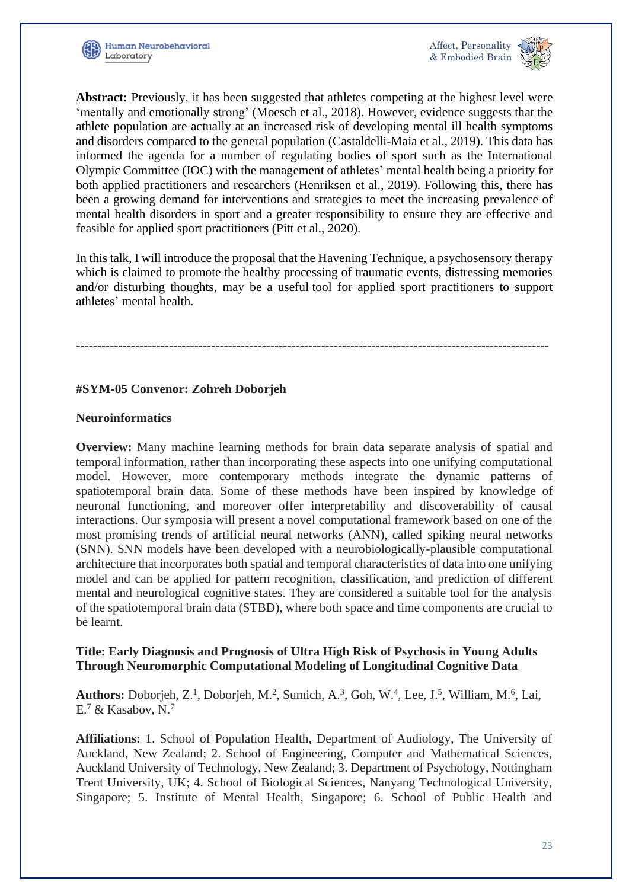**Abstract:** Previously, it has been suggested that athletes competing at the highest level were 'mentally and emotionally strong' (Moesch et al., 2018). However, evidence suggests that the athlete population are actually at an increased risk of developing mental ill health symptoms and disorders compared to the general population (Castaldelli-Maia et al., 2019). This data has informed the agenda for a number of regulating bodies of sport such as the International Olympic Committee (IOC) with the management of athletes' mental health being a priority for both applied practitioners and researchers (Henriksen et al., 2019). Following this, there has been a growing demand for interventions and strategies to meet the increasing prevalence of mental health disorders in sport and a greater responsibility to ensure they are effective and feasible for applied sport practitioners (Pitt et al., 2020).

In this talk, I will introduce the proposal that the Havening Technique, a psychosensory therapy which is claimed to promote the healthy processing of traumatic events, distressing memories and/or disturbing thoughts, may be a useful tool for applied sport practitioners to support athletes' mental health.

---

**#SYM-05 Convenor: Zohreh Doborjeh**

**Neuroinformatics**

**Overview:** Many machine learning methods for brain data separate analysis of spatial and temporal information, rather than incorporating these aspects into one unifying computational model. However, more contemporary methods integrate the dynamic patterns of spatiotemporal brain data. Some of these methods have been inspired by knowledge of neuronal functioning, and moreover offer interpretability and discoverability of causal interactions. Our symposia will present a novel computational framework based on one of the most promising trends of artificial neural networks (ANN), called spiking neural networks (SNN). SNN models have been developed with a neurobiologically-plausible computational architecture that incorporates both spatial and temporal characteristics of data into one unifying model and can be applied for pattern recognition, classification, and prediction of different mental and neurological cognitive states. They are considered a suitable tool for the analysis of the spatiotemporal brain data (STBD), where both space and time components are crucial to be learnt.

**Title: Early Diagnosis and Prognosis of Ultra High Risk of Psychosis in Young Adults Through Neuromorphic Computational Modeling of Longitudinal Cognitive Data**

**Authors:** Doborjeh, Z.[1], Doborjeh, M.[2], Sumich, A.[3], Goh, W.[4], Lee, J.[5], William, M.[6], Lai, E.[7] & Kasabov, N.[7]

**Affiliations:** 1. School of Population Health, Department of Audiology, The University of Auckland, New Zealand; 2. School of Engineering, Computer and Mathematical Sciences, Auckland University of Technology, New Zealand; 3. Department of Psychology, Nottingham Trent University, UK; 4. School of Biological Sciences, Nanyang Technological University, Singapore; 5. Institute of Mental Health, Singapore; 6. School of Public Health and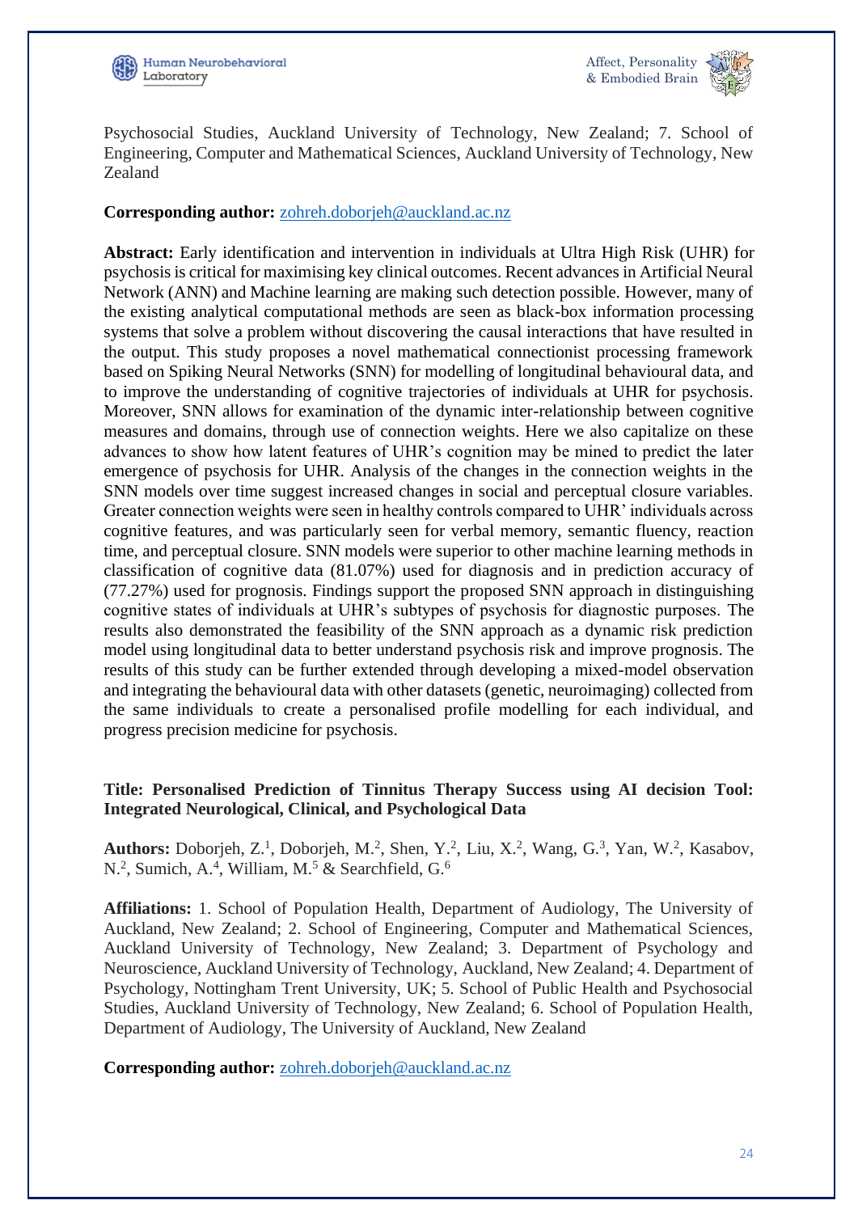Psychosocial Studies, Auckland University of Technology, New Zealand; 7. School of Engineering, Computer and Mathematical Sciences, Auckland University of Technology, New Zealand

**Corresponding author:** zohreh.doborjeh@auckland.ac.nz

**Abstract:** Early identification and intervention in individuals at Ultra High Risk (UHR) for psychosis is critical for maximising key clinical outcomes. Recent advances in Artificial Neural Network (ANN) and Machine learning are making such detection possible. However, many of the existing analytical computational methods are seen as black-box information processing systems that solve a problem without discovering the causal interactions that have resulted in the output. This study proposes a novel mathematical connectionist processing framework based on Spiking Neural Networks (SNN) for modelling of longitudinal behavioural data, and to improve the understanding of cognitive trajectories of individuals at UHR for psychosis. Moreover, SNN allows for examination of the dynamic inter-relationship between cognitive measures and domains, through use of connection weights. Here we also capitalize on these advances to show how latent features of UHR's cognition may be mined to predict the later emergence of psychosis for UHR. Analysis of the changes in the connection weights in the SNN models over time suggest increased changes in social and perceptual closure variables. Greater connection weights were seen in healthy controls compared to UHR' individuals across cognitive features, and was particularly seen for verbal memory, semantic fluency, reaction time, and perceptual closure. SNN models were superior to other machine learning methods in classification of cognitive data (81.07%) used for diagnosis and in prediction accuracy of (77.27%) used for prognosis. Findings support the proposed SNN approach in distinguishing cognitive states of individuals at UHR's subtypes of psychosis for diagnostic purposes. The results also demonstrated the feasibility of the SNN approach as a dynamic risk prediction model using longitudinal data to better understand psychosis risk and improve prognosis. The results of this study can be further extended through developing a mixed-model observation and integrating the behavioural data with other datasets (genetic, neuroimaging) collected from the same individuals to create a personalised profile modelling for each individual, and progress precision medicine for psychosis.

**Title: Personalised Prediction of Tinnitus Therapy Success using AI decision Tool: Integrated Neurological, Clinical, and Psychological Data**

**Authors:** Doborjeh, Z.[1], Doborjeh, M.[2], Shen, Y.[2], Liu, X.[2], Wang, G.[3], Yan, W.[2], Kasabov, N.[2], Sumich, A.[4], William, M.[5] & Searchfield, G.[6]

**Affiliations:** 1. School of Population Health, Department of Audiology, The University of Auckland, New Zealand; 2. School of Engineering, Computer and Mathematical Sciences, Auckland University of Technology, New Zealand; 3. Department of Psychology and Neuroscience, Auckland University of Technology, Auckland, New Zealand; 4. Department of Psychology, Nottingham Trent University, UK; 5. School of Public Health and Psychosocial Studies, Auckland University of Technology, New Zealand; 6. School of Population Health, Department of Audiology, The University of Auckland, New Zealand

**Corresponding author:** zohreh.doborjeh@auckland.ac.nz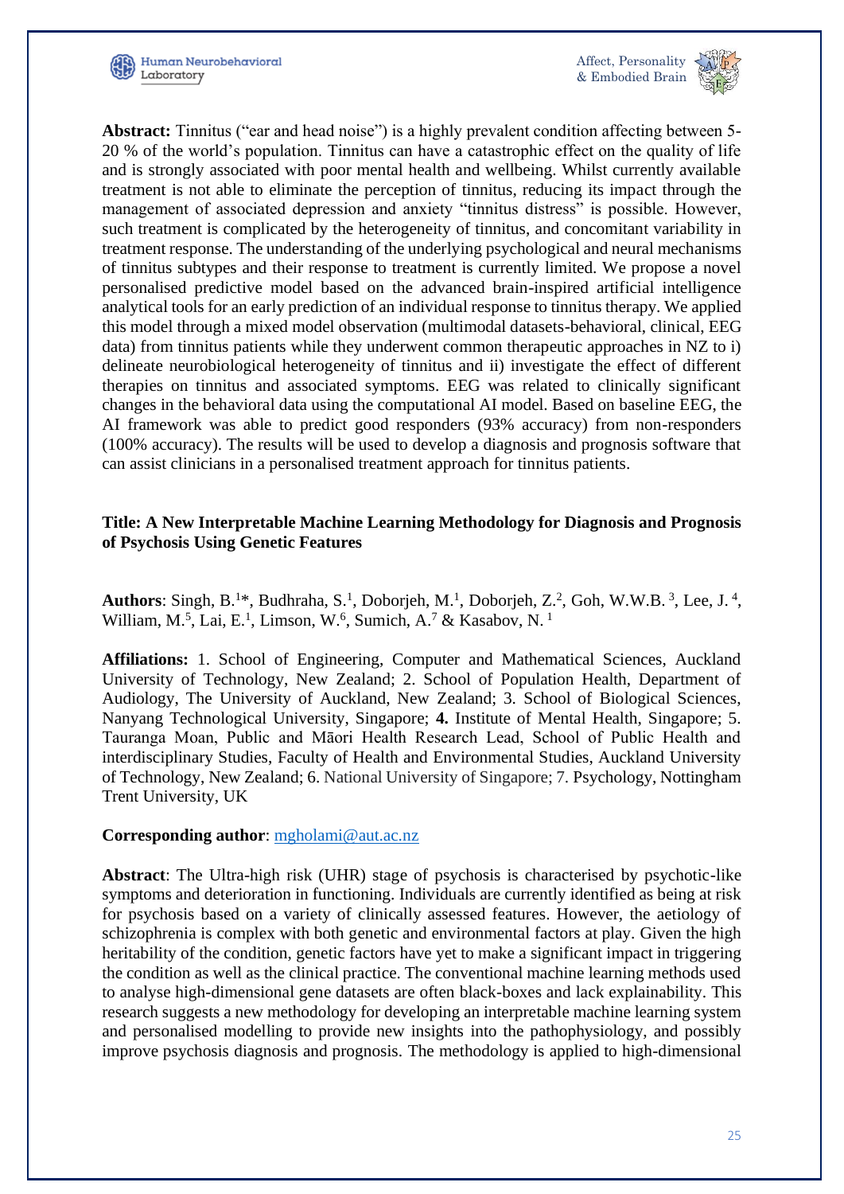**Abstract:** Tinnitus ("ear and head noise") is a highly prevalent condition affecting between 5-20 % of the world's population. Tinnitus can have a catastrophic effect on the quality of life and is strongly associated with poor mental health and wellbeing. Whilst currently available treatment is not able to eliminate the perception of tinnitus, reducing its impact through the management of associated depression and anxiety "tinnitus distress" is possible. However, such treatment is complicated by the heterogeneity of tinnitus, and concomitant variability in treatment response. The understanding of the underlying psychological and neural mechanisms of tinnitus subtypes and their response to treatment is currently limited. We propose a novel personalised predictive model based on the advanced brain-inspired artificial intelligence analytical tools for an early prediction of an individual response to tinnitus therapy. We applied this model through a mixed model observation (multimodal datasets-behavioral, clinical, EEG data) from tinnitus patients while they underwent common therapeutic approaches in NZ to i) delineate neurobiological heterogeneity of tinnitus and ii) investigate the effect of different therapies on tinnitus and associated symptoms. EEG was related to clinically significant changes in the behavioral data using the computational AI model. Based on baseline EEG, the AI framework was able to predict good responders (93% accuracy) from non-responders (100% accuracy). The results will be used to develop a diagnosis and prognosis software that can assist clinicians in a personalised treatment approach for tinnitus patients.

**Title: A New Interpretable Machine Learning Methodology for Diagnosis and Prognosis of Psychosis Using Genetic Features**

**Authors**: Singh, B.[1]*, Budhraha, S.[1], Doborjeh, M.[1], Doborjeh, Z.[2], Goh, W.W.B.[3], Lee, J.[4], William, M.[5], Lai, E.[1], Limson, W.[6], Sumich, A.[7] & Kasabov, N.[1]

**Affiliations:** 1. School of Engineering, Computer and Mathematical Sciences, Auckland University of Technology, New Zealand; 2. School of Population Health, Department of Audiology, The University of Auckland, New Zealand; 3. School of Biological Sciences, Nanyang Technological University, Singapore; **4.** Institute of Mental Health, Singapore; 5. Tauranga Moan, Public and Māori Health Research Lead, School of Public Health and interdisciplinary Studies, Faculty of Health and Environmental Studies, Auckland University of Technology, New Zealand; 6. National University of Singapore; 7. Psychology, Nottingham Trent University, UK

**Corresponding author**: mgholami@aut.ac.nz

**Abstract**: The Ultra-high risk (UHR) stage of psychosis is characterised by psychotic-like symptoms and deterioration in functioning. Individuals are currently identified as being at risk for psychosis based on a variety of clinically assessed features. However, the aetiology of schizophrenia is complex with both genetic and environmental factors at play. Given the high heritability of the condition, genetic factors have yet to make a significant impact in triggering the condition as well as the clinical practice. The conventional machine learning methods used to analyse high-dimensional gene datasets are often black-boxes and lack explainability. This research suggests a new methodology for developing an interpretable machine learning system and personalised modelling to provide new insights into the pathophysiology, and possibly improve psychosis diagnosis and prognosis. The methodology is applied to high-dimensional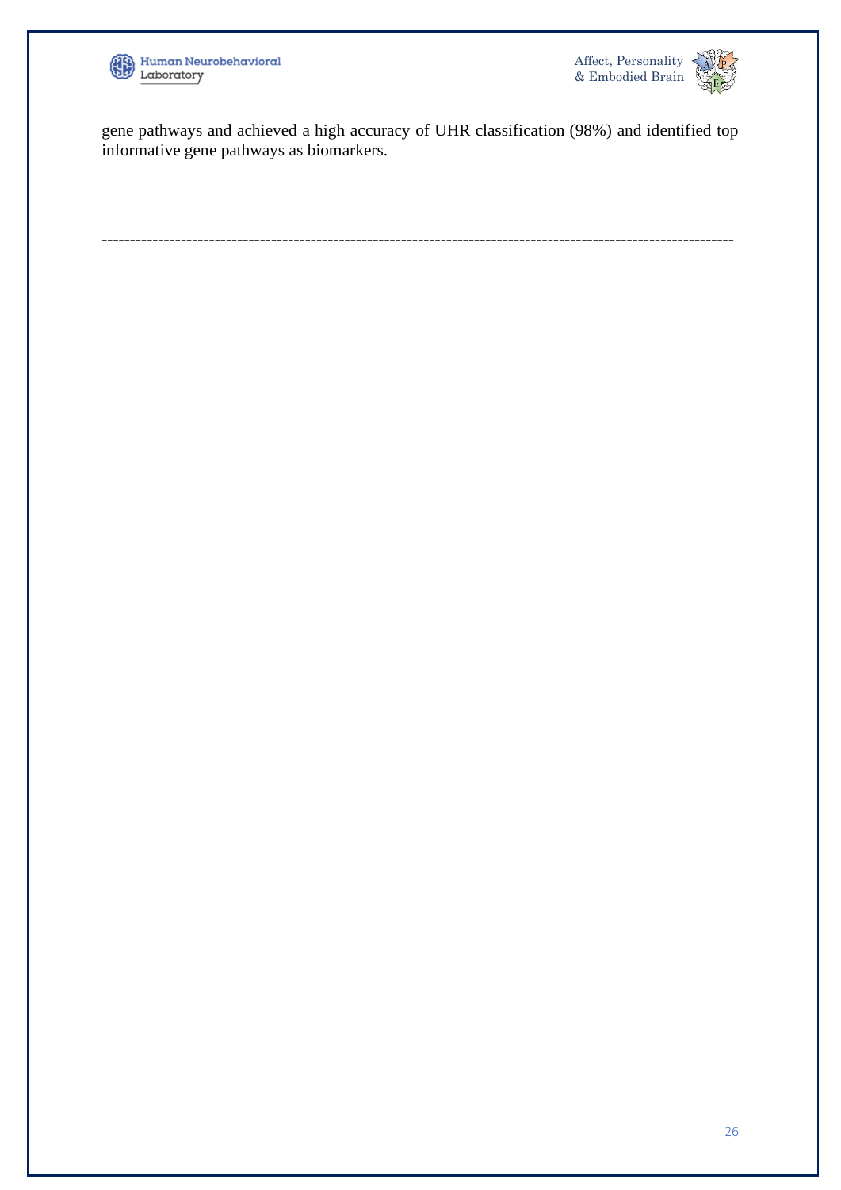gene pathways and achieved a high accuracy of UHR classification (98%) and identified top informative gene pathways as biomarkers.

---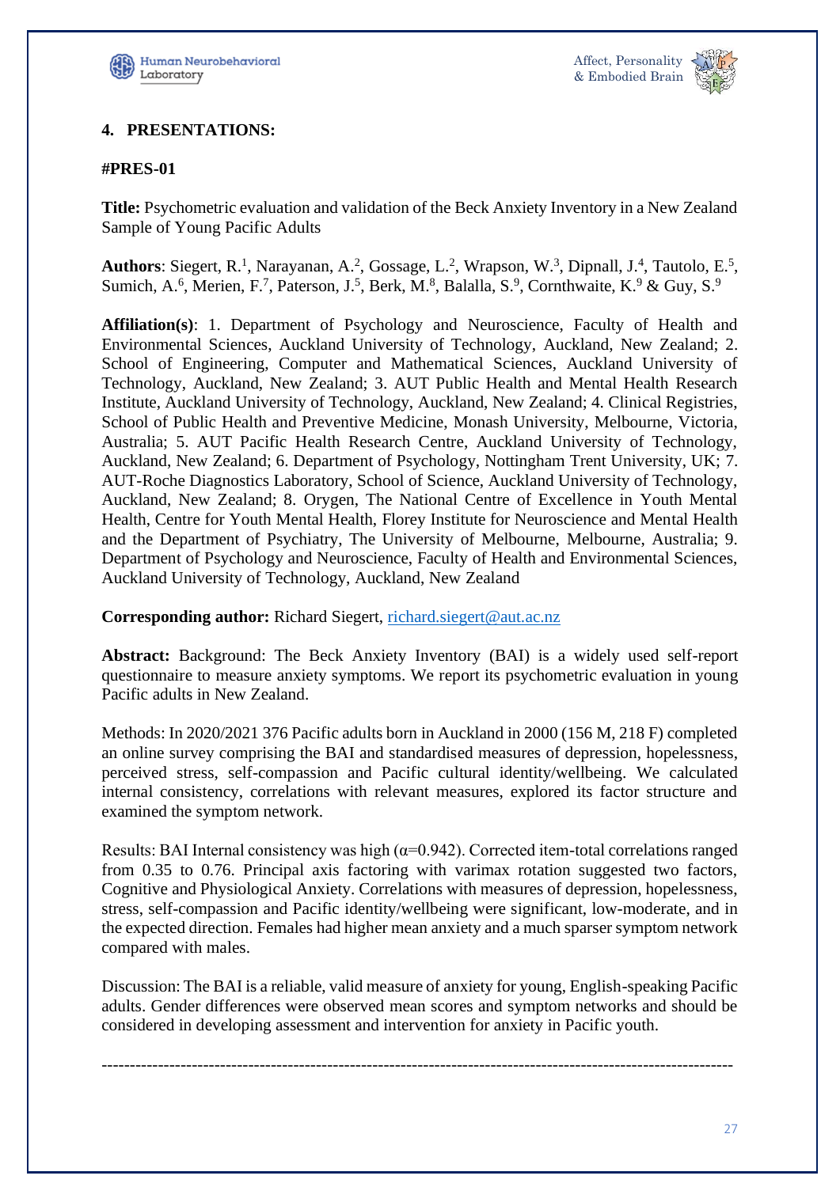## 4. PRESENTATIONS:

### #PRES-01

**Title:** Psychometric evaluation and validation of the Beck Anxiety Inventory in a New Zealand Sample of Young Pacific Adults

**Authors**: Siegert, R.[1], Narayanan, A.[2], Gossage, L.[2], Wrapson, W.[3], Dipnall, J.[4], Tautolo, E.[5], Sumich, A.[6], Merien, F.[7], Paterson, J.[5], Berk, M.[8], Balalla, S.[9], Cornthwaite, K.[9] & Guy, S.[9]

**Affiliation(s)**: 1. Department of Psychology and Neuroscience, Faculty of Health and Environmental Sciences, Auckland University of Technology, Auckland, New Zealand; 2. School of Engineering, Computer and Mathematical Sciences, Auckland University of Technology, Auckland, New Zealand; 3. AUT Public Health and Mental Health Research Institute, Auckland University of Technology, Auckland, New Zealand; 4. Clinical Registries, School of Public Health and Preventive Medicine, Monash University, Melbourne, Victoria, Australia; 5. AUT Pacific Health Research Centre, Auckland University of Technology, Auckland, New Zealand; 6. Department of Psychology, Nottingham Trent University, UK; 7. AUT-Roche Diagnostics Laboratory, School of Science, Auckland University of Technology, Auckland, New Zealand; 8. Orygen, The National Centre of Excellence in Youth Mental Health, Centre for Youth Mental Health, Florey Institute for Neuroscience and Mental Health and the Department of Psychiatry, The University of Melbourne, Melbourne, Australia; 9. Department of Psychology and Neuroscience, Faculty of Health and Environmental Sciences, Auckland University of Technology, Auckland, New Zealand

**Corresponding author:** Richard Siegert, richard.siegert@aut.ac.nz

**Abstract:** Background: The Beck Anxiety Inventory (BAI) is a widely used self-report questionnaire to measure anxiety symptoms. We report its psychometric evaluation in young Pacific adults in New Zealand.

Methods: In 2020/2021 376 Pacific adults born in Auckland in 2000 (156 M, 218 F) completed an online survey comprising the BAI and standardised measures of depression, hopelessness, perceived stress, self-compassion and Pacific cultural identity/wellbeing. We calculated internal consistency, correlations with relevant measures, explored its factor structure and examined the symptom network.

Results: BAI Internal consistency was high ($\alpha$=0.942). Corrected item-total correlations ranged from 0.35 to 0.76. Principal axis factoring with varimax rotation suggested two factors, Cognitive and Physiological Anxiety. Correlations with measures of depression, hopelessness, stress, self-compassion and Pacific identity/wellbeing were significant, low-moderate, and in the expected direction. Females had higher mean anxiety and a much sparser symptom network compared with males.

Discussion: The BAI is a reliable, valid measure of anxiety for young, English-speaking Pacific adults. Gender differences were observed mean scores and symptom networks and should be considered in developing assessment and intervention for anxiety in Pacific youth.

---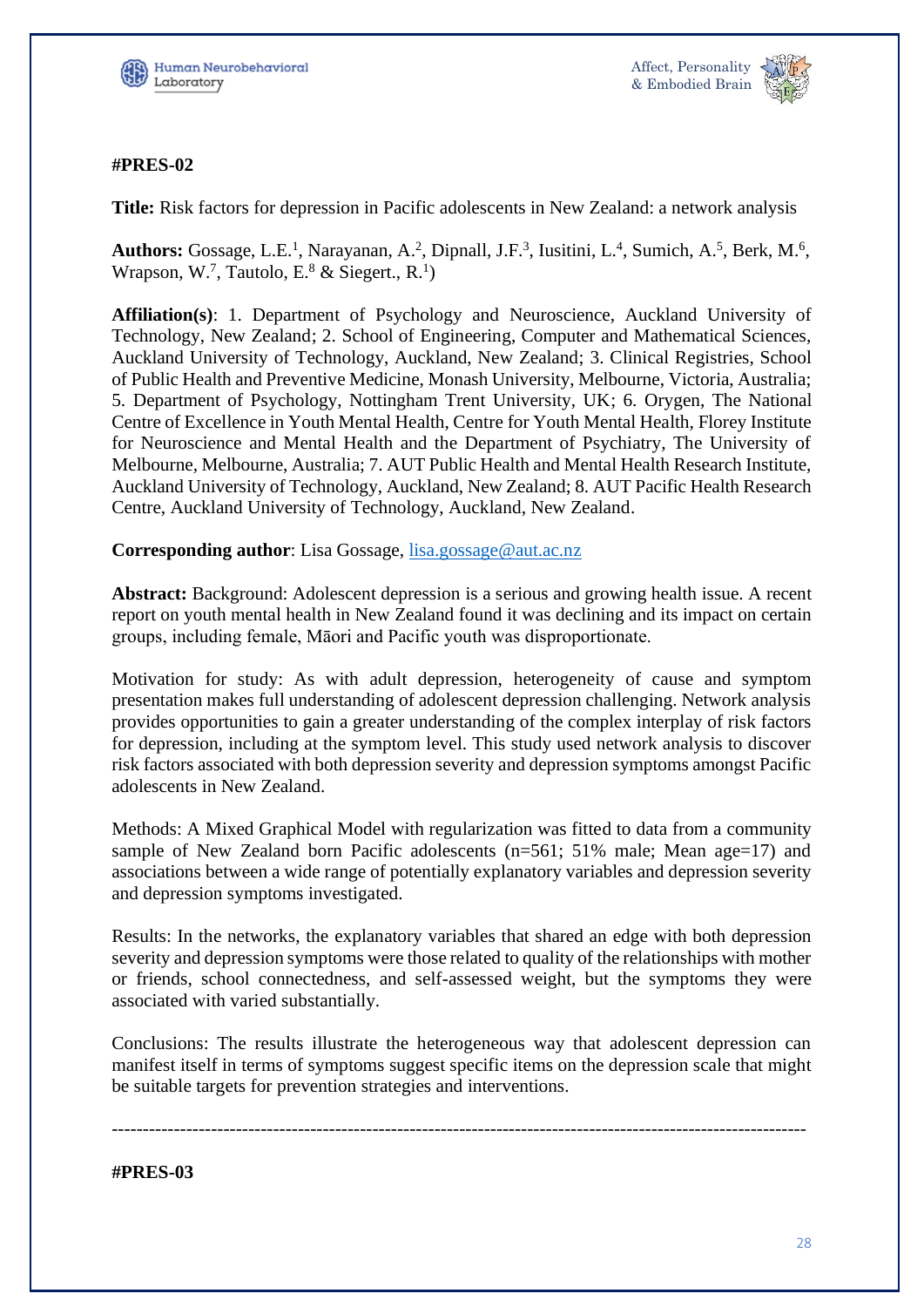#PRES-02

**Title:** Risk factors for depression in Pacific adolescents in New Zealand: a network analysis

**Authors:** Gossage, L.E.[1], Narayanan, A.[2], Dipnall, J.F.[3], Iusitini, L.[4], Sumich, A.[5], Berk, M.[6], Wrapson, W.[7], Tautolo, E.[8] & Siegert., R.[1])

**Affiliation(s)**: 1. Department of Psychology and Neuroscience, Auckland University of Technology, New Zealand; 2. School of Engineering, Computer and Mathematical Sciences, Auckland University of Technology, Auckland, New Zealand; 3. Clinical Registries, School of Public Health and Preventive Medicine, Monash University, Melbourne, Victoria, Australia; 5. Department of Psychology, Nottingham Trent University, UK; 6. Orygen, The National Centre of Excellence in Youth Mental Health, Centre for Youth Mental Health, Florey Institute for Neuroscience and Mental Health and the Department of Psychiatry, The University of Melbourne, Melbourne, Australia; 7. AUT Public Health and Mental Health Research Institute, Auckland University of Technology, Auckland, New Zealand; 8. AUT Pacific Health Research Centre, Auckland University of Technology, Auckland, New Zealand.

**Corresponding author**: Lisa Gossage, lisa.gossage@aut.ac.nz

**Abstract:** Background: Adolescent depression is a serious and growing health issue. A recent report on youth mental health in New Zealand found it was declining and its impact on certain groups, including female, Māori and Pacific youth was disproportionate.

Motivation for study: As with adult depression, heterogeneity of cause and symptom presentation makes full understanding of adolescent depression challenging. Network analysis provides opportunities to gain a greater understanding of the complex interplay of risk factors for depression, including at the symptom level. This study used network analysis to discover risk factors associated with both depression severity and depression symptoms amongst Pacific adolescents in New Zealand.

Methods: A Mixed Graphical Model with regularization was fitted to data from a community sample of New Zealand born Pacific adolescents (n=561; 51% male; Mean age=17) and associations between a wide range of potentially explanatory variables and depression severity and depression symptoms investigated.

Results: In the networks, the explanatory variables that shared an edge with both depression severity and depression symptoms were those related to quality of the relationships with mother or friends, school connectedness, and self-assessed weight, but the symptoms they were associated with varied substantially.

Conclusions: The results illustrate the heterogeneous way that adolescent depression can manifest itself in terms of symptoms suggest specific items on the depression scale that might be suitable targets for prevention strategies and interventions.

---

#PRES-03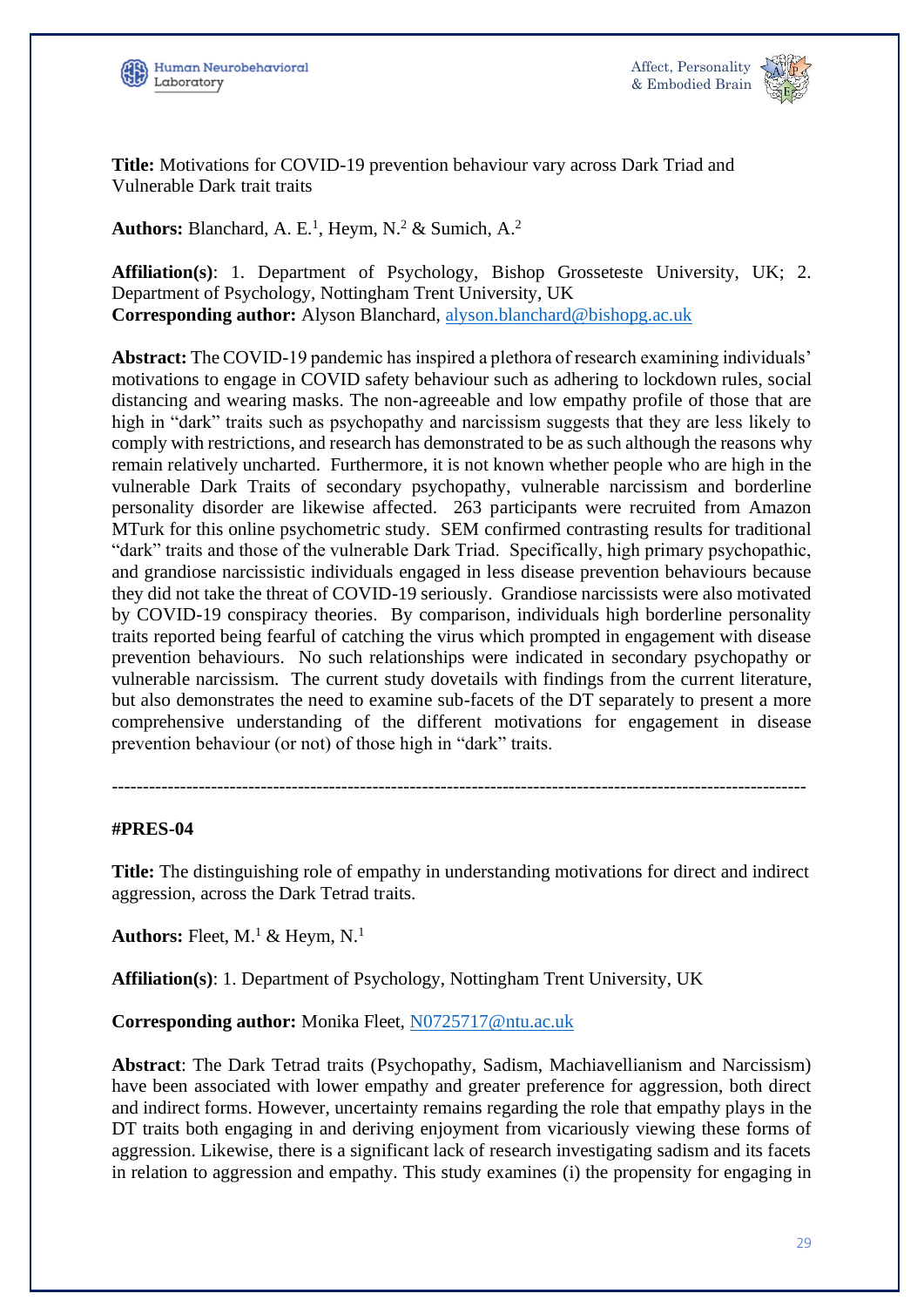**Title:** Motivations for COVID-19 prevention behaviour vary across Dark Triad and Vulnerable Dark trait traits

**Authors:** Blanchard, A. E.[1], Heym, N.[2] & Sumich, A.[2]

**Affiliation(s)**: 1. Department of Psychology, Bishop Grosseteste University, UK; 2. Department of Psychology, Nottingham Trent University, UK
**Corresponding author:** Alyson Blanchard, alyson.blanchard@bishopg.ac.uk

**Abstract:** The COVID-19 pandemic has inspired a plethora of research examining individuals' motivations to engage in COVID safety behaviour such as adhering to lockdown rules, social distancing and wearing masks. The non-agreeable and low empathy profile of those that are high in "dark" traits such as psychopathy and narcissism suggests that they are less likely to comply with restrictions, and research has demonstrated to be as such although the reasons why remain relatively uncharted. Furthermore, it is not known whether people who are high in the vulnerable Dark Traits of secondary psychopathy, vulnerable narcissism and borderline personality disorder are likewise affected. 263 participants were recruited from Amazon MTurk for this online psychometric study. SEM confirmed contrasting results for traditional "dark" traits and those of the vulnerable Dark Triad. Specifically, high primary psychopathic, and grandiose narcissistic individuals engaged in less disease prevention behaviours because they did not take the threat of COVID-19 seriously. Grandiose narcissists were also motivated by COVID-19 conspiracy theories. By comparison, individuals high borderline personality traits reported being fearful of catching the virus which prompted in engagement with disease prevention behaviours. No such relationships were indicated in secondary psychopathy or vulnerable narcissism. The current study dovetails with findings from the current literature, but also demonstrates the need to examine sub-facets of the DT separately to present a more comprehensive understanding of the different motivations for engagement in disease prevention behaviour (or not) of those high in "dark" traits.

---

**#PRES-04**

**Title:** The distinguishing role of empathy in understanding motivations for direct and indirect aggression, across the Dark Tetrad traits.

**Authors:** Fleet, M.[1] & Heym, N.[1]

**Affiliation(s)**: 1. Department of Psychology, Nottingham Trent University, UK

**Corresponding author:** Monika Fleet, N0725717@ntu.ac.uk

**Abstract**: The Dark Tetrad traits (Psychopathy, Sadism, Machiavellianism and Narcissism) have been associated with lower empathy and greater preference for aggression, both direct and indirect forms. However, uncertainty remains regarding the role that empathy plays in the DT traits both engaging in and deriving enjoyment from vicariously viewing these forms of aggression. Likewise, there is a significant lack of research investigating sadism and its facets in relation to aggression and empathy. This study examines (i) the propensity for engaging in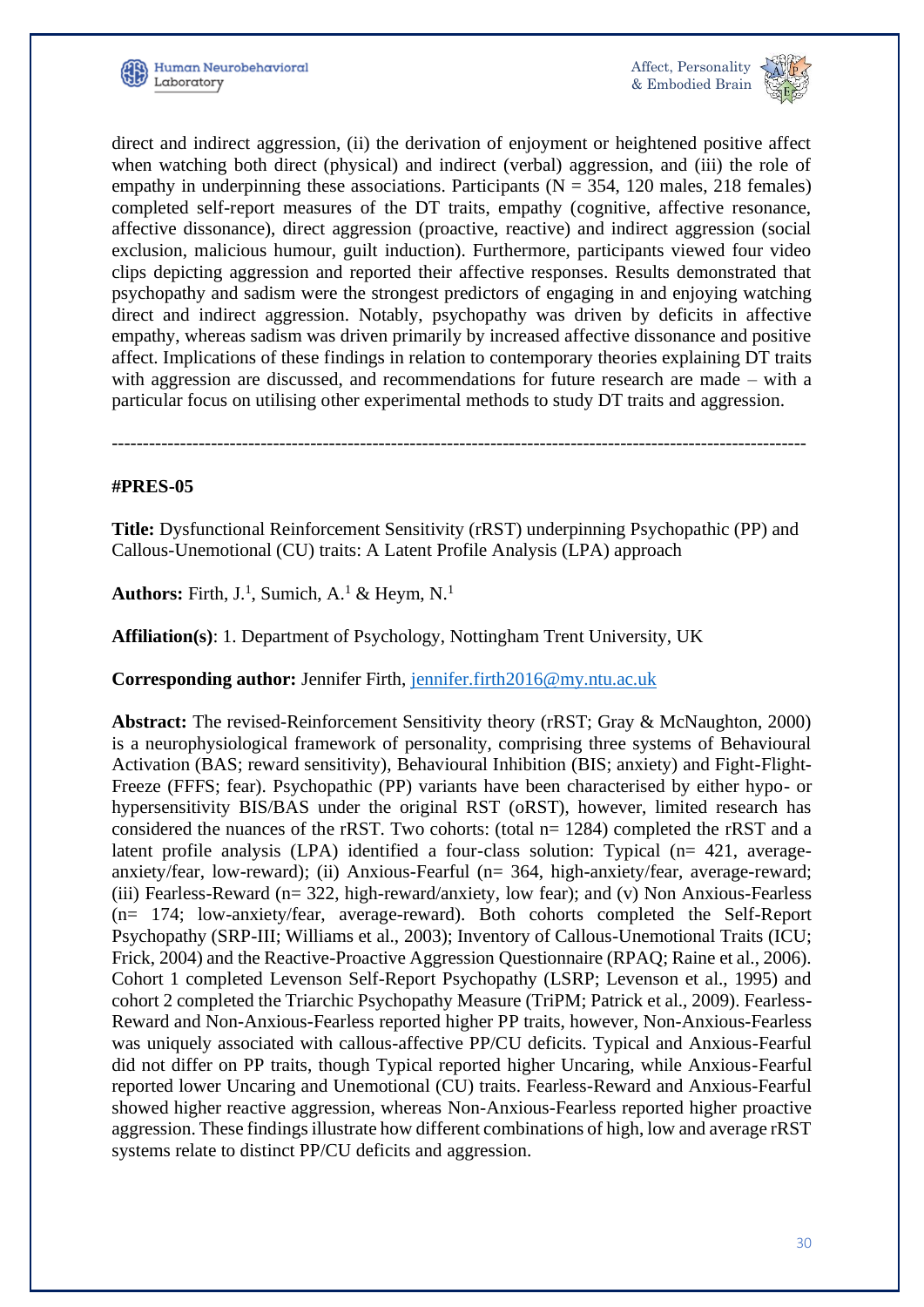direct and indirect aggression, (ii) the derivation of enjoyment or heightened positive affect when watching both direct (physical) and indirect (verbal) aggression, and (iii) the role of empathy in underpinning these associations. Participants (N = 354, 120 males, 218 females) completed self-report measures of the DT traits, empathy (cognitive, affective resonance, affective dissonance), direct aggression (proactive, reactive) and indirect aggression (social exclusion, malicious humour, guilt induction). Furthermore, participants viewed four video clips depicting aggression and reported their affective responses. Results demonstrated that psychopathy and sadism were the strongest predictors of engaging in and enjoying watching direct and indirect aggression. Notably, psychopathy was driven by deficits in affective empathy, whereas sadism was driven primarily by increased affective dissonance and positive affect. Implications of these findings in relation to contemporary theories explaining DT traits with aggression are discussed, and recommendations for future research are made – with a particular focus on utilising other experimental methods to study DT traits and aggression.

---

**#PRES-05**

**Title:** Dysfunctional Reinforcement Sensitivity (rRST) underpinning Psychopathic (PP) and Callous-Unemotional (CU) traits: A Latent Profile Analysis (LPA) approach

**Authors:** Firth, J.[1], Sumich, A.[1] & Heym, N.[1]

**Affiliation(s)**: 1. Department of Psychology, Nottingham Trent University, UK

**Corresponding author:** Jennifer Firth, jennifer.firth2016@my.ntu.ac.uk

**Abstract:** The revised-Reinforcement Sensitivity theory (rRST; Gray & McNaughton, 2000) is a neurophysiological framework of personality, comprising three systems of Behavioural Activation (BAS; reward sensitivity), Behavioural Inhibition (BIS; anxiety) and Fight-Flight-Freeze (FFFS; fear). Psychopathic (PP) variants have been characterised by either hypo- or hypersensitivity BIS/BAS under the original RST (oRST), however, limited research has considered the nuances of the rRST. Two cohorts: (total n= 1284) completed the rRST and a latent profile analysis (LPA) identified a four-class solution: Typical (n= 421, average-anxiety/fear, low-reward); (ii) Anxious-Fearful (n= 364, high-anxiety/fear, average-reward; (iii) Fearless-Reward (n= 322, high-reward/anxiety, low fear); and (v) Non Anxious-Fearless (n= 174; low-anxiety/fear, average-reward). Both cohorts completed the Self-Report Psychopathy (SRP-III; Williams et al., 2003); Inventory of Callous-Unemotional Traits (ICU; Frick, 2004) and the Reactive-Proactive Aggression Questionnaire (RPAQ; Raine et al., 2006). Cohort 1 completed Levenson Self-Report Psychopathy (LSRP; Levenson et al., 1995) and cohort 2 completed the Triarchic Psychopathy Measure (TriPM; Patrick et al., 2009). Fearless-Reward and Non-Anxious-Fearless reported higher PP traits, however, Non-Anxious-Fearless was uniquely associated with callous-affective PP/CU deficits. Typical and Anxious-Fearful did not differ on PP traits, though Typical reported higher Uncaring, while Anxious-Fearful reported lower Uncaring and Unemotional (CU) traits. Fearless-Reward and Anxious-Fearful showed higher reactive aggression, whereas Non-Anxious-Fearless reported higher proactive aggression. These findings illustrate how different combinations of high, low and average rRST systems relate to distinct PP/CU deficits and aggression.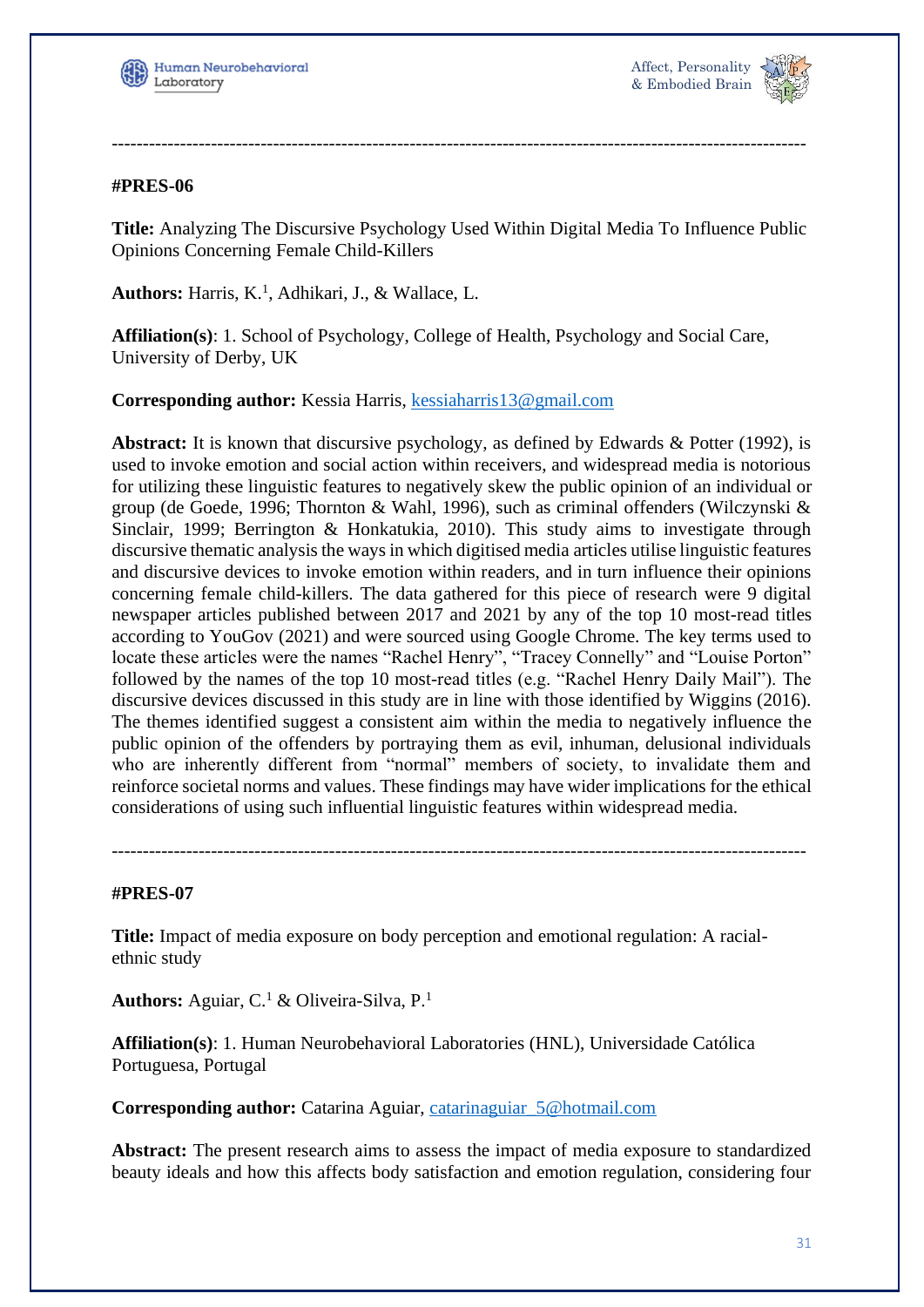---

**#PRES-06**

**Title:** Analyzing The Discursive Psychology Used Within Digital Media To Influence Public Opinions Concerning Female Child-Killers

**Authors:** Harris, K.[1], Adhikari, J., & Wallace, L.

**Affiliation(s)**: 1. School of Psychology, College of Health, Psychology and Social Care, University of Derby, UK

**Corresponding author:** Kessia Harris, kessiaharris13@gmail.com

**Abstract:** It is known that discursive psychology, as defined by Edwards & Potter (1992), is used to invoke emotion and social action within receivers, and widespread media is notorious for utilizing these linguistic features to negatively skew the public opinion of an individual or group (de Goede, 1996; Thornton & Wahl, 1996), such as criminal offenders (Wilczynski & Sinclair, 1999; Berrington & Honkatukia, 2010). This study aims to investigate through discursive thematic analysis the ways in which digitised media articles utilise linguistic features and discursive devices to invoke emotion within readers, and in turn influence their opinions concerning female child-killers. The data gathered for this piece of research were 9 digital newspaper articles published between 2017 and 2021 by any of the top 10 most-read titles according to YouGov (2021) and were sourced using Google Chrome. The key terms used to locate these articles were the names "Rachel Henry", "Tracey Connelly" and "Louise Porton" followed by the names of the top 10 most-read titles (e.g. "Rachel Henry Daily Mail"). The discursive devices discussed in this study are in line with those identified by Wiggins (2016). The themes identified suggest a consistent aim within the media to negatively influence the public opinion of the offenders by portraying them as evil, inhuman, delusional individuals who are inherently different from "normal" members of society, to invalidate them and reinforce societal norms and values. These findings may have wider implications for the ethical considerations of using such influential linguistic features within widespread media.

---

**#PRES-07**

**Title:** Impact of media exposure on body perception and emotional regulation: A racial-ethnic study

**Authors:** Aguiar, C.[1] & Oliveira-Silva, P.[1]

**Affiliation(s)**: 1. Human Neurobehavioral Laboratories (HNL), Universidade Católica Portuguesa, Portugal

**Corresponding author:** Catarina Aguiar, catarinaguiar_5@hotmail.com

**Abstract:** The present research aims to assess the impact of media exposure to standardized beauty ideals and how this affects body satisfaction and emotion regulation, considering four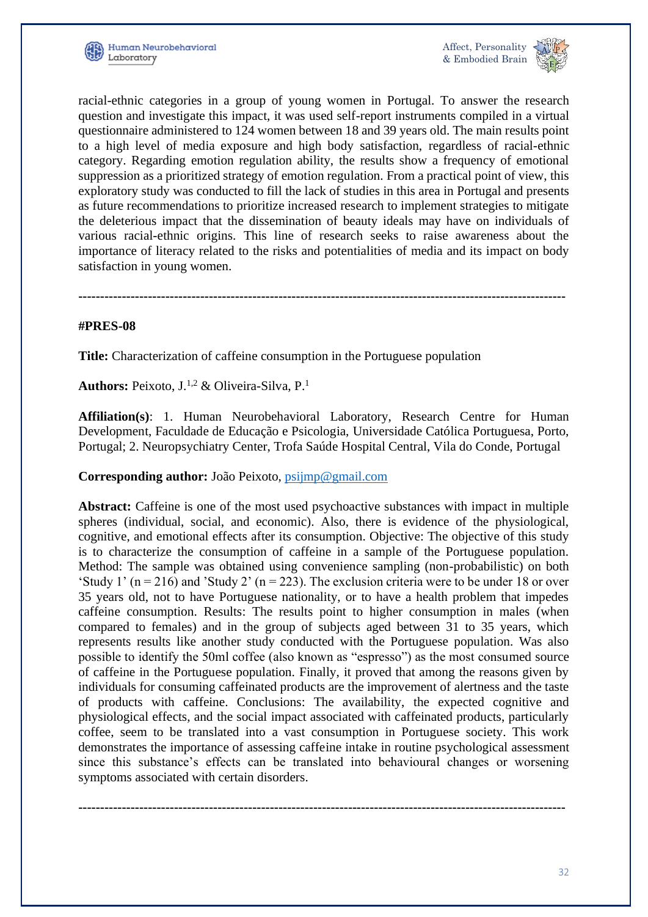racial-ethnic categories in a group of young women in Portugal. To answer the research question and investigate this impact, it was used self-report instruments compiled in a virtual questionnaire administered to 124 women between 18 and 39 years old. The main results point to a high level of media exposure and high body satisfaction, regardless of racial-ethnic category. Regarding emotion regulation ability, the results show a frequency of emotional suppression as a prioritized strategy of emotion regulation. From a practical point of view, this exploratory study was conducted to fill the lack of studies in this area in Portugal and presents as future recommendations to prioritize increased research to implement strategies to mitigate the deleterious impact that the dissemination of beauty ideals may have on individuals of various racial-ethnic origins. This line of research seeks to raise awareness about the importance of literacy related to the risks and potentialities of media and its impact on body satisfaction in young women.

---

**#PRES-08**

**Title:** Characterization of caffeine consumption in the Portuguese population

**Authors:** Peixoto, J.[1,2] & Oliveira-Silva, P.[1]

**Affiliation(s)**: 1. Human Neurobehavioral Laboratory, Research Centre for Human Development, Faculdade de Educação e Psicologia, Universidade Católica Portuguesa, Porto, Portugal; 2. Neuropsychiatry Center, Trofa Saúde Hospital Central, Vila do Conde, Portugal

**Corresponding author:** João Peixoto, psijmp@gmail.com

**Abstract:** Caffeine is one of the most used psychoactive substances with impact in multiple spheres (individual, social, and economic). Also, there is evidence of the physiological, cognitive, and emotional effects after its consumption. Objective: The objective of this study is to characterize the consumption of caffeine in a sample of the Portuguese population. Method: The sample was obtained using convenience sampling (non-probabilistic) on both 'Study 1' (n = 216) and 'Study 2' (n = 223). The exclusion criteria were to be under 18 or over 35 years old, not to have Portuguese nationality, or to have a health problem that impedes caffeine consumption. Results: The results point to higher consumption in males (when compared to females) and in the group of subjects aged between 31 to 35 years, which represents results like another study conducted with the Portuguese population. Was also possible to identify the 50ml coffee (also known as "espresso") as the most consumed source of caffeine in the Portuguese population. Finally, it proved that among the reasons given by individuals for consuming caffeinated products are the improvement of alertness and the taste of products with caffeine. Conclusions: The availability, the expected cognitive and physiological effects, and the social impact associated with caffeinated products, particularly coffee, seem to be translated into a vast consumption in Portuguese society. This work demonstrates the importance of assessing caffeine intake in routine psychological assessment since this substance's effects can be translated into behavioural changes or worsening symptoms associated with certain disorders.

---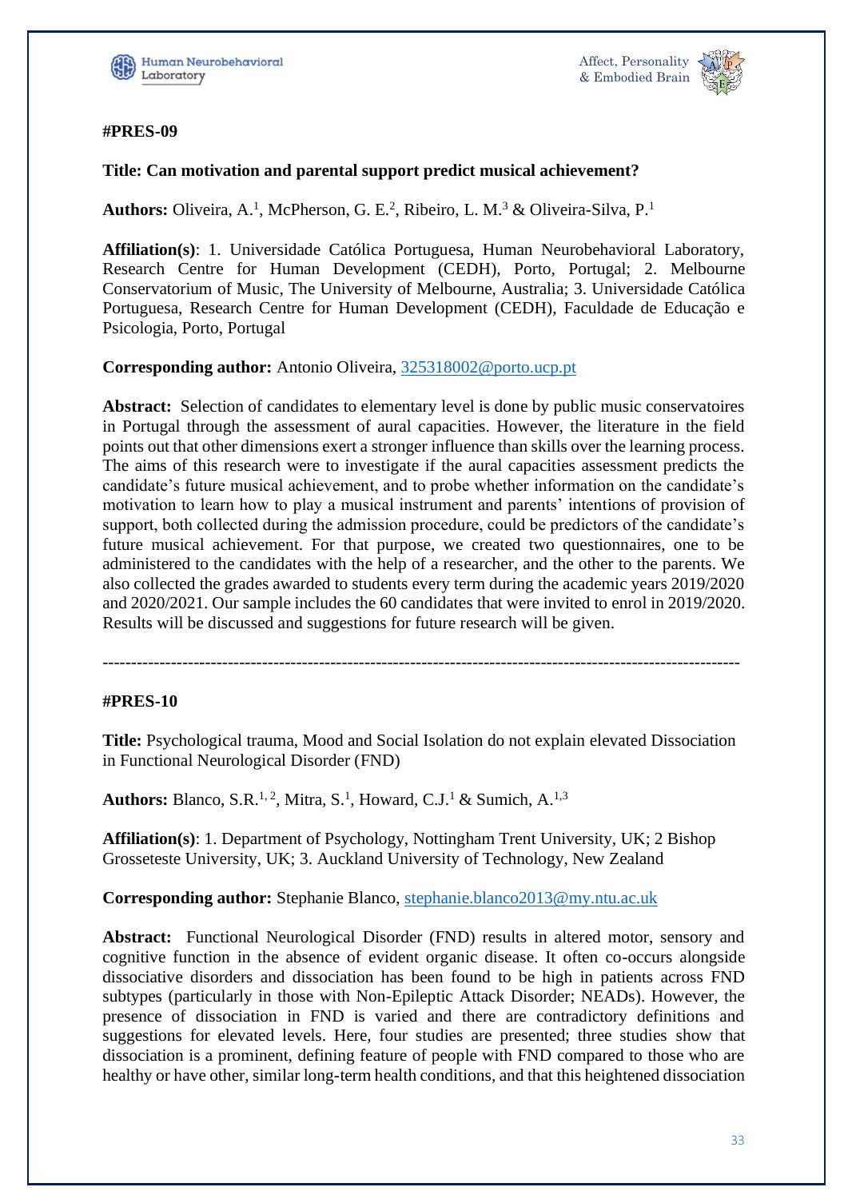#### #PRES-09

**Title: Can motivation and parental support predict musical achievement?**

**Authors:** Oliveira, A.[1], McPherson, G. E.[2], Ribeiro, L. M.[3] & Oliveira-Silva, P.[1]

**Affiliation(s)**: 1. Universidade Católica Portuguesa, Human Neurobehavioral Laboratory, Research Centre for Human Development (CEDH), Porto, Portugal; 2. Melbourne Conservatorium of Music, The University of Melbourne, Australia; 3. Universidade Católica Portuguesa, Research Centre for Human Development (CEDH), Faculdade de Educação e Psicologia, Porto, Portugal

**Corresponding author:** Antonio Oliveira, 325318002@porto.ucp.pt

**Abstract:** Selection of candidates to elementary level is done by public music conservatoires in Portugal through the assessment of aural capacities. However, the literature in the field points out that other dimensions exert a stronger influence than skills over the learning process. The aims of this research were to investigate if the aural capacities assessment predicts the candidate's future musical achievement, and to probe whether information on the candidate's motivation to learn how to play a musical instrument and parents' intentions of provision of support, both collected during the admission procedure, could be predictors of the candidate's future musical achievement. For that purpose, we created two questionnaires, one to be administered to the candidates with the help of a researcher, and the other to the parents. We also collected the grades awarded to students every term during the academic years 2019/2020 and 2020/2021. Our sample includes the 60 candidates that were invited to enrol in 2019/2020. Results will be discussed and suggestions for future research will be given.

---

#### #PRES-10

**Title:** Psychological trauma, Mood and Social Isolation do not explain elevated Dissociation in Functional Neurological Disorder (FND)

**Authors:** Blanco, S.R.[1, 2], Mitra, S.[1], Howard, C.J.[1] & Sumich, A.[1,3]

**Affiliation(s)**: 1. Department of Psychology, Nottingham Trent University, UK; 2 Bishop Grosseteste University, UK; 3. Auckland University of Technology, New Zealand

**Corresponding author:** Stephanie Blanco, stephanie.blanco2013@my.ntu.ac.uk

**Abstract:** Functional Neurological Disorder (FND) results in altered motor, sensory and cognitive function in the absence of evident organic disease. It often co-occurs alongside dissociative disorders and dissociation has been found to be high in patients across FND subtypes (particularly in those with Non-Epileptic Attack Disorder; NEADs). However, the presence of dissociation in FND is varied and there are contradictory definitions and suggestions for elevated levels. Here, four studies are presented; three studies show that dissociation is a prominent, defining feature of people with FND compared to those who are healthy or have other, similar long-term health conditions, and that this heightened dissociation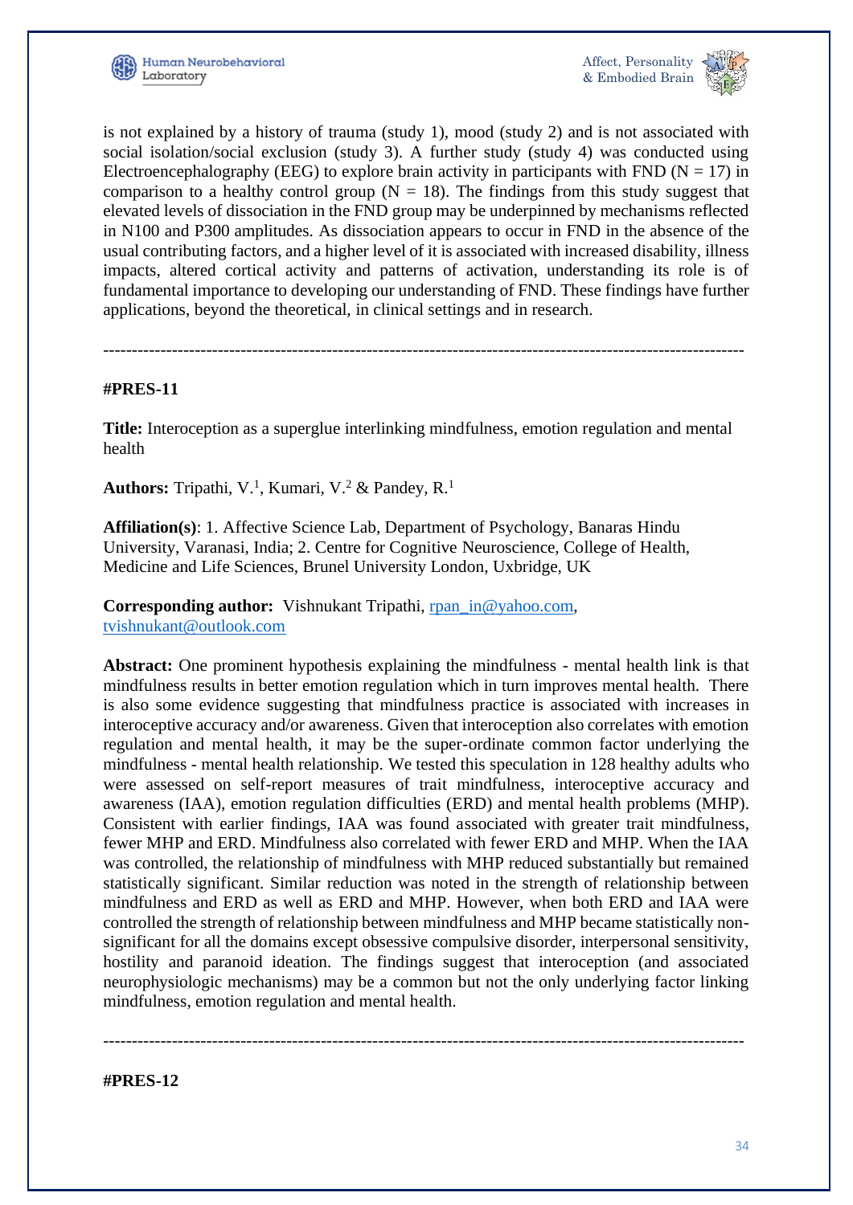is not explained by a history of trauma (study 1), mood (study 2) and is not associated with social isolation/social exclusion (study 3). A further study (study 4) was conducted using Electroencephalography (EEG) to explore brain activity in participants with FND ($N = 17$) in comparison to a healthy control group ($N = 18$). The findings from this study suggest that elevated levels of dissociation in the FND group may be underpinned by mechanisms reflected in N100 and P300 amplitudes. As dissociation appears to occur in FND in the absence of the usual contributing factors, and a higher level of it is associated with increased disability, illness impacts, altered cortical activity and patterns of activation, understanding its role is of fundamental importance to developing our understanding of FND. These findings have further applications, beyond the theoretical, in clinical settings and in research.

---

**#PRES-11**

**Title:** Interoception as a superglue interlinking mindfulness, emotion regulation and mental health

**Authors:** Tripathi, V.[1], Kumari, V.[2] & Pandey, R.[1]

**Affiliation(s)**: 1. Affective Science Lab, Department of Psychology, Banaras Hindu University, Varanasi, India; 2. Centre for Cognitive Neuroscience, College of Health, Medicine and Life Sciences, Brunel University London, Uxbridge, UK

**Corresponding author:** Vishnukant Tripathi, rpan_in@yahoo.com, tvishnukant@outlook.com

**Abstract:** One prominent hypothesis explaining the mindfulness - mental health link is that mindfulness results in better emotion regulation which in turn improves mental health. There is also some evidence suggesting that mindfulness practice is associated with increases in interoceptive accuracy and/or awareness. Given that interoception also correlates with emotion regulation and mental health, it may be the super-ordinate common factor underlying the mindfulness - mental health relationship. We tested this speculation in 128 healthy adults who were assessed on self-report measures of trait mindfulness, interoceptive accuracy and awareness (IAA), emotion regulation difficulties (ERD) and mental health problems (MHP). Consistent with earlier findings, IAA was found associated with greater trait mindfulness, fewer MHP and ERD. Mindfulness also correlated with fewer ERD and MHP. When the IAA was controlled, the relationship of mindfulness with MHP reduced substantially but remained statistically significant. Similar reduction was noted in the strength of relationship between mindfulness and ERD as well as ERD and MHP. However, when both ERD and IAA were controlled the strength of relationship between mindfulness and MHP became statistically non-significant for all the domains except obsessive compulsive disorder, interpersonal sensitivity, hostility and paranoid ideation. The findings suggest that interoception (and associated neurophysiologic mechanisms) may be a common but not the only underlying factor linking mindfulness, emotion regulation and mental health.

---

**#PRES-12**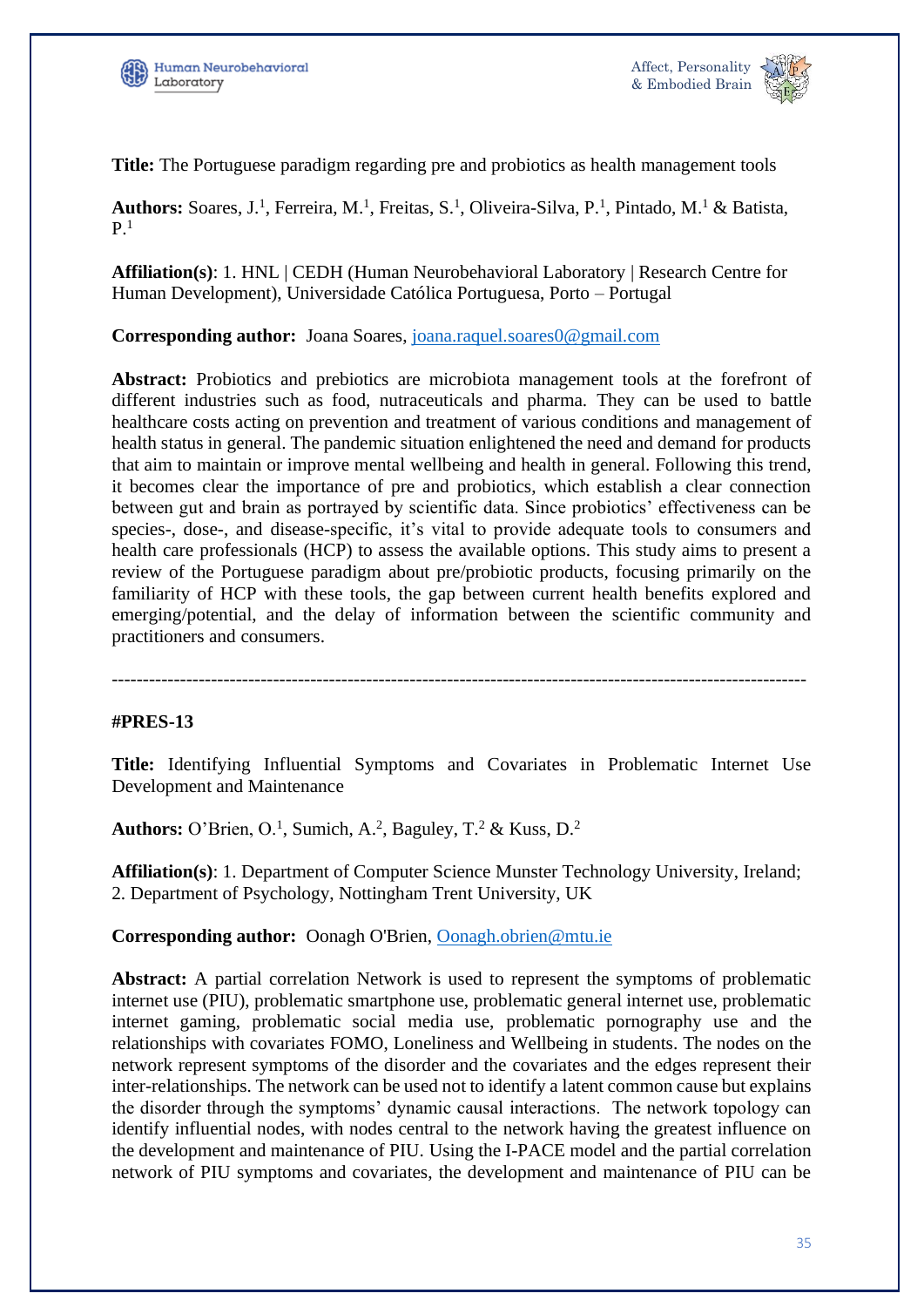**Title:** The Portuguese paradigm regarding pre and probiotics as health management tools

**Authors:** Soares, J.[1], Ferreira, M.[1], Freitas, S.[1], Oliveira-Silva, P.[1], Pintado, M.[1] & Batista, P.[1]

**Affiliation(s)**: 1. HNL | CEDH (Human Neurobehavioral Laboratory | Research Centre for Human Development), Universidade Católica Portuguesa, Porto – Portugal

**Corresponding author:** Joana Soares, joana.raquel.soares0@gmail.com

**Abstract:** Probiotics and prebiotics are microbiota management tools at the forefront of different industries such as food, nutraceuticals and pharma. They can be used to battle healthcare costs acting on prevention and treatment of various conditions and management of health status in general. The pandemic situation enlightened the need and demand for products that aim to maintain or improve mental wellbeing and health in general. Following this trend, it becomes clear the importance of pre and probiotics, which establish a clear connection between gut and brain as portrayed by scientific data. Since probiotics' effectiveness can be species-, dose-, and disease-specific, it's vital to provide adequate tools to consumers and health care professionals (HCP) to assess the available options. This study aims to present a review of the Portuguese paradigm about pre/probiotic products, focusing primarily on the familiarity of HCP with these tools, the gap between current health benefits explored and emerging/potential, and the delay of information between the scientific community and practitioners and consumers.

---

**#PRES-13**

**Title:** Identifying Influential Symptoms and Covariates in Problematic Internet Use Development and Maintenance

**Authors:** O'Brien, O.[1], Sumich, A.[2], Baguley, T.[2] & Kuss, D.[2]

**Affiliation(s)**: 1. Department of Computer Science Munster Technology University, Ireland; 2. Department of Psychology, Nottingham Trent University, UK

**Corresponding author:** Oonagh O'Brien, Oonagh.obrien@mtu.ie

**Abstract:** A partial correlation Network is used to represent the symptoms of problematic internet use (PIU), problematic smartphone use, problematic general internet use, problematic internet gaming, problematic social media use, problematic pornography use and the relationships with covariates FOMO, Loneliness and Wellbeing in students. The nodes on the network represent symptoms of the disorder and the covariates and the edges represent their inter-relationships. The network can be used not to identify a latent common cause but explains the disorder through the symptoms' dynamic causal interactions. The network topology can identify influential nodes, with nodes central to the network having the greatest influence on the development and maintenance of PIU. Using the I-PACE model and the partial correlation network of PIU symptoms and covariates, the development and maintenance of PIU can be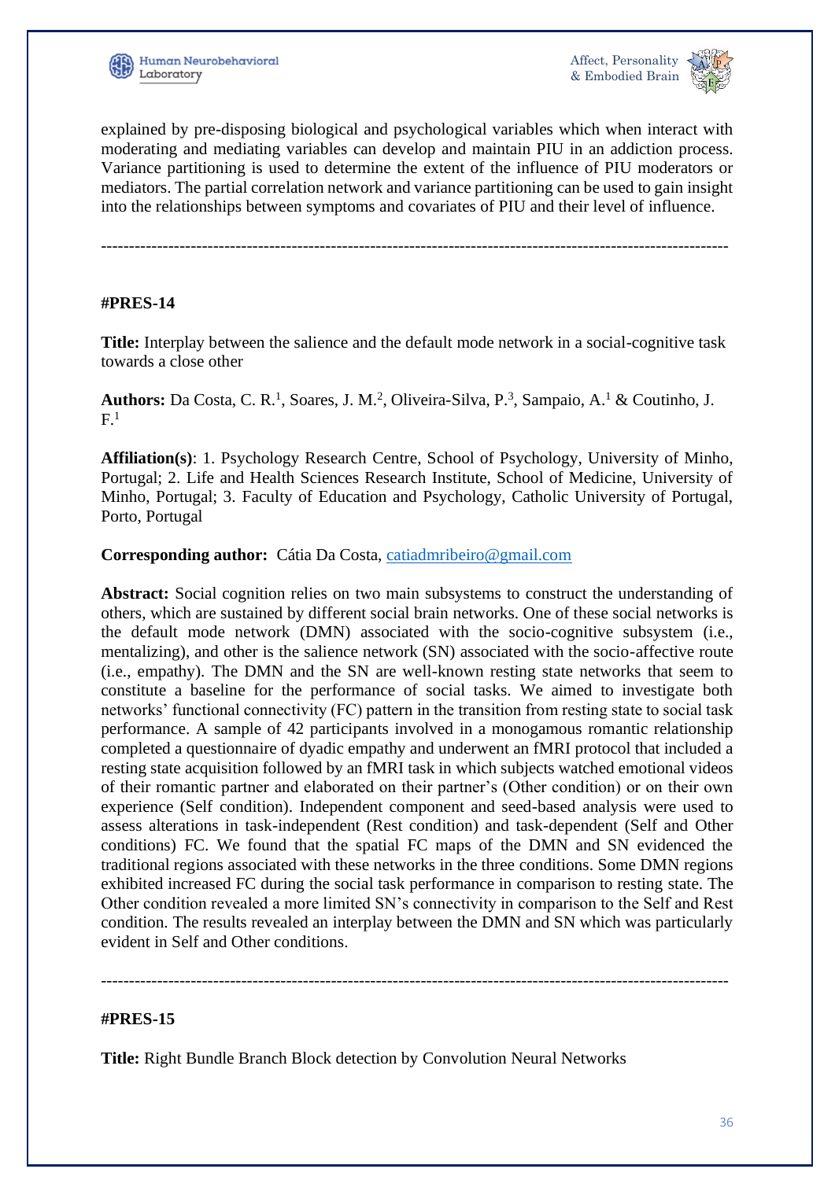explained by pre-disposing biological and psychological variables which when interact with moderating and mediating variables can develop and maintain PIU in an addiction process. Variance partitioning is used to determine the extent of the influence of PIU moderators or mediators. The partial correlation network and variance partitioning can be used to gain insight into the relationships between symptoms and covariates of PIU and their level of influence.

---

#### #PRES-14

**Title:** Interplay between the salience and the default mode network in a social-cognitive task towards a close other

**Authors:** Da Costa, C. R.[1], Soares, J. M.[2], Oliveira-Silva, P.[3], Sampaio, A.[1] & Coutinho, J. F.[1]

**Affiliation(s)**: 1. Psychology Research Centre, School of Psychology, University of Minho, Portugal; 2. Life and Health Sciences Research Institute, School of Medicine, University of Minho, Portugal; 3. Faculty of Education and Psychology, Catholic University of Portugal, Porto, Portugal

**Corresponding author:** Cátia Da Costa, catiadmribeiro@gmail.com

**Abstract:** Social cognition relies on two main subsystems to construct the understanding of others, which are sustained by different social brain networks. One of these social networks is the default mode network (DMN) associated with the socio-cognitive subsystem (i.e., mentalizing), and other is the salience network (SN) associated with the socio-affective route (i.e., empathy). The DMN and the SN are well-known resting state networks that seem to constitute a baseline for the performance of social tasks. We aimed to investigate both networks' functional connectivity (FC) pattern in the transition from resting state to social task performance. A sample of 42 participants involved in a monogamous romantic relationship completed a questionnaire of dyadic empathy and underwent an fMRI protocol that included a resting state acquisition followed by an fMRI task in which subjects watched emotional videos of their romantic partner and elaborated on their partner's (Other condition) or on their own experience (Self condition). Independent component and seed-based analysis were used to assess alterations in task-independent (Rest condition) and task-dependent (Self and Other conditions) FC. We found that the spatial FC maps of the DMN and SN evidenced the traditional regions associated with these networks in the three conditions. Some DMN regions exhibited increased FC during the social task performance in comparison to resting state. The Other condition revealed a more limited SN's connectivity in comparison to the Self and Rest condition. The results revealed an interplay between the DMN and SN which was particularly evident in Self and Other conditions.

---

#### #PRES-15

**Title:** Right Bundle Branch Block detection by Convolution Neural Networks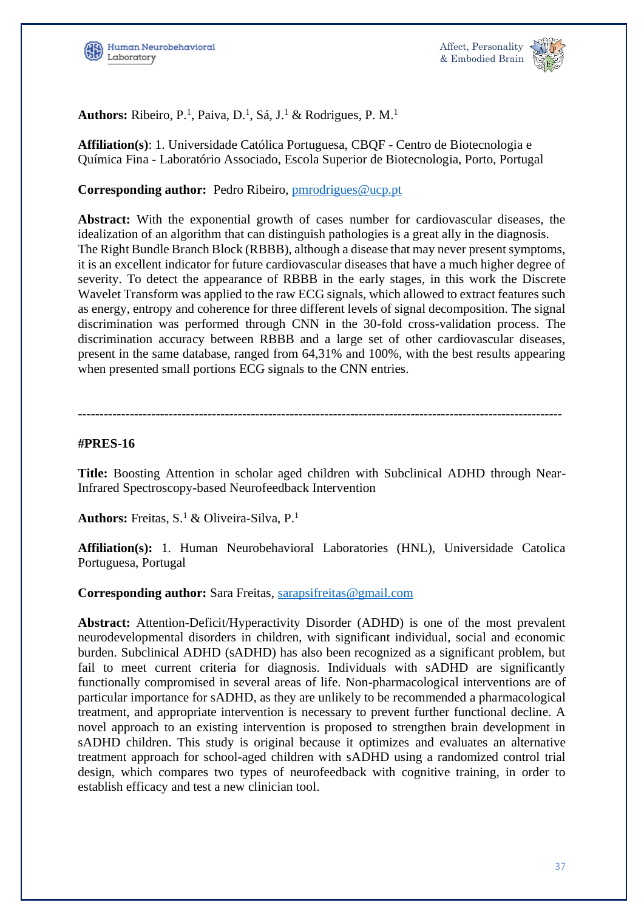**Authors:** Ribeiro, P.[1], Paiva, D.[1], Sá, J.[1] & Rodrigues, P. M.[1]

**Affiliation(s)**: 1. Universidade Católica Portuguesa, CBQF - Centro de Biotecnologia e Química Fina - Laboratório Associado, Escola Superior de Biotecnologia, Porto, Portugal

**Corresponding author:** Pedro Ribeiro, pmrodrigues@ucp.pt

**Abstract:** With the exponential growth of cases number for cardiovascular diseases, the idealization of an algorithm that can distinguish pathologies is a great ally in the diagnosis. The Right Bundle Branch Block (RBBB), although a disease that may never present symptoms, it is an excellent indicator for future cardiovascular diseases that have a much higher degree of severity. To detect the appearance of RBBB in the early stages, in this work the Discrete Wavelet Transform was applied to the raw ECG signals, which allowed to extract features such as energy, entropy and coherence for three different levels of signal decomposition. The signal discrimination was performed through CNN in the 30-fold cross-validation process. The discrimination accuracy between RBBB and a large set of other cardiovascular diseases, present in the same database, ranged from 64,31% and 100%, with the best results appearing when presented small portions ECG signals to the CNN entries.

---

**#PRES-16**

**Title:** Boosting Attention in scholar aged children with Subclinical ADHD through Near-Infrared Spectroscopy-based Neurofeedback Intervention

**Authors:** Freitas, S.[1] & Oliveira-Silva, P.[1]

**Affiliation(s):** 1. Human Neurobehavioral Laboratories (HNL), Universidade Catolica Portuguesa, Portugal

**Corresponding author:** Sara Freitas, sarapsifreitas@gmail.com

**Abstract:** Attention-Deficit/Hyperactivity Disorder (ADHD) is one of the most prevalent neurodevelopmental disorders in children, with significant individual, social and economic burden. Subclinical ADHD (sADHD) has also been recognized as a significant problem, but fail to meet current criteria for diagnosis. Individuals with sADHD are significantly functionally compromised in several areas of life. Non-pharmacological interventions are of particular importance for sADHD, as they are unlikely to be recommended a pharmacological treatment, and appropriate intervention is necessary to prevent further functional decline. A novel approach to an existing intervention is proposed to strengthen brain development in sADHD children. This study is original because it optimizes and evaluates an alternative treatment approach for school-aged children with sADHD using a randomized control trial design, which compares two types of neurofeedback with cognitive training, in order to establish efficacy and test a new clinician tool.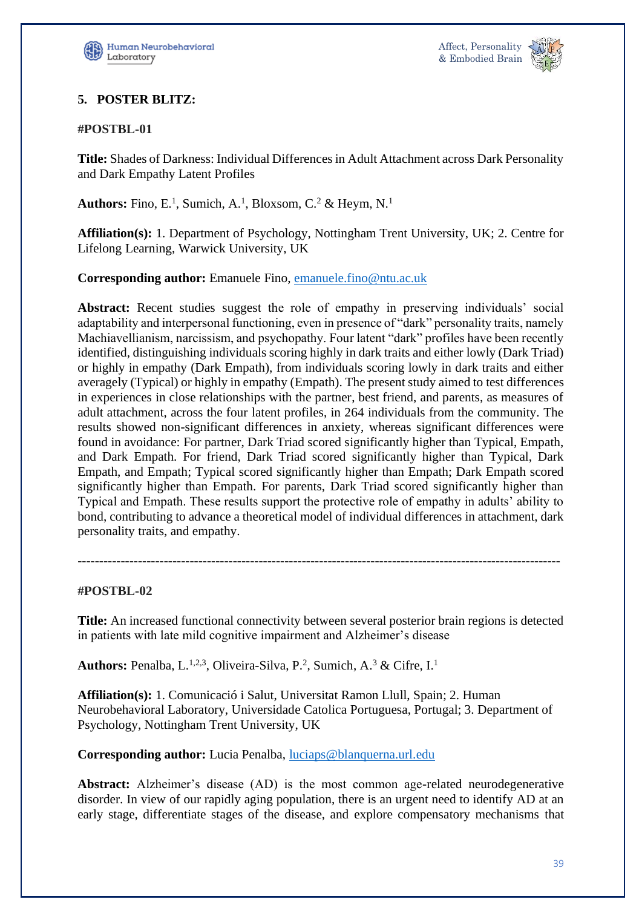## 5. POSTER BLITZ:

**#POSTBL-01**

**Title:** Shades of Darkness: Individual Differences in Adult Attachment across Dark Personality and Dark Empathy Latent Profiles

**Authors:** Fino, E.[1], Sumich, A.[1], Bloxsom, C.[2] & Heym, N.[1]

**Affiliation(s):** 1. Department of Psychology, Nottingham Trent University, UK; 2. Centre for Lifelong Learning, Warwick University, UK

**Corresponding author:** Emanuele Fino, emanuele.fino@ntu.ac.uk

**Abstract:** Recent studies suggest the role of empathy in preserving individuals' social adaptability and interpersonal functioning, even in presence of "dark" personality traits, namely Machiavellianism, narcissism, and psychopathy. Four latent "dark" profiles have been recently identified, distinguishing individuals scoring highly in dark traits and either lowly (Dark Triad) or highly in empathy (Dark Empath), from individuals scoring lowly in dark traits and either averagely (Typical) or highly in empathy (Empath). The present study aimed to test differences in experiences in close relationships with the partner, best friend, and parents, as measures of adult attachment, across the four latent profiles, in 264 individuals from the community. The results showed non-significant differences in anxiety, whereas significant differences were found in avoidance: For partner, Dark Triad scored significantly higher than Typical, Empath, and Dark Empath. For friend, Dark Triad scored significantly higher than Typical, Dark Empath, and Empath; Typical scored significantly higher than Empath; Dark Empath scored significantly higher than Empath. For parents, Dark Triad scored significantly higher than Typical and Empath. These results support the protective role of empathy in adults' ability to bond, contributing to advance a theoretical model of individual differences in attachment, dark personality traits, and empathy.

---

**#POSTBL-02**

**Title:** An increased functional connectivity between several posterior brain regions is detected in patients with late mild cognitive impairment and Alzheimer's disease

**Authors:** Penalba, L.[1,2,3], Oliveira-Silva, P.[2], Sumich, A.[3] & Cifre, I.[1]

**Affiliation(s):** 1. Comunicació i Salut, Universitat Ramon Llull, Spain; 2. Human Neurobehavioral Laboratory, Universidade Catolica Portuguesa, Portugal; 3. Department of Psychology, Nottingham Trent University, UK

**Corresponding author:** Lucia Penalba, luciaps@blanquerna.url.edu

**Abstract:** Alzheimer's disease (AD) is the most common age-related neurodegenerative disorder. In view of our rapidly aging population, there is an urgent need to identify AD at an early stage, differentiate stages of the disease, and explore compensatory mechanisms that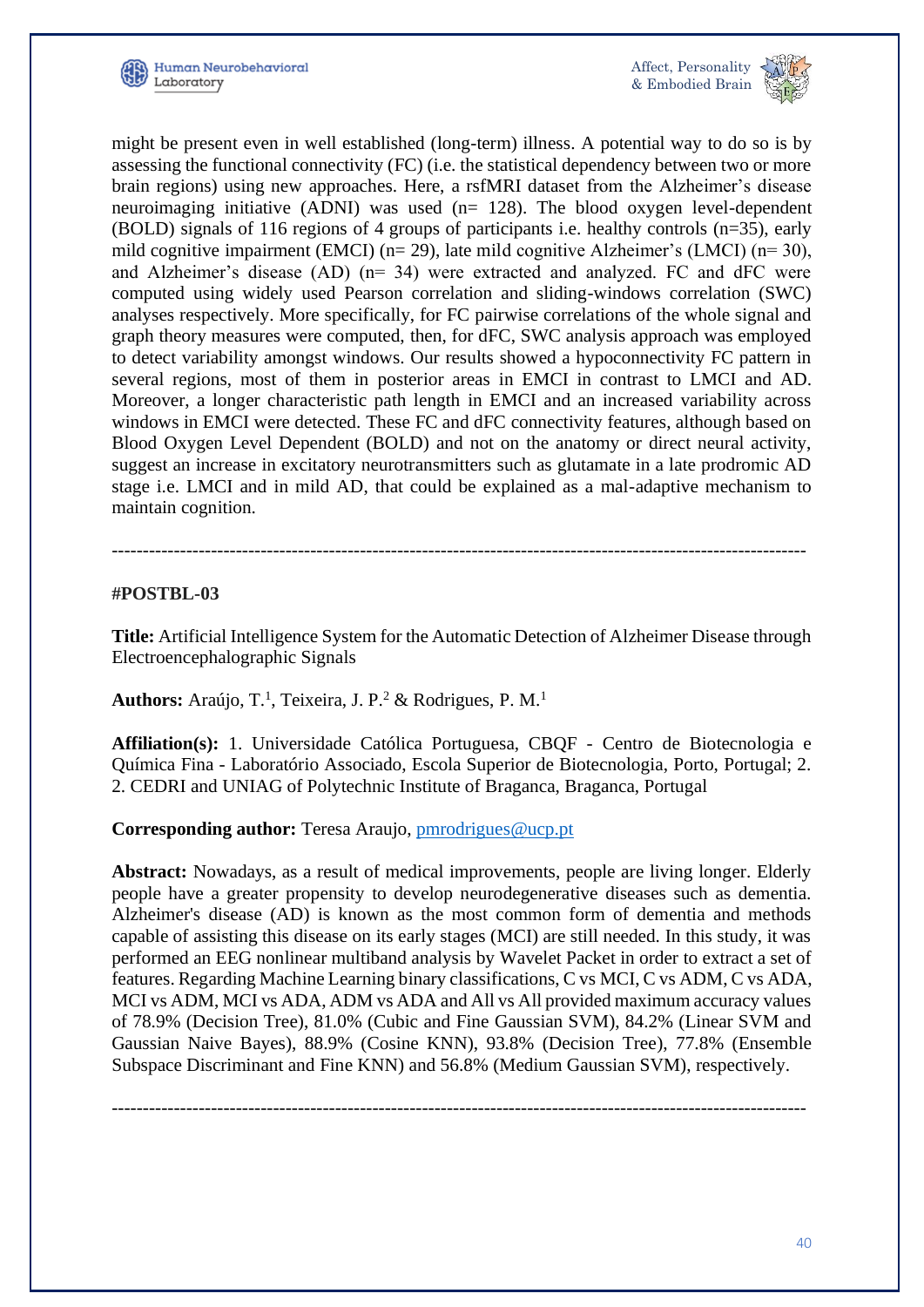might be present even in well established (long-term) illness. A potential way to do so is by assessing the functional connectivity (FC) (i.e. the statistical dependency between two or more brain regions) using new approaches. Here, a rsfMRI dataset from the Alzheimer's disease neuroimaging initiative (ADNI) was used (n= 128). The blood oxygen level-dependent (BOLD) signals of 116 regions of 4 groups of participants i.e. healthy controls (n=35), early mild cognitive impairment (EMCI) (n= 29), late mild cognitive Alzheimer's (LMCI) (n= 30), and Alzheimer's disease (AD) (n= 34) were extracted and analyzed. FC and dFC were computed using widely used Pearson correlation and sliding-windows correlation (SWC) analyses respectively. More specifically, for FC pairwise correlations of the whole signal and graph theory measures were computed, then, for dFC, SWC analysis approach was employed to detect variability amongst windows. Our results showed a hypoconnectivity FC pattern in several regions, most of them in posterior areas in EMCI in contrast to LMCI and AD. Moreover, a longer characteristic path length in EMCI and an increased variability across windows in EMCI were detected. These FC and dFC connectivity features, although based on Blood Oxygen Level Dependent (BOLD) and not on the anatomy or direct neural activity, suggest an increase in excitatory neurotransmitters such as glutamate in a late prodromic AD stage i.e. LMCI and in mild AD, that could be explained as a mal-adaptive mechanism to maintain cognition.

---

**#POSTBL-03**

**Title:** Artificial Intelligence System for the Automatic Detection of Alzheimer Disease through Electroencephalographic Signals

**Authors:** Araújo, T.[1], Teixeira, J. P.[2] & Rodrigues, P. M.[1]

**Affiliation(s):** 1. Universidade Católica Portuguesa, CBQF - Centro de Biotecnologia e Química Fina - Laboratório Associado, Escola Superior de Biotecnologia, Porto, Portugal; 2. 2. CEDRI and UNIAG of Polytechnic Institute of Braganca, Braganca, Portugal

**Corresponding author:** Teresa Araujo, pmrodrigues@ucp.pt

**Abstract:** Nowadays, as a result of medical improvements, people are living longer. Elderly people have a greater propensity to develop neurodegenerative diseases such as dementia. Alzheimer's disease (AD) is known as the most common form of dementia and methods capable of assisting this disease on its early stages (MCI) are still needed. In this study, it was performed an EEG nonlinear multiband analysis by Wavelet Packet in order to extract a set of features. Regarding Machine Learning binary classifications, C vs MCI, C vs ADM, C vs ADA, MCI vs ADM, MCI vs ADA, ADM vs ADA and All vs All provided maximum accuracy values of 78.9% (Decision Tree), 81.0% (Cubic and Fine Gaussian SVM), 84.2% (Linear SVM and Gaussian Naive Bayes), 88.9% (Cosine KNN), 93.8% (Decision Tree), 77.8% (Ensemble Subspace Discriminant and Fine KNN) and 56.8% (Medium Gaussian SVM), respectively.

---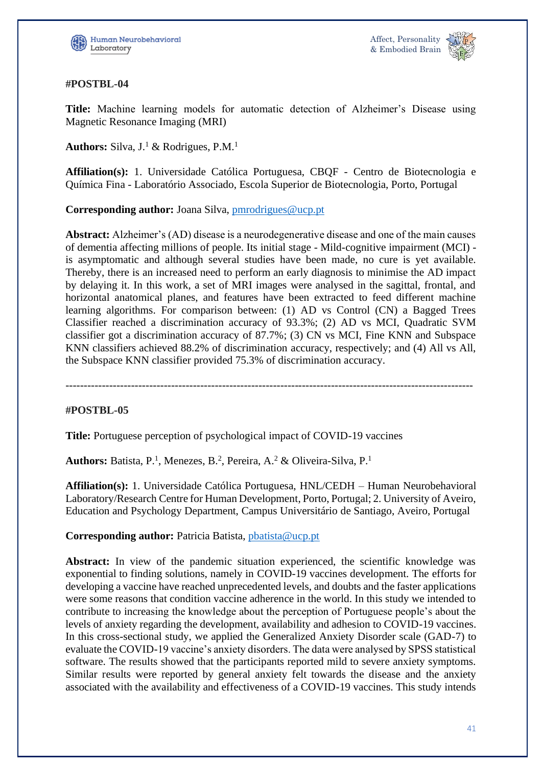**#POSTBL-04**

**Title:** Machine learning models for automatic detection of Alzheimer's Disease using Magnetic Resonance Imaging (MRI)

**Authors:** Silva, J.[1] & Rodrigues, P.M.[1]

**Affiliation(s):** 1. Universidade Católica Portuguesa, CBQF - Centro de Biotecnologia e Química Fina - Laboratório Associado, Escola Superior de Biotecnologia, Porto, Portugal

**Corresponding author:** Joana Silva, pmrodrigues@ucp.pt

**Abstract:** Alzheimer's (AD) disease is a neurodegenerative disease and one of the main causes of dementia affecting millions of people. Its initial stage - Mild-cognitive impairment (MCI) - is asymptomatic and although several studies have been made, no cure is yet available. Thereby, there is an increased need to perform an early diagnosis to minimise the AD impact by delaying it. In this work, a set of MRI images were analysed in the sagittal, frontal, and horizontal anatomical planes, and features have been extracted to feed different machine learning algorithms. For comparison between: (1) AD vs Control (CN) a Bagged Trees Classifier reached a discrimination accuracy of 93.3%; (2) AD vs MCI, Quadratic SVM classifier got a discrimination accuracy of 87.7%; (3) CN vs MCI, Fine KNN and Subspace KNN classifiers achieved 88.2% of discrimination accuracy, respectively; and (4) All vs All, the Subspace KNN classifier provided 75.3% of discrimination accuracy.

---

**#POSTBL-05**

**Title:** Portuguese perception of psychological impact of COVID-19 vaccines

**Authors:** Batista, P.[1], Menezes, B.[2], Pereira, A.[2] & Oliveira-Silva, P.[1]

**Affiliation(s):** 1. Universidade Católica Portuguesa, HNL/CEDH – Human Neurobehavioral Laboratory/Research Centre for Human Development, Porto, Portugal; 2. University of Aveiro, Education and Psychology Department, Campus Universitário de Santiago, Aveiro, Portugal

**Corresponding author:** Patricia Batista, pbatista@ucp.pt

**Abstract:** In view of the pandemic situation experienced, the scientific knowledge was exponential to finding solutions, namely in COVID-19 vaccines development. The efforts for developing a vaccine have reached unprecedented levels, and doubts and the faster applications were some reasons that condition vaccine adherence in the world. In this study we intended to contribute to increasing the knowledge about the perception of Portuguese people's about the levels of anxiety regarding the development, availability and adhesion to COVID-19 vaccines. In this cross-sectional study, we applied the Generalized Anxiety Disorder scale (GAD-7) to evaluate the COVID-19 vaccine's anxiety disorders. The data were analysed by SPSS statistical software. The results showed that the participants reported mild to severe anxiety symptoms. Similar results were reported by general anxiety felt towards the disease and the anxiety associated with the availability and effectiveness of a COVID-19 vaccines. This study intends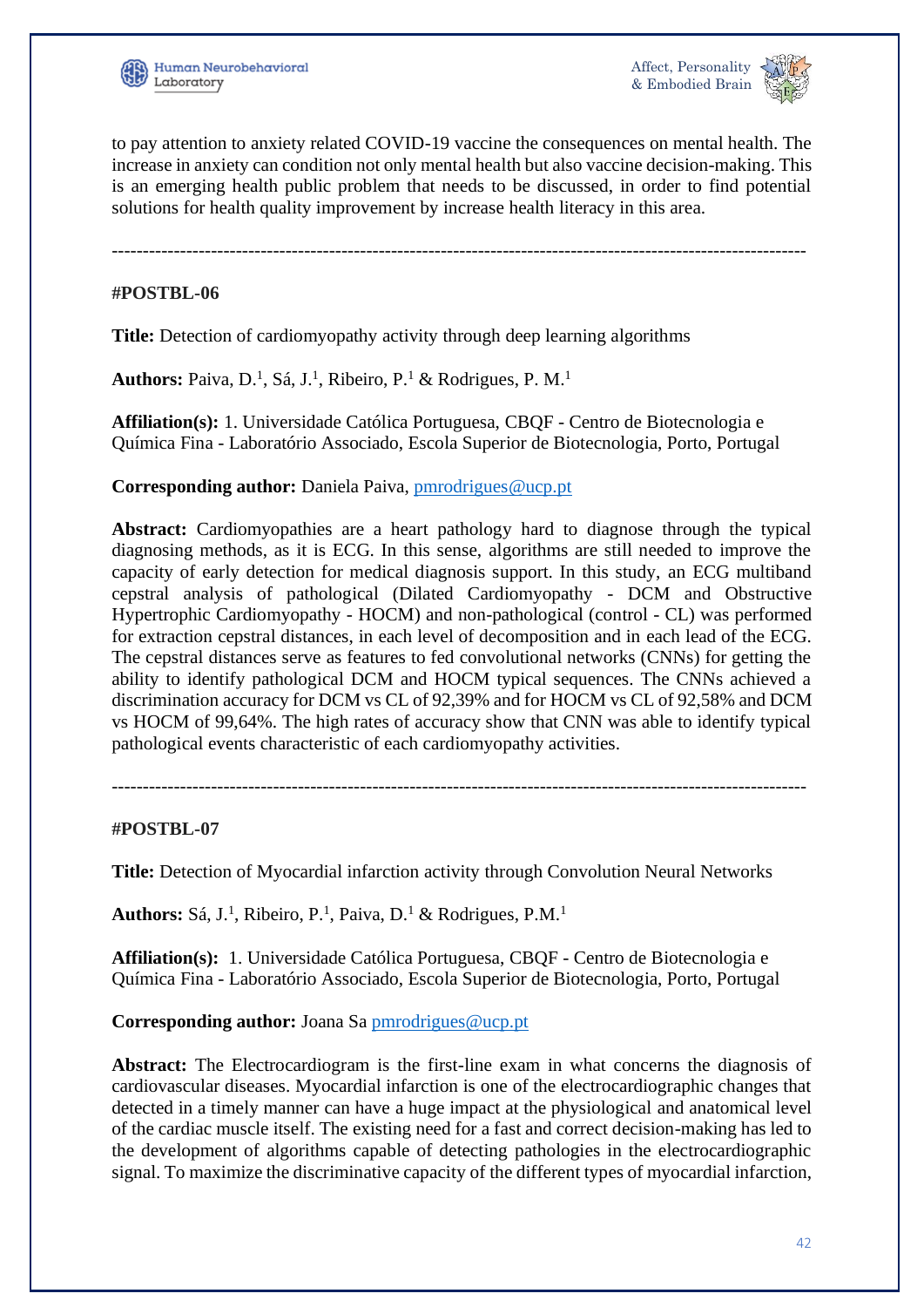to pay attention to anxiety related COVID-19 vaccine the consequences on mental health. The increase in anxiety can condition not only mental health but also vaccine decision-making. This is an emerging health public problem that needs to be discussed, in order to find potential solutions for health quality improvement by increase health literacy in this area.

---

**#POSTBL-06**

**Title:** Detection of cardiomyopathy activity through deep learning algorithms

**Authors:** Paiva, D.[1], Sá, J.[1], Ribeiro, P.[1] & Rodrigues, P. M.[1]

**Affiliation(s):** 1. Universidade Católica Portuguesa, CBQF - Centro de Biotecnologia e Química Fina - Laboratório Associado, Escola Superior de Biotecnologia, Porto, Portugal

**Corresponding author:** Daniela Paiva, pmrodrigues@ucp.pt

**Abstract:** Cardiomyopathies are a heart pathology hard to diagnose through the typical diagnosing methods, as it is ECG. In this sense, algorithms are still needed to improve the capacity of early detection for medical diagnosis support. In this study, an ECG multiband cepstral analysis of pathological (Dilated Cardiomyopathy - DCM and Obstructive Hypertrophic Cardiomyopathy - HOCM) and non-pathological (control - CL) was performed for extraction cepstral distances, in each level of decomposition and in each lead of the ECG. The cepstral distances serve as features to fed convolutional networks (CNNs) for getting the ability to identify pathological DCM and HOCM typical sequences. The CNNs achieved a discrimination accuracy for DCM vs CL of 92,39% and for HOCM vs CL of 92,58% and DCM vs HOCM of 99,64%. The high rates of accuracy show that CNN was able to identify typical pathological events characteristic of each cardiomyopathy activities.

---

**#POSTBL-07**

**Title:** Detection of Myocardial infarction activity through Convolution Neural Networks

**Authors:** Sá, J.[1], Ribeiro, P.[1], Paiva, D.[1] & Rodrigues, P.M.[1]

**Affiliation(s):** 1. Universidade Católica Portuguesa, CBQF - Centro de Biotecnologia e Química Fina - Laboratório Associado, Escola Superior de Biotecnologia, Porto, Portugal

**Corresponding author:** Joana Sa pmrodrigues@ucp.pt

**Abstract:** The Electrocardiogram is the first-line exam in what concerns the diagnosis of cardiovascular diseases. Myocardial infarction is one of the electrocardiographic changes that detected in a timely manner can have a huge impact at the physiological and anatomical level of the cardiac muscle itself. The existing need for a fast and correct decision-making has led to the development of algorithms capable of detecting pathologies in the electrocardiographic signal. To maximize the discriminative capacity of the different types of myocardial infarction,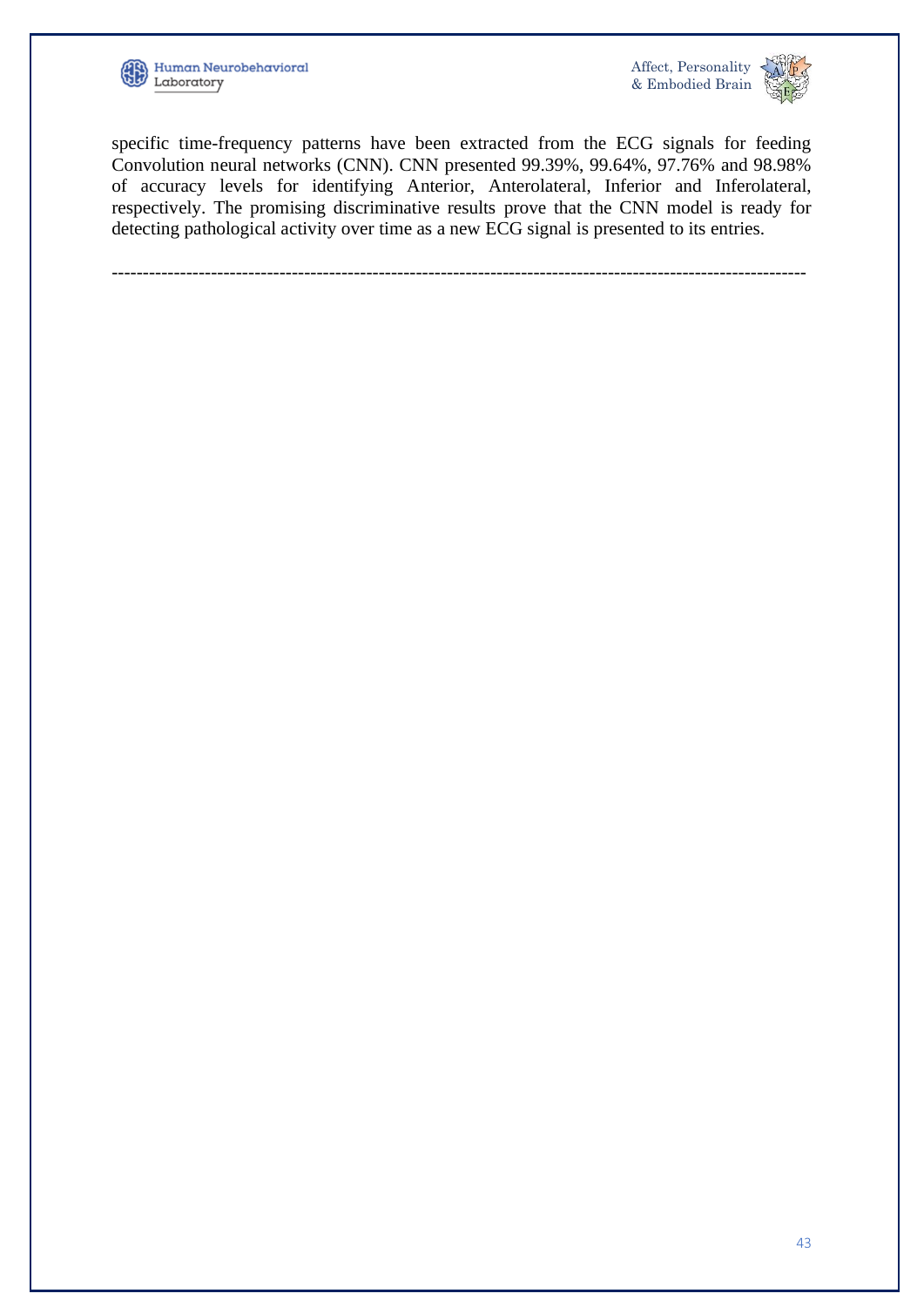specific time-frequency patterns have been extracted from the ECG signals for feeding Convolution neural networks (CNN). CNN presented 99.39%, 99.64%, 97.76% and 98.98% of accuracy levels for identifying Anterior, Anterolateral, Inferior and Inferolateral, respectively. The promising discriminative results prove that the CNN model is ready for detecting pathological activity over time as a new ECG signal is presented to its entries.

---------------------------------------------------------------------------------------------------------------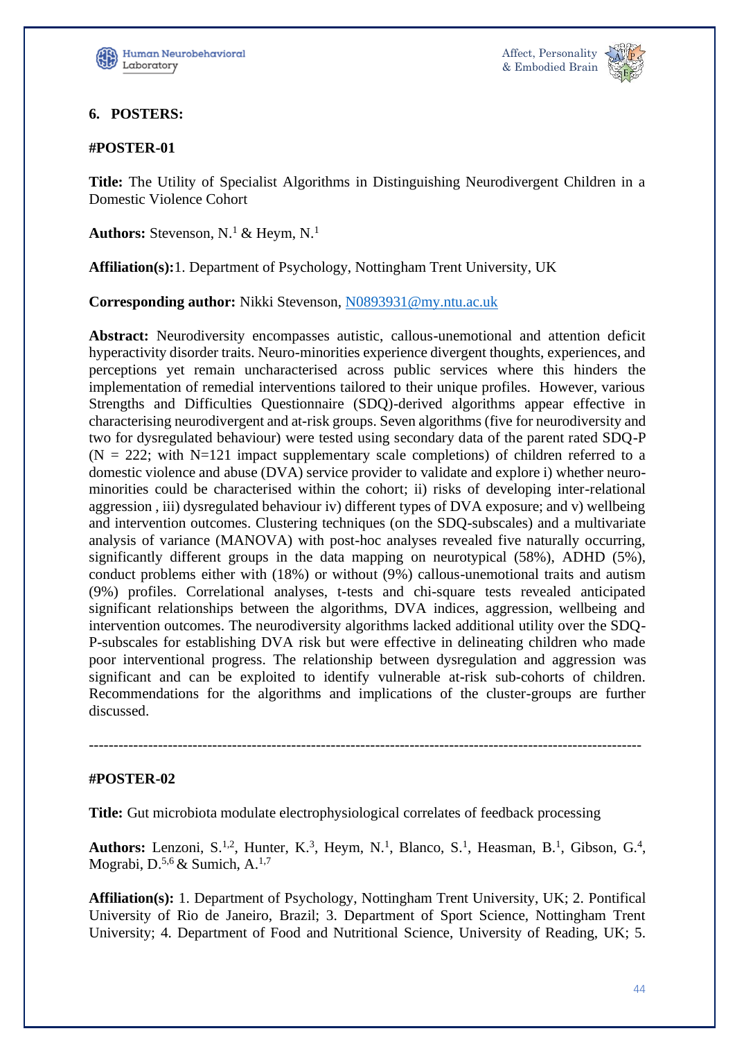## 6. POSTERS:

### #POSTER-01

**Title:** The Utility of Specialist Algorithms in Distinguishing Neurodivergent Children in a Domestic Violence Cohort

**Authors:** Stevenson, N.[1] & Heym, N.[1]

**Affiliation(s):**1. Department of Psychology, Nottingham Trent University, UK

**Corresponding author:** Nikki Stevenson, N0893931@my.ntu.ac.uk

**Abstract:** Neurodiversity encompasses autistic, callous-unemotional and attention deficit hyperactivity disorder traits. Neuro-minorities experience divergent thoughts, experiences, and perceptions yet remain uncharacterised across public services where this hinders the implementation of remedial interventions tailored to their unique profiles. However, various Strengths and Difficulties Questionnaire (SDQ)-derived algorithms appear effective in characterising neurodivergent and at-risk groups. Seven algorithms (five for neurodiversity and two for dysregulated behaviour) were tested using secondary data of the parent rated SDQ-P (N = 222; with N=121 impact supplementary scale completions) of children referred to a domestic violence and abuse (DVA) service provider to validate and explore i) whether neuro-minorities could be characterised within the cohort; ii) risks of developing inter-relational aggression , iii) dysregulated behaviour iv) different types of DVA exposure; and v) wellbeing and intervention outcomes. Clustering techniques (on the SDQ-subscales) and a multivariate analysis of variance (MANOVA) with post-hoc analyses revealed five naturally occurring, significantly different groups in the data mapping on neurotypical (58%), ADHD (5%), conduct problems either with (18%) or without (9%) callous-unemotional traits and autism (9%) profiles. Correlational analyses, t-tests and chi-square tests revealed anticipated significant relationships between the algorithms, DVA indices, aggression, wellbeing and intervention outcomes. The neurodiversity algorithms lacked additional utility over the SDQ-P-subscales for establishing DVA risk but were effective in delineating children who made poor interventional progress. The relationship between dysregulation and aggression was significant and can be exploited to identify vulnerable at-risk sub-cohorts of children. Recommendations for the algorithms and implications of the cluster-groups are further discussed.

---

### #POSTER-02

**Title:** Gut microbiota modulate electrophysiological correlates of feedback processing

**Authors:** Lenzoni, S.[1,2], Hunter, K.[3], Heym, N.[1], Blanco, S.[1], Heasman, B.[1], Gibson, G.[4], Mograbi, D.[5,6] & Sumich, A.[1,7]

**Affiliation(s):** 1. Department of Psychology, Nottingham Trent University, UK; 2. Pontifical University of Rio de Janeiro, Brazil; 3. Department of Sport Science, Nottingham Trent University; 4. Department of Food and Nutritional Science, University of Reading, UK; 5.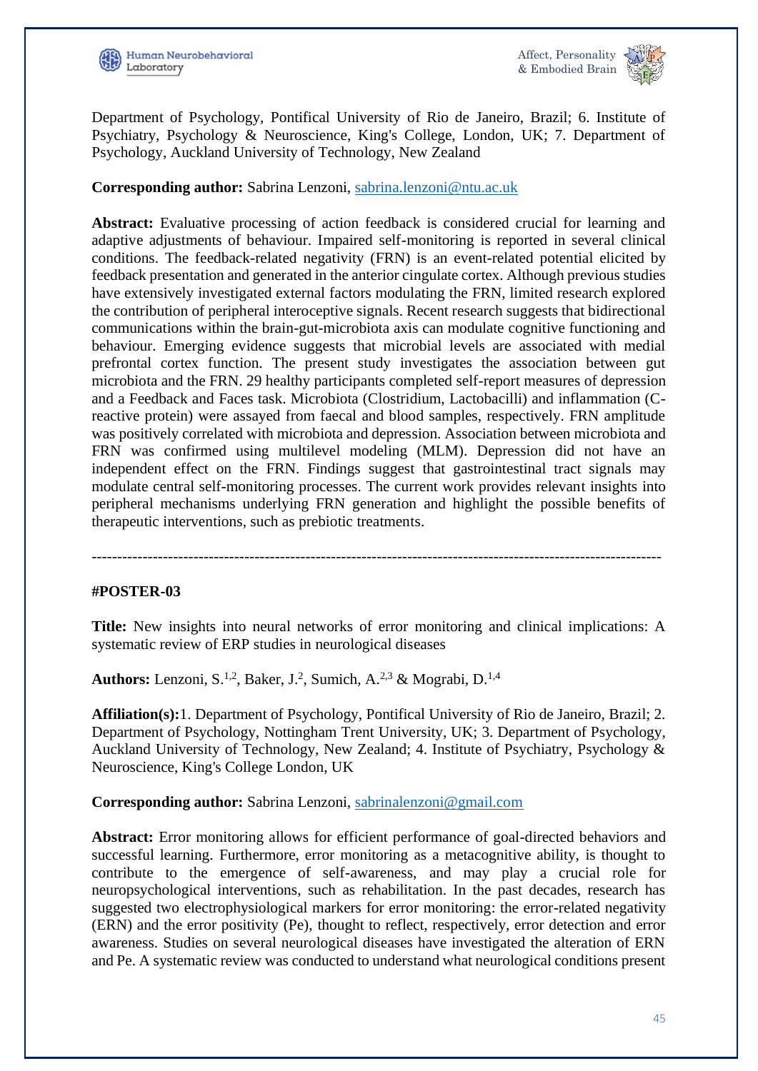Department of Psychology, Pontifical University of Rio de Janeiro, Brazil; 6. Institute of Psychiatry, Psychology & Neuroscience, King's College, London, UK; 7. Department of Psychology, Auckland University of Technology, New Zealand

**Corresponding author:** Sabrina Lenzoni, sabrina.lenzoni@ntu.ac.uk

**Abstract:** Evaluative processing of action feedback is considered crucial for learning and adaptive adjustments of behaviour. Impaired self-monitoring is reported in several clinical conditions. The feedback-related negativity (FRN) is an event-related potential elicited by feedback presentation and generated in the anterior cingulate cortex. Although previous studies have extensively investigated external factors modulating the FRN, limited research explored the contribution of peripheral interoceptive signals. Recent research suggests that bidirectional communications within the brain-gut-microbiota axis can modulate cognitive functioning and behaviour. Emerging evidence suggests that microbial levels are associated with medial prefrontal cortex function. The present study investigates the association between gut microbiota and the FRN. 29 healthy participants completed self-report measures of depression and a Feedback and Faces task. Microbiota (Clostridium, Lactobacilli) and inflammation (C-reactive protein) were assayed from faecal and blood samples, respectively. FRN amplitude was positively correlated with microbiota and depression. Association between microbiota and FRN was confirmed using multilevel modeling (MLM). Depression did not have an independent effect on the FRN. Findings suggest that gastrointestinal tract signals may modulate central self-monitoring processes. The current work provides relevant insights into peripheral mechanisms underlying FRN generation and highlight the possible benefits of therapeutic interventions, such as prebiotic treatments.

---

**#POSTER-03**

**Title:** New insights into neural networks of error monitoring and clinical implications: A systematic review of ERP studies in neurological diseases

**Authors:** Lenzoni, S.[1,2], Baker, J.[2], Sumich, A.[2,3] & Mograbi, D.[1,4]

**Affiliation(s):**1. Department of Psychology, Pontifical University of Rio de Janeiro, Brazil; 2. Department of Psychology, Nottingham Trent University, UK; 3. Department of Psychology, Auckland University of Technology, New Zealand; 4. Institute of Psychiatry, Psychology & Neuroscience, King's College London, UK

**Corresponding author:** Sabrina Lenzoni, sabrinalenzoni@gmail.com

**Abstract:** Error monitoring allows for efficient performance of goal-directed behaviors and successful learning. Furthermore, error monitoring as a metacognitive ability, is thought to contribute to the emergence of self-awareness, and may play a crucial role for neuropsychological interventions, such as rehabilitation. In the past decades, research has suggested two electrophysiological markers for error monitoring: the error-related negativity (ERN) and the error positivity (Pe), thought to reflect, respectively, error detection and error awareness. Studies on several neurological diseases have investigated the alteration of ERN and Pe. A systematic review was conducted to understand what neurological conditions present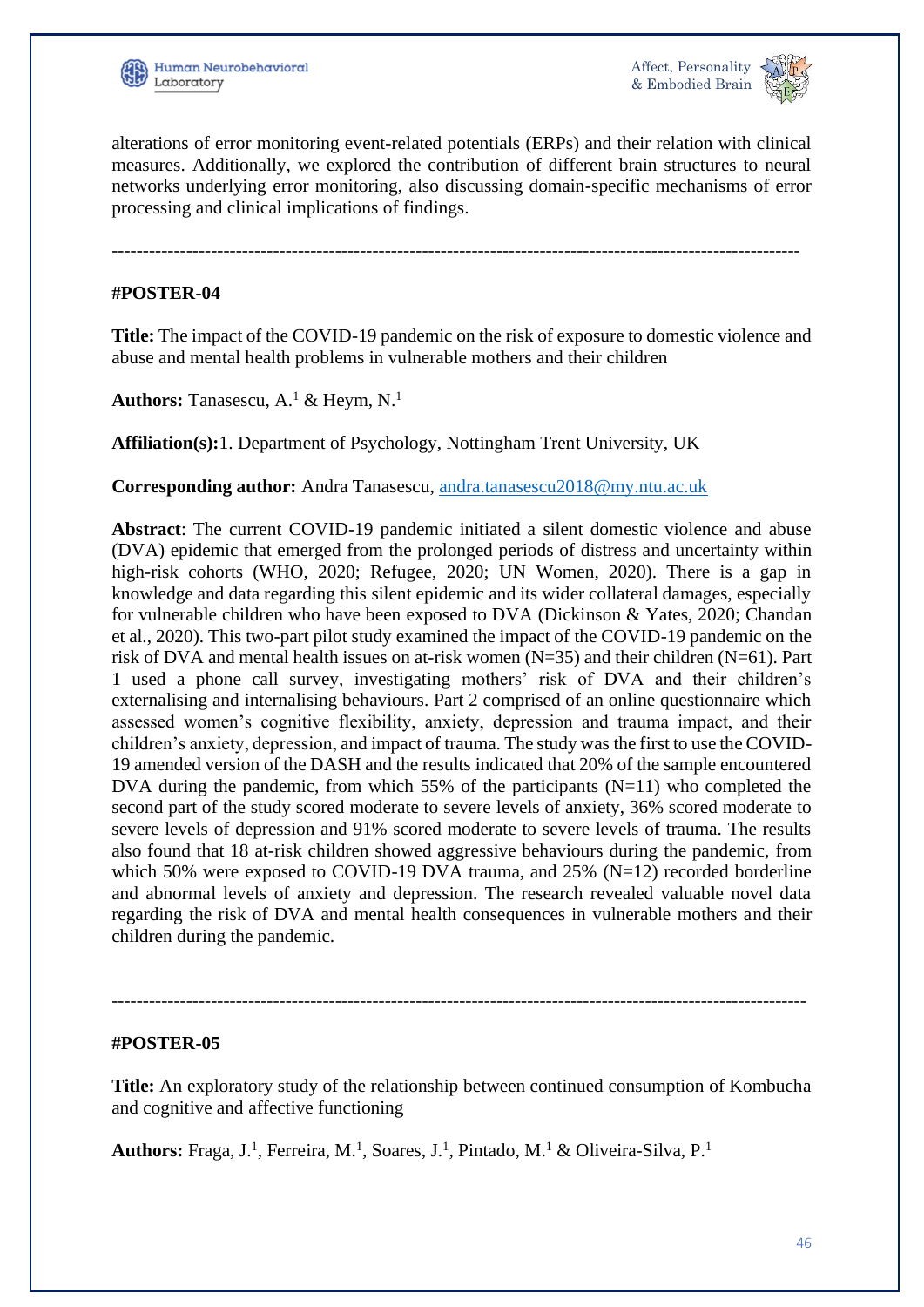alterations of error monitoring event-related potentials (ERPs) and their relation with clinical measures. Additionally, we explored the contribution of different brain structures to neural networks underlying error monitoring, also discussing domain-specific mechanisms of error processing and clinical implications of findings.

---

### #POSTER-04

**Title:** The impact of the COVID-19 pandemic on the risk of exposure to domestic violence and abuse and mental health problems in vulnerable mothers and their children

**Authors:** Tanasescu, A.[1] & Heym, N.[1]

**Affiliation(s):**1. Department of Psychology, Nottingham Trent University, UK

**Corresponding author:** Andra Tanasescu, andra.tanasescu2018@my.ntu.ac.uk

**Abstract**: The current COVID-19 pandemic initiated a silent domestic violence and abuse (DVA) epidemic that emerged from the prolonged periods of distress and uncertainty within high-risk cohorts (WHO, 2020; Refugee, 2020; UN Women, 2020). There is a gap in knowledge and data regarding this silent epidemic and its wider collateral damages, especially for vulnerable children who have been exposed to DVA (Dickinson & Yates, 2020; Chandan et al., 2020). This two-part pilot study examined the impact of the COVID-19 pandemic on the risk of DVA and mental health issues on at-risk women (N=35) and their children (N=61). Part 1 used a phone call survey, investigating mothers' risk of DVA and their children's externalising and internalising behaviours. Part 2 comprised of an online questionnaire which assessed women's cognitive flexibility, anxiety, depression and trauma impact, and their children's anxiety, depression, and impact of trauma. The study was the first to use the COVID-19 amended version of the DASH and the results indicated that 20% of the sample encountered DVA during the pandemic, from which 55% of the participants (N=11) who completed the second part of the study scored moderate to severe levels of anxiety, 36% scored moderate to severe levels of depression and 91% scored moderate to severe levels of trauma. The results also found that 18 at-risk children showed aggressive behaviours during the pandemic, from which 50% were exposed to COVID-19 DVA trauma, and 25% (N=12) recorded borderline and abnormal levels of anxiety and depression. The research revealed valuable novel data regarding the risk of DVA and mental health consequences in vulnerable mothers and their children during the pandemic.

---

### #POSTER-05

**Title:** An exploratory study of the relationship between continued consumption of Kombucha and cognitive and affective functioning

**Authors:** Fraga, J.[1], Ferreira, M.[1], Soares, J.[1], Pintado, M.[1] & Oliveira-Silva, P.[1]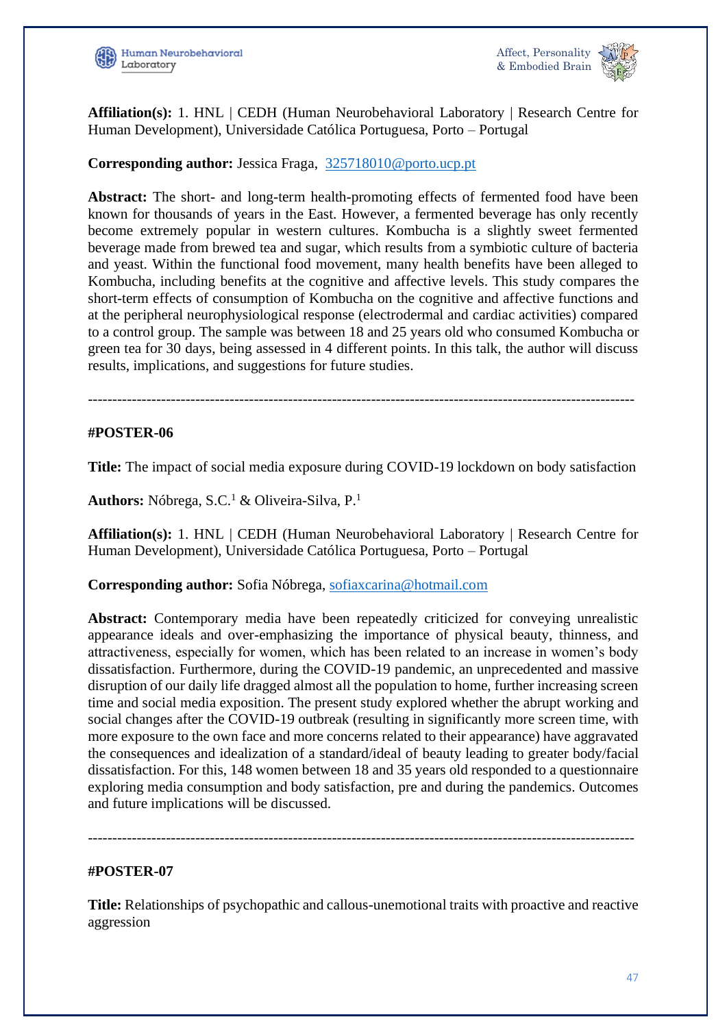**Affiliation(s):** 1. HNL | CEDH (Human Neurobehavioral Laboratory | Research Centre for Human Development), Universidade Católica Portuguesa, Porto – Portugal

**Corresponding author:** Jessica Fraga, 325718010@porto.ucp.pt

**Abstract:** The short- and long-term health-promoting effects of fermented food have been known for thousands of years in the East. However, a fermented beverage has only recently become extremely popular in western cultures. Kombucha is a slightly sweet fermented beverage made from brewed tea and sugar, which results from a symbiotic culture of bacteria and yeast. Within the functional food movement, many health benefits have been alleged to Kombucha, including benefits at the cognitive and affective levels. This study compares the short-term effects of consumption of Kombucha on the cognitive and affective functions and at the peripheral neurophysiological response (electrodermal and cardiac activities) compared to a control group. The sample was between 18 and 25 years old who consumed Kombucha or green tea for 30 days, being assessed in 4 different points. In this talk, the author will discuss results, implications, and suggestions for future studies.

---

#POSTER-06

**Title:** The impact of social media exposure during COVID-19 lockdown on body satisfaction

**Authors:** Nóbrega, S.C.[1] & Oliveira-Silva, P.[1]

**Affiliation(s):** 1. HNL | CEDH (Human Neurobehavioral Laboratory | Research Centre for Human Development), Universidade Católica Portuguesa, Porto – Portugal

**Corresponding author:** Sofia Nóbrega, sofiaxcarina@hotmail.com

**Abstract:** Contemporary media have been repeatedly criticized for conveying unrealistic appearance ideals and over-emphasizing the importance of physical beauty, thinness, and attractiveness, especially for women, which has been related to an increase in women's body dissatisfaction. Furthermore, during the COVID-19 pandemic, an unprecedented and massive disruption of our daily life dragged almost all the population to home, further increasing screen time and social media exposition. The present study explored whether the abrupt working and social changes after the COVID-19 outbreak (resulting in significantly more screen time, with more exposure to the own face and more concerns related to their appearance) have aggravated the consequences and idealization of a standard/ideal of beauty leading to greater body/facial dissatisfaction. For this, 148 women between 18 and 35 years old responded to a questionnaire exploring media consumption and body satisfaction, pre and during the pandemics. Outcomes and future implications will be discussed.

---

#POSTER-07

**Title:** Relationships of psychopathic and callous-unemotional traits with proactive and reactive aggression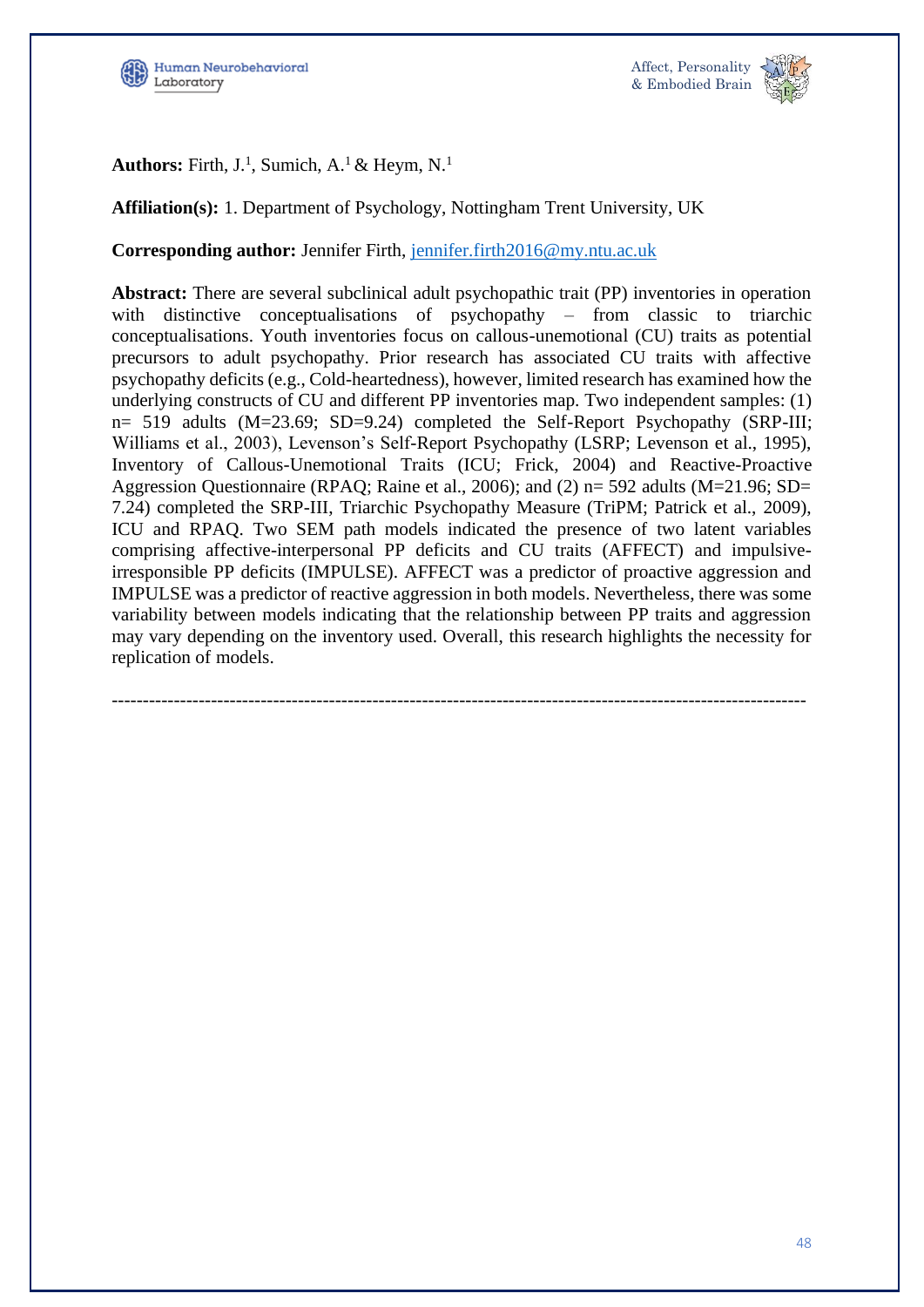**Authors:** Firth, J.[1], Sumich, A.[1] & Heym, N.[1]

**Affiliation(s):** 1. Department of Psychology, Nottingham Trent University, UK

**Corresponding author:** Jennifer Firth, jennifer.firth2016@my.ntu.ac.uk

**Abstract:** There are several subclinical adult psychopathic trait (PP) inventories in operation with distinctive conceptualisations of psychopathy – from classic to triarchic conceptualisations. Youth inventories focus on callous-unemotional (CU) traits as potential precursors to adult psychopathy. Prior research has associated CU traits with affective psychopathy deficits (e.g., Cold-heartedness), however, limited research has examined how the underlying constructs of CU and different PP inventories map. Two independent samples: (1) n= 519 adults (M=23.69; SD=9.24) completed the Self-Report Psychopathy (SRP-III; Williams et al., 2003), Levenson's Self-Report Psychopathy (LSRP; Levenson et al., 1995), Inventory of Callous-Unemotional Traits (ICU; Frick, 2004) and Reactive-Proactive Aggression Questionnaire (RPAQ; Raine et al., 2006); and (2) n= 592 adults (M=21.96; SD= 7.24) completed the SRP-III, Triarchic Psychopathy Measure (TriPM; Patrick et al., 2009), ICU and RPAQ. Two SEM path models indicated the presence of two latent variables comprising affective-interpersonal PP deficits and CU traits (AFFECT) and impulsive-irresponsible PP deficits (IMPULSE). AFFECT was a predictor of proactive aggression and IMPULSE was a predictor of reactive aggression in both models. Nevertheless, there was some variability between models indicating that the relationship between PP traits and aggression may vary depending on the inventory used. Overall, this research highlights the necessity for replication of models.

---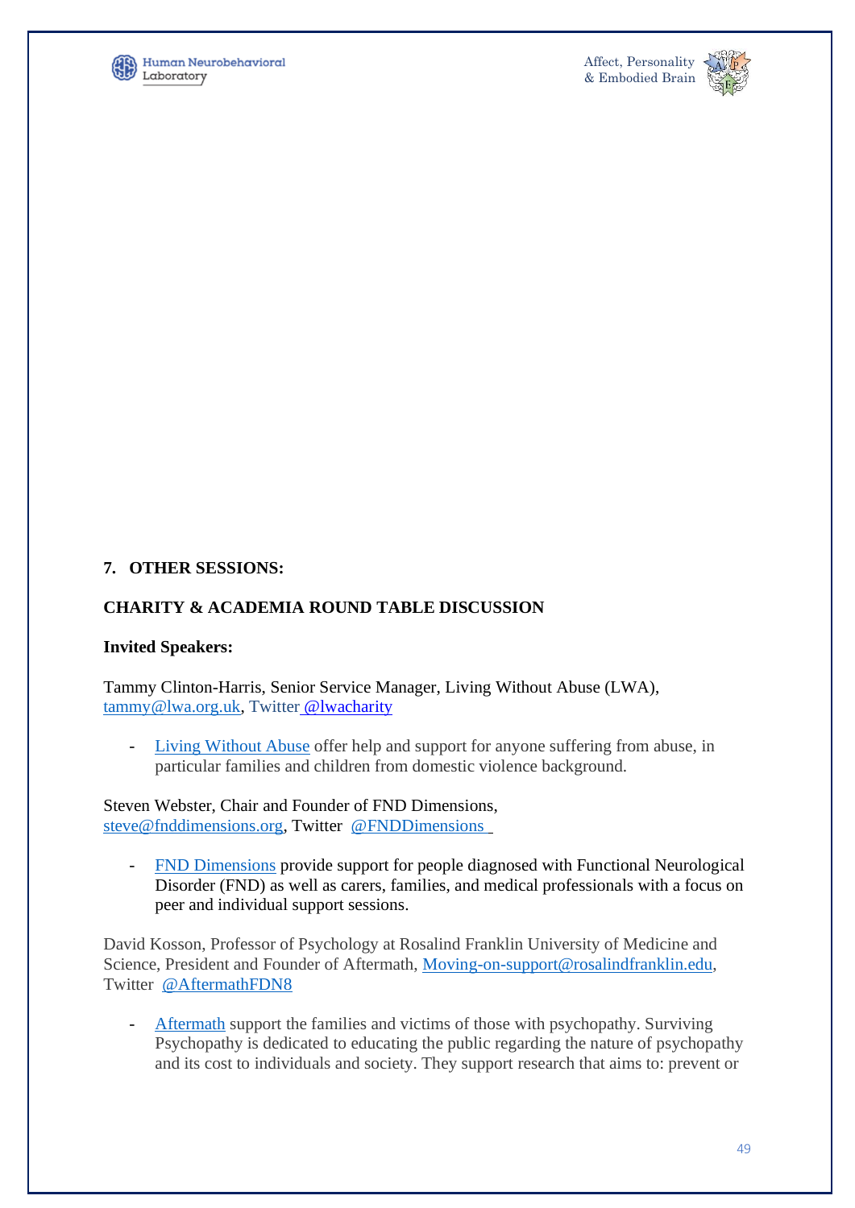## 7. OTHER SESSIONS:

### CHARITY & ACADEMIA ROUND TABLE DISCUSSION

**Invited Speakers:**

Tammy Clinton-Harris, Senior Service Manager, Living Without Abuse (LWA), tammy@lwa.org.uk, Twitter @lwacharity

- Living Without Abuse offer help and support for anyone suffering from abuse, in particular families and children from domestic violence background.

Steven Webster, Chair and Founder of FND Dimensions, steve@fnddimensions.org, Twitter @FNDDimensions

- FND Dimensions provide support for people diagnosed with Functional Neurological Disorder (FND) as well as carers, families, and medical professionals with a focus on peer and individual support sessions.

David Kosson, Professor of Psychology at Rosalind Franklin University of Medicine and Science, President and Founder of Aftermath, Moving-on-support@rosalindfranklin.edu, Twitter @AftermathFDN8

- Aftermath support the families and victims of those with psychopathy. Surviving Psychopathy is dedicated to educating the public regarding the nature of psychopathy and its cost to individuals and society. They support research that aims to: prevent or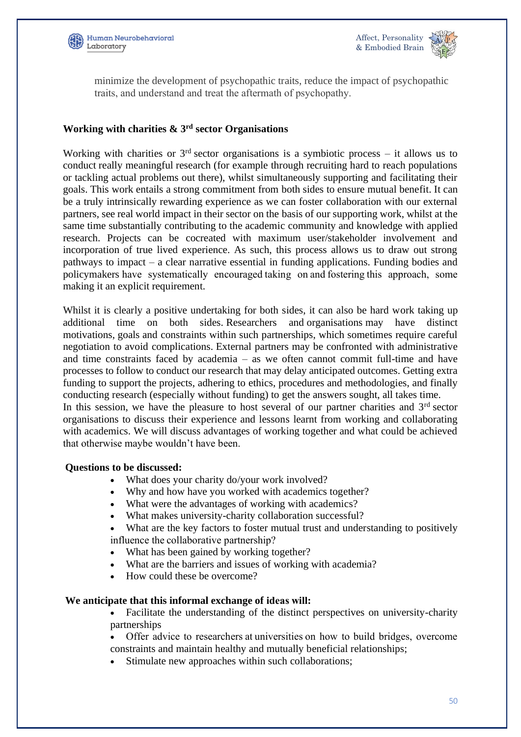minimize the development of psychopathic traits, reduce the impact of psychopathic traits, and understand and treat the aftermath of psychopathy.

## Working with charities & 3rd sector Organisations

Working with charities or 3rd sector organisations is a symbiotic process – it allows us to conduct really meaningful research (for example through recruiting hard to reach populations or tackling actual problems out there), whilst simultaneously supporting and facilitating their goals. This work entails a strong commitment from both sides to ensure mutual benefit. It can be a truly intrinsically rewarding experience as we can foster collaboration with our external partners, see real world impact in their sector on the basis of our supporting work, whilst at the same time substantially contributing to the academic community and knowledge with applied research. Projects can be cocreated with maximum user/stakeholder involvement and incorporation of true lived experience. As such, this process allows us to draw out strong pathways to impact – a clear narrative essential in funding applications. Funding bodies and policymakers have systematically encouraged taking on and fostering this approach, some making it an explicit requirement.

Whilst it is clearly a positive undertaking for both sides, it can also be hard work taking up additional time on both sides. Researchers and organisations may have distinct motivations, goals and constraints within such partnerships, which sometimes require careful negotiation to avoid complications. External partners may be confronted with administrative and time constraints faced by academia – as we often cannot commit full-time and have processes to follow to conduct our research that may delay anticipated outcomes. Getting extra funding to support the projects, adhering to ethics, procedures and methodologies, and finally conducting research (especially without funding) to get the answers sought, all takes time.

In this session, we have the pleasure to host several of our partner charities and 3rd sector organisations to discuss their experience and lessons learnt from working and collaborating with academics. We will discuss advantages of working together and what could be achieved that otherwise maybe wouldn't have been.

**Questions to be discussed:**

- What does your charity do/your work involved?
- Why and how have you worked with academics together?
- What were the advantages of working with academics?
- What makes university-charity collaboration successful?
- What are the key factors to foster mutual trust and understanding to positively influence the collaborative partnership?
- What has been gained by working together?
- What are the barriers and issues of working with academia?
- How could these be overcome?

**We anticipate that this informal exchange of ideas will:**

- Facilitate the understanding of the distinct perspectives on university-charity partnerships
- Offer advice to researchers at universities on how to build bridges, overcome constraints and maintain healthy and mutually beneficial relationships;
- Stimulate new approaches within such collaborations;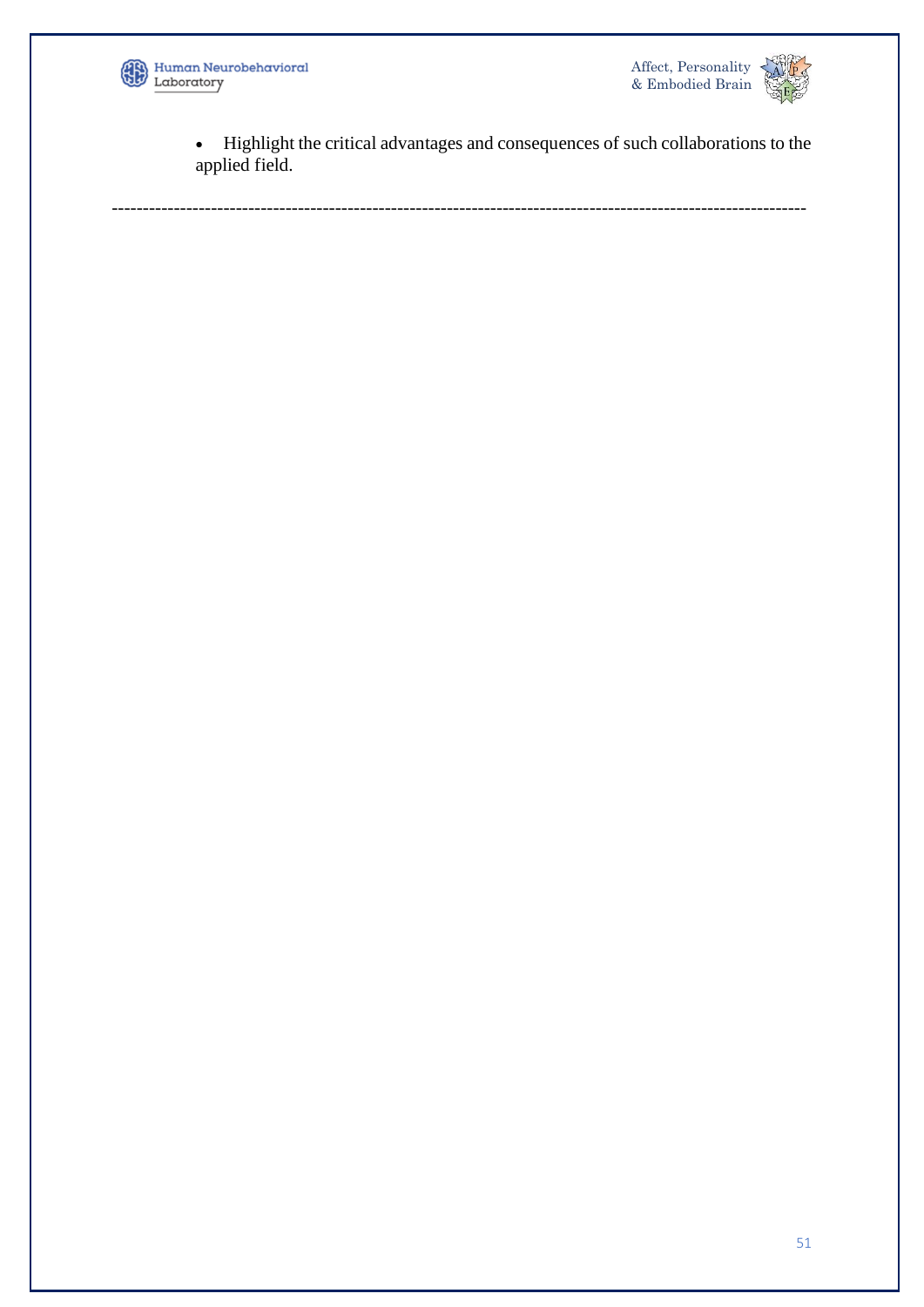- Highlight the critical advantages and consequences of such collaborations to the applied field.

---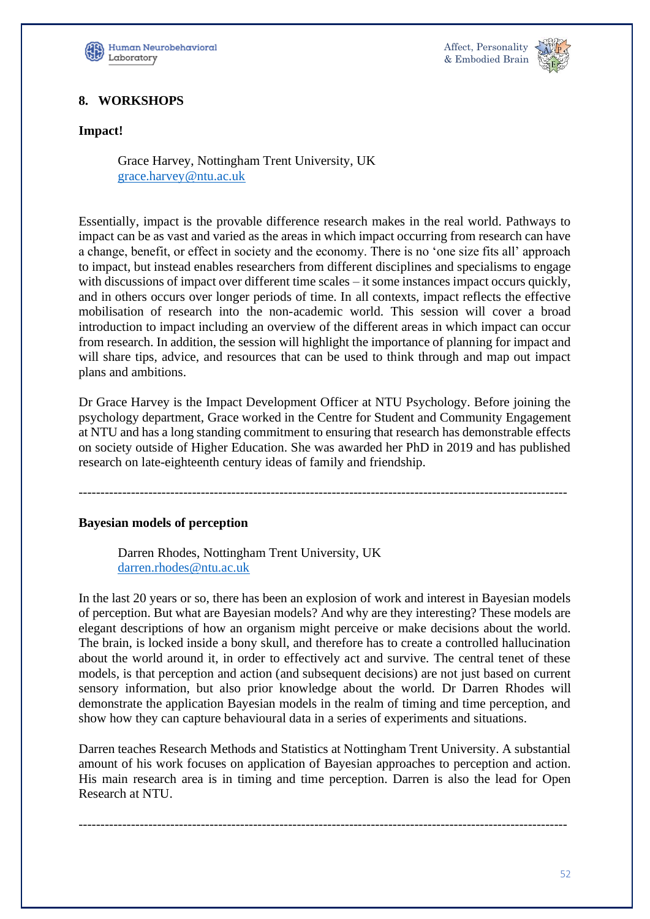## 8. WORKSHOPS

### Impact!

Grace Harvey, Nottingham Trent University, UK
grace.harvey@ntu.ac.uk

Essentially, impact is the provable difference research makes in the real world. Pathways to impact can be as vast and varied as the areas in which impact occurring from research can have a change, benefit, or effect in society and the economy. There is no 'one size fits all' approach to impact, but instead enables researchers from different disciplines and specialisms to engage with discussions of impact over different time scales – it some instances impact occurs quickly, and in others occurs over longer periods of time. In all contexts, impact reflects the effective mobilisation of research into the non-academic world. This session will cover a broad introduction to impact including an overview of the different areas in which impact can occur from research. In addition, the session will highlight the importance of planning for impact and will share tips, advice, and resources that can be used to think through and map out impact plans and ambitions.

Dr Grace Harvey is the Impact Development Officer at NTU Psychology. Before joining the psychology department, Grace worked in the Centre for Student and Community Engagement at NTU and has a long standing commitment to ensuring that research has demonstrable effects on society outside of Higher Education. She was awarded her PhD in 2019 and has published research on late-eighteenth century ideas of family and friendship.

---

### Bayesian models of perception

Darren Rhodes, Nottingham Trent University, UK
darren.rhodes@ntu.ac.uk

In the last 20 years or so, there has been an explosion of work and interest in Bayesian models of perception. But what are Bayesian models? And why are they interesting? These models are elegant descriptions of how an organism might perceive or make decisions about the world. The brain, is locked inside a bony skull, and therefore has to create a controlled hallucination about the world around it, in order to effectively act and survive. The central tenet of these models, is that perception and action (and subsequent decisions) are not just based on current sensory information, but also prior knowledge about the world. Dr Darren Rhodes will demonstrate the application Bayesian models in the realm of timing and time perception, and show how they can capture behavioural data in a series of experiments and situations.

Darren teaches Research Methods and Statistics at Nottingham Trent University. A substantial amount of his work focuses on application of Bayesian approaches to perception and action. His main research area is in timing and time perception. Darren is also the lead for Open Research at NTU.

---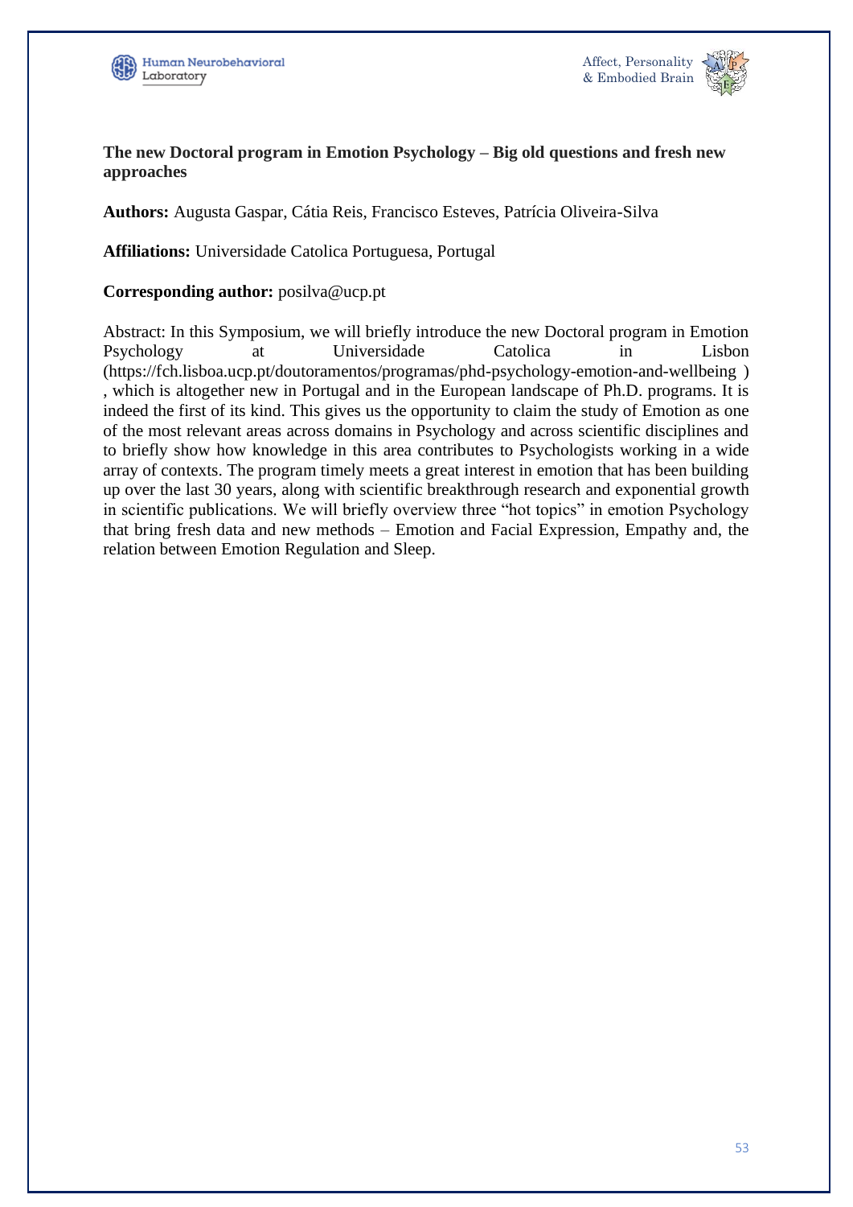**The new Doctoral program in Emotion Psychology – Big old questions and fresh new approaches**

**Authors:** Augusta Gaspar, Cátia Reis, Francisco Esteves, Patrícia Oliveira-Silva

**Affiliations:** Universidade Catolica Portuguesa, Portugal

**Corresponding author:** posilva@ucp.pt

Abstract: In this Symposium, we will briefly introduce the new Doctoral program in Emotion Psychology at Universidade Catolica in Lisbon (https://fch.lisboa.ucp.pt/doutoramentos/programas/phd-psychology-emotion-and-wellbeing ) , which is altogether new in Portugal and in the European landscape of Ph.D. programs. It is indeed the first of its kind. This gives us the opportunity to claim the study of Emotion as one of the most relevant areas across domains in Psychology and across scientific disciplines and to briefly show how knowledge in this area contributes to Psychologists working in a wide array of contexts. The program timely meets a great interest in emotion that has been building up over the last 30 years, along with scientific breakthrough research and exponential growth in scientific publications. We will briefly overview three "hot topics" in emotion Psychology that bring fresh data and new methods – Emotion and Facial Expression, Empathy and, the relation between Emotion Regulation and Sleep.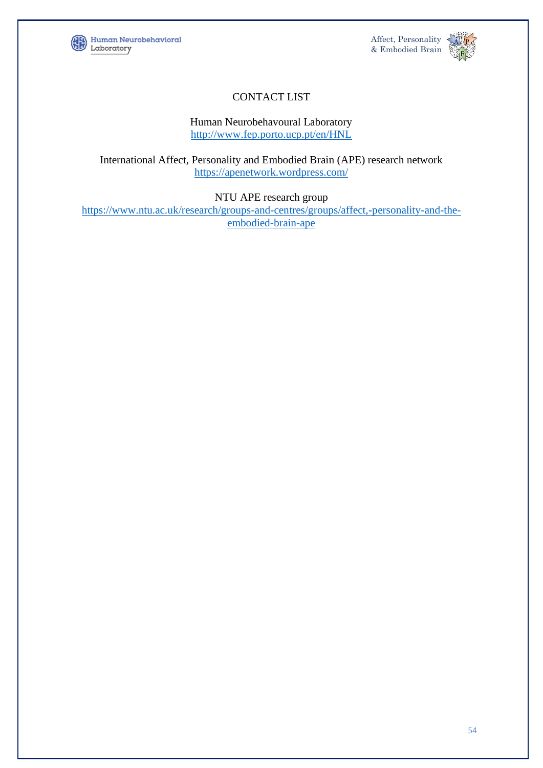# CONTACT LIST

Human Neurobehavoural Laboratory
http://www.fep.porto.ucp.pt/en/HNL

International Affect, Personality and Embodied Brain (APE) research network
https://apenetwork.wordpress.com/

NTU APE research group
https://www.ntu.ac.uk/research/groups-and-centres/groups/affect,-personality-and-the-embodied-brain-ape